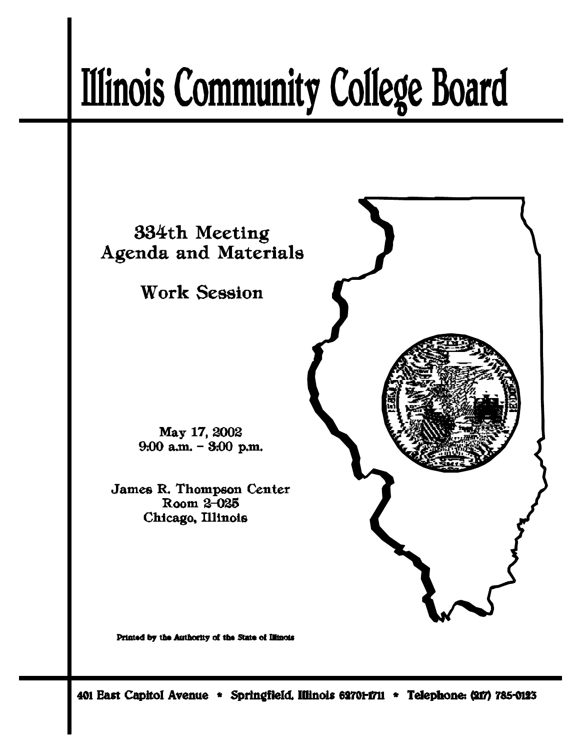# Illinois Community College Board

## 334th Meeting
## Agenda and Materials

## Work Session

May 17, 2002
9:00 a.m. – 3:00 p.m.

James R. Thompson Center
Room 2-025
Chicago, Illinois

Printed by the Authority of the State of Illinois

401 East Capitol Avenue * Springfield, Illinois 62701-1711 * Telephone: (217) 785-0123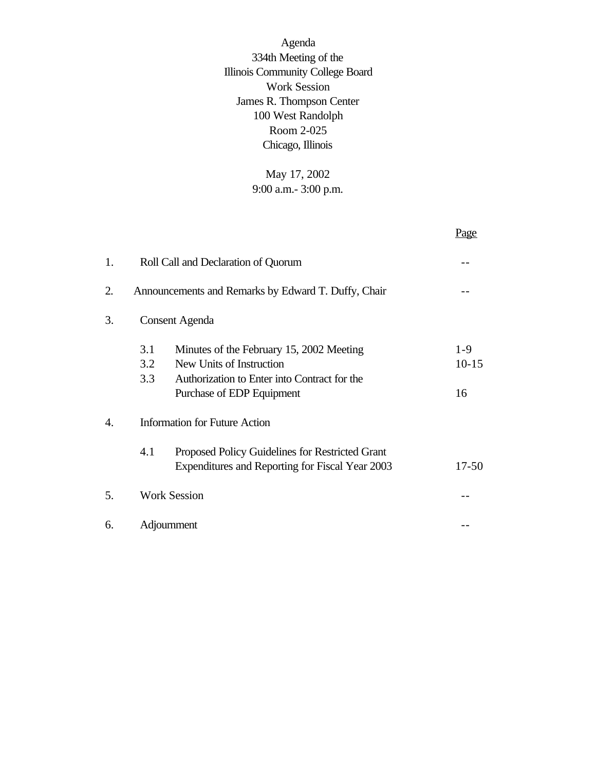Agenda
334th Meeting of the
Illinois Community College Board
Work Session
James R. Thompson Center
100 West Randolph
Room 2-025
Chicago, Illinois

May 17, 2002
9:00 a.m.- 3:00 p.m.

| | | | Page |
|---|---|---|---|
| 1. | Roll Call and Declaration of Quorum | | -- |
| 2. | Announcements and Remarks by Edward T. Duffy, Chair | | -- |
| 3. | Consent Agenda | | |
| | 3.1 | Minutes of the February 15, 2002 Meeting | 1-9 |
| | 3.2 | New Units of Instruction | 10-15 |
| | 3.3 | Authorization to Enter into Contract for the Purchase of EDP Equipment | 16 |
| 4. | Information for Future Action | | |
| | 4.1 | Proposed Policy Guidelines for Restricted Grant Expenditures and Reporting for Fiscal Year 2003 | 17-50 |
| 5. | Work Session | | -- |
| 6. | Adjournment | | -- |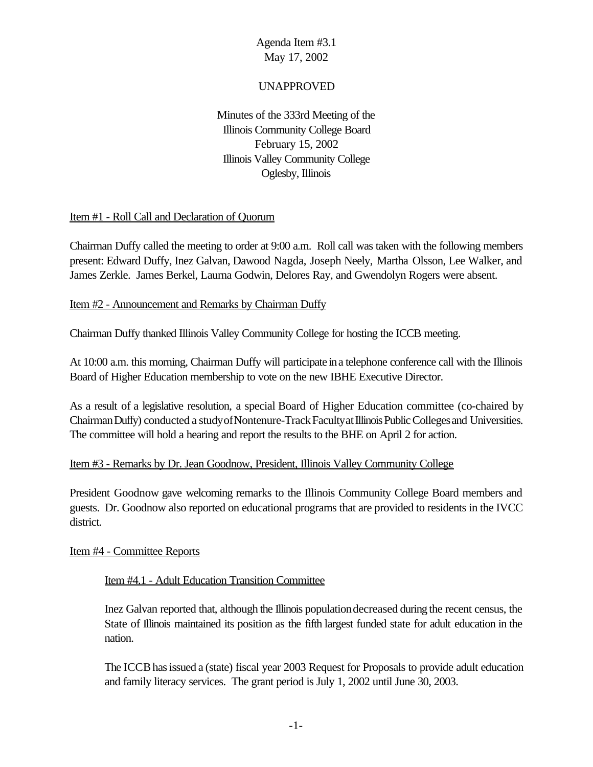Agenda Item #3.1
May 17, 2002

UNAPPROVED

Minutes of the 333rd Meeting of the
Illinois Community College Board
February 15, 2002
Illinois Valley Community College
Oglesby, Illinois

Item #1 - Roll Call and Declaration of Quorum

Chairman Duffy called the meeting to order at 9:00 a.m. Roll call was taken with the following members present: Edward Duffy, Inez Galvan, Dawood Nagda, Joseph Neely, Martha Olsson, Lee Walker, and James Zerkle. James Berkel, Laurna Godwin, Delores Ray, and Gwendolyn Rogers were absent.

Item #2 - Announcement and Remarks by Chairman Duffy

Chairman Duffy thanked Illinois Valley Community College for hosting the ICCB meeting.

At 10:00 a.m. this morning, Chairman Duffy will participate in a telephone conference call with the Illinois Board of Higher Education membership to vote on the new IBHE Executive Director.

As a result of a legislative resolution, a special Board of Higher Education committee (co-chaired by Chairman Duffy) conducted a study of Nontenure-Track Faculty at Illinois Public Colleges and Universities. The committee will hold a hearing and report the results to the BHE on April 2 for action.

Item #3 - Remarks by Dr. Jean Goodnow, President, Illinois Valley Community College

President Goodnow gave welcoming remarks to the Illinois Community College Board members and guests. Dr. Goodnow also reported on educational programs that are provided to residents in the IVCC district.

Item #4 - Committee Reports

Item #4.1 - Adult Education Transition Committee

Inez Galvan reported that, although the Illinois population decreased during the recent census, the State of Illinois maintained its position as the fifth largest funded state for adult education in the nation.

The ICCB has issued a (state) fiscal year 2003 Request for Proposals to provide adult education and family literacy services. The grant period is July 1, 2002 until June 30, 2003.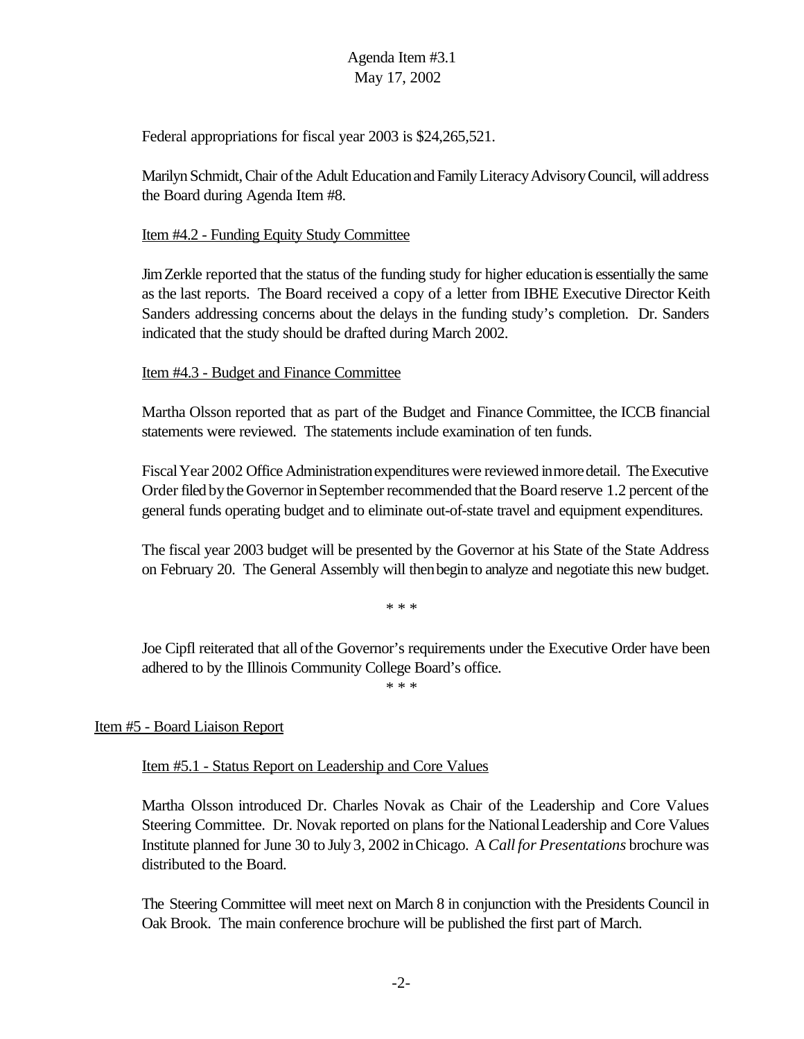Federal appropriations for fiscal year 2003 is $24,265,521.

Marilyn Schmidt, Chair of the Adult Education and Family Literacy Advisory Council, will address the Board during Agenda Item #8.

Item #4.2 - Funding Equity Study Committee

Jim Zerkle reported that the status of the funding study for higher education is essentially the same as the last reports. The Board received a copy of a letter from IBHE Executive Director Keith Sanders addressing concerns about the delays in the funding study's completion. Dr. Sanders indicated that the study should be drafted during March 2002.

Item #4.3 - Budget and Finance Committee

Martha Olsson reported that as part of the Budget and Finance Committee, the ICCB financial statements were reviewed. The statements include examination of ten funds.

Fiscal Year 2002 Office Administration expenditures were reviewed in more detail. The Executive Order filed by the Governor in September recommended that the Board reserve 1.2 percent of the general funds operating budget and to eliminate out-of-state travel and equipment expenditures.

The fiscal year 2003 budget will be presented by the Governor at his State of the State Address on February 20. The General Assembly will then begin to analyze and negotiate this new budget.

\* \* \*

Joe Cipfl reiterated that all of the Governor's requirements under the Executive Order have been adhered to by the Illinois Community College Board's office.

\* \* \*

Item #5 - Board Liaison Report

Item #5.1 - Status Report on Leadership and Core Values

Martha Olsson introduced Dr. Charles Novak as Chair of the Leadership and Core Values Steering Committee. Dr. Novak reported on plans for the National Leadership and Core Values Institute planned for June 30 to July 3, 2002 in Chicago. A *Call for Presentations* brochure was distributed to the Board.

The Steering Committee will meet next on March 8 in conjunction with the Presidents Council in Oak Brook. The main conference brochure will be published the first part of March.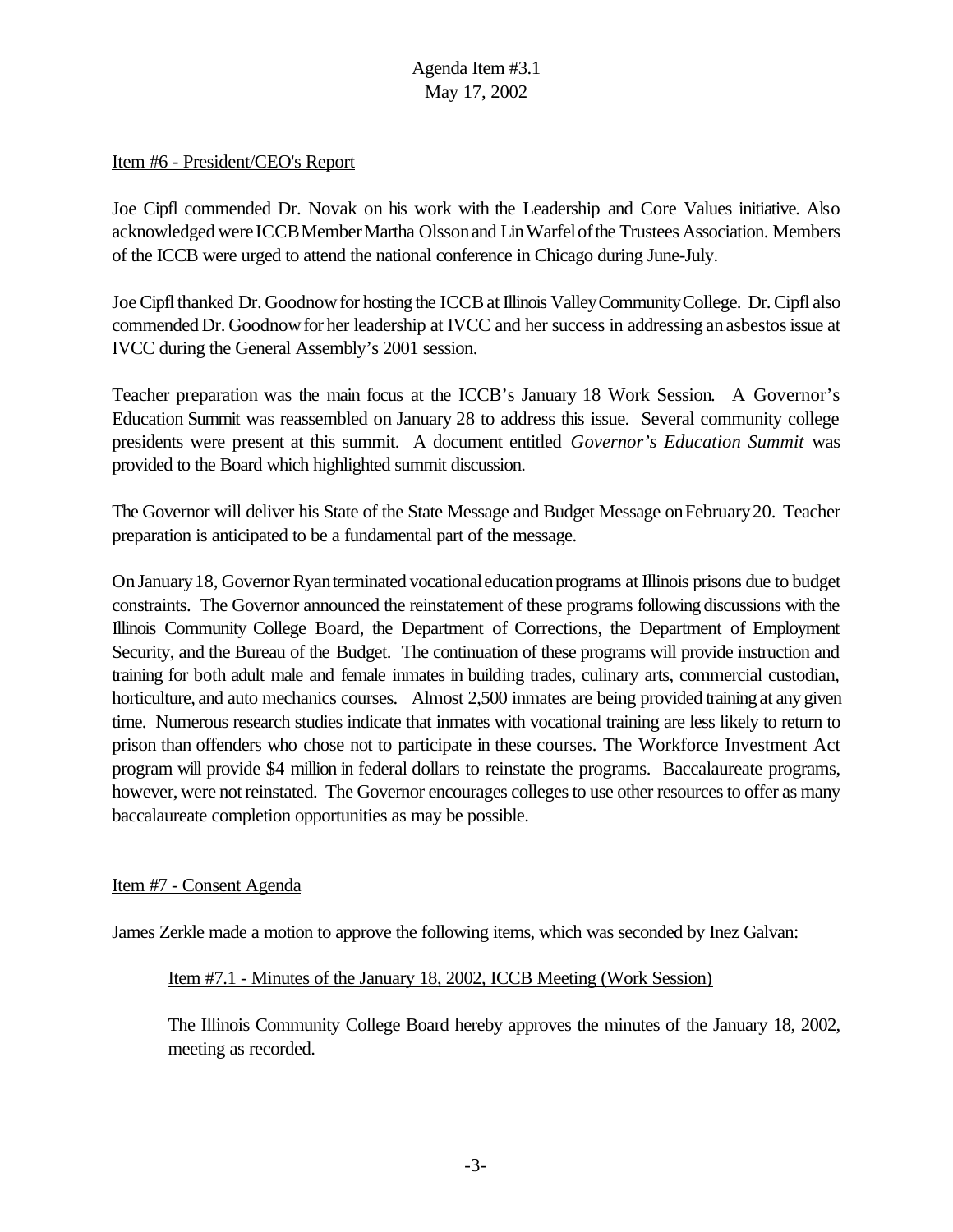Agenda Item #3.1
May 17, 2002

Item #6 - President/CEO's Report

Joe Cipfl commended Dr. Novak on his work with the Leadership and Core Values initiative. Also acknowledged were ICCB Member Martha Olsson and Lin Warfel of the Trustees Association. Members of the ICCB were urged to attend the national conference in Chicago during June-July.

Joe Cipfl thanked Dr. Goodnow for hosting the ICCB at Illinois Valley Community College. Dr. Cipfl also commended Dr. Goodnow for her leadership at IVCC and her success in addressing an asbestos issue at IVCC during the General Assembly's 2001 session.

Teacher preparation was the main focus at the ICCB's January 18 Work Session. A Governor's Education Summit was reassembled on January 28 to address this issue. Several community college presidents were present at this summit. A document entitled *Governor's Education Summit* was provided to the Board which highlighted summit discussion.

The Governor will deliver his State of the State Message and Budget Message on February 20. Teacher preparation is anticipated to be a fundamental part of the message.

On January 18, Governor Ryan terminated vocational education programs at Illinois prisons due to budget constraints. The Governor announced the reinstatement of these programs following discussions with the Illinois Community College Board, the Department of Corrections, the Department of Employment Security, and the Bureau of the Budget. The continuation of these programs will provide instruction and training for both adult male and female inmates in building trades, culinary arts, commercial custodian, horticulture, and auto mechanics courses. Almost 2,500 inmates are being provided training at any given time. Numerous research studies indicate that inmates with vocational training are less likely to return to prison than offenders who chose not to participate in these courses. The Workforce Investment Act program will provide $4 million in federal dollars to reinstate the programs. Baccalaureate programs, however, were not reinstated. The Governor encourages colleges to use other resources to offer as many baccalaureate completion opportunities as may be possible.

Item #7 - Consent Agenda

James Zerkle made a motion to approve the following items, which was seconded by Inez Galvan:

Item #7.1 - Minutes of the January 18, 2002, ICCB Meeting (Work Session)

The Illinois Community College Board hereby approves the minutes of the January 18, 2002, meeting as recorded.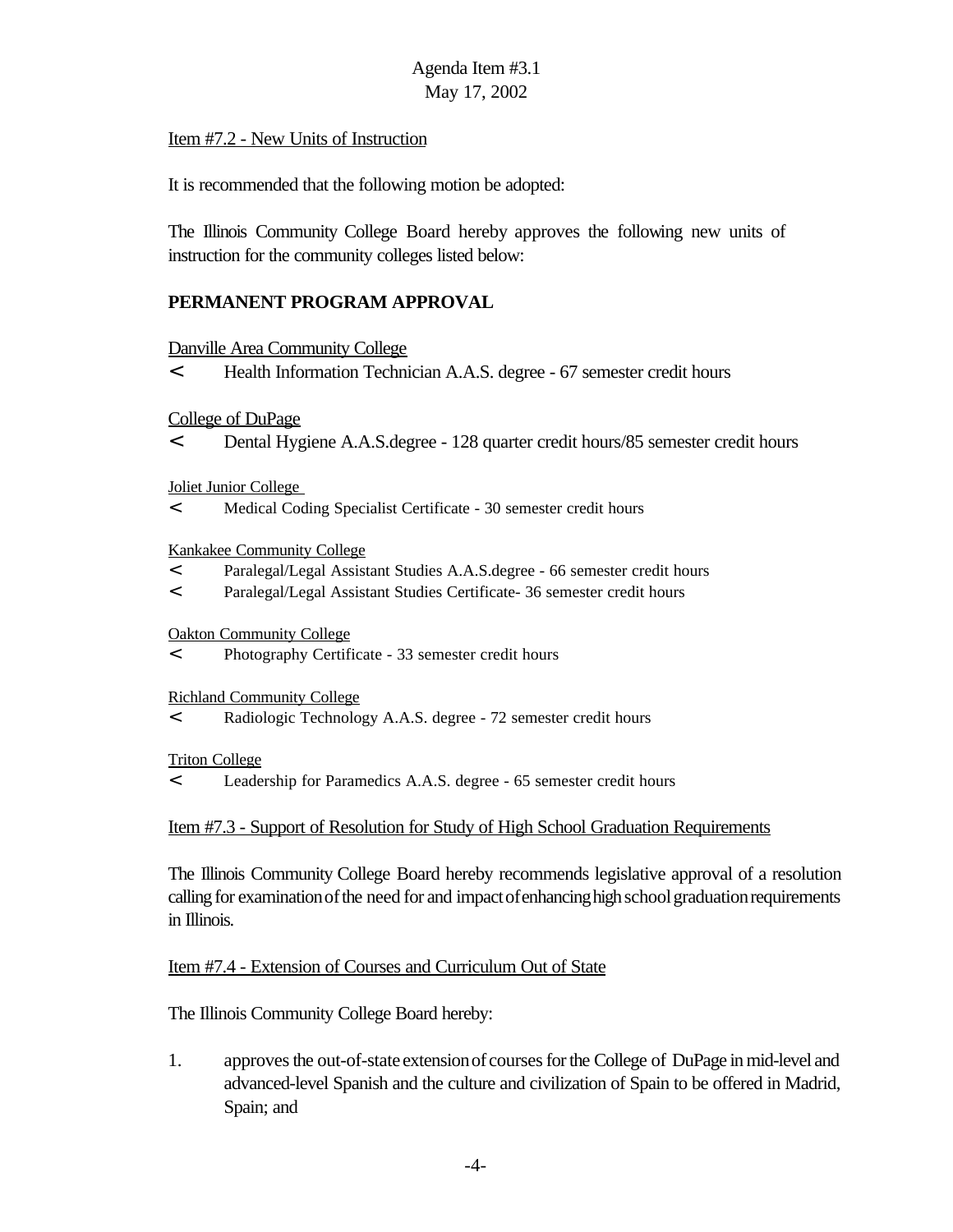Agenda Item #3.1
May 17, 2002

Item #7.2 - New Units of Instruction

It is recommended that the following motion be adopted:

The Illinois Community College Board hereby approves the following new units of instruction for the community colleges listed below:

**PERMANENT PROGRAM APPROVAL**

Danville Area Community College
- Health Information Technician A.A.S. degree - 67 semester credit hours

College of DuPage
- Dental Hygiene A.A.S.degree - 128 quarter credit hours/85 semester credit hours

Joliet Junior College
- Medical Coding Specialist Certificate - 30 semester credit hours

Kankakee Community College
- Paralegal/Legal Assistant Studies A.A.S.degree - 66 semester credit hours
- Paralegal/Legal Assistant Studies Certificate- 36 semester credit hours

Oakton Community College
- Photography Certificate - 33 semester credit hours

Richland Community College
- Radiologic Technology A.A.S. degree - 72 semester credit hours

Triton College
- Leadership for Paramedics A.A.S. degree - 65 semester credit hours

Item #7.3 - Support of Resolution for Study of High School Graduation Requirements

The Illinois Community College Board hereby recommends legislative approval of a resolution calling for examination of the need for and impact of enhancing high school graduation requirements in Illinois.

Item #7.4 - Extension of Courses and Curriculum Out of State

The Illinois Community College Board hereby:

1. approves the out-of-state extension of courses for the College of DuPage in mid-level and advanced-level Spanish and the culture and civilization of Spain to be offered in Madrid, Spain; and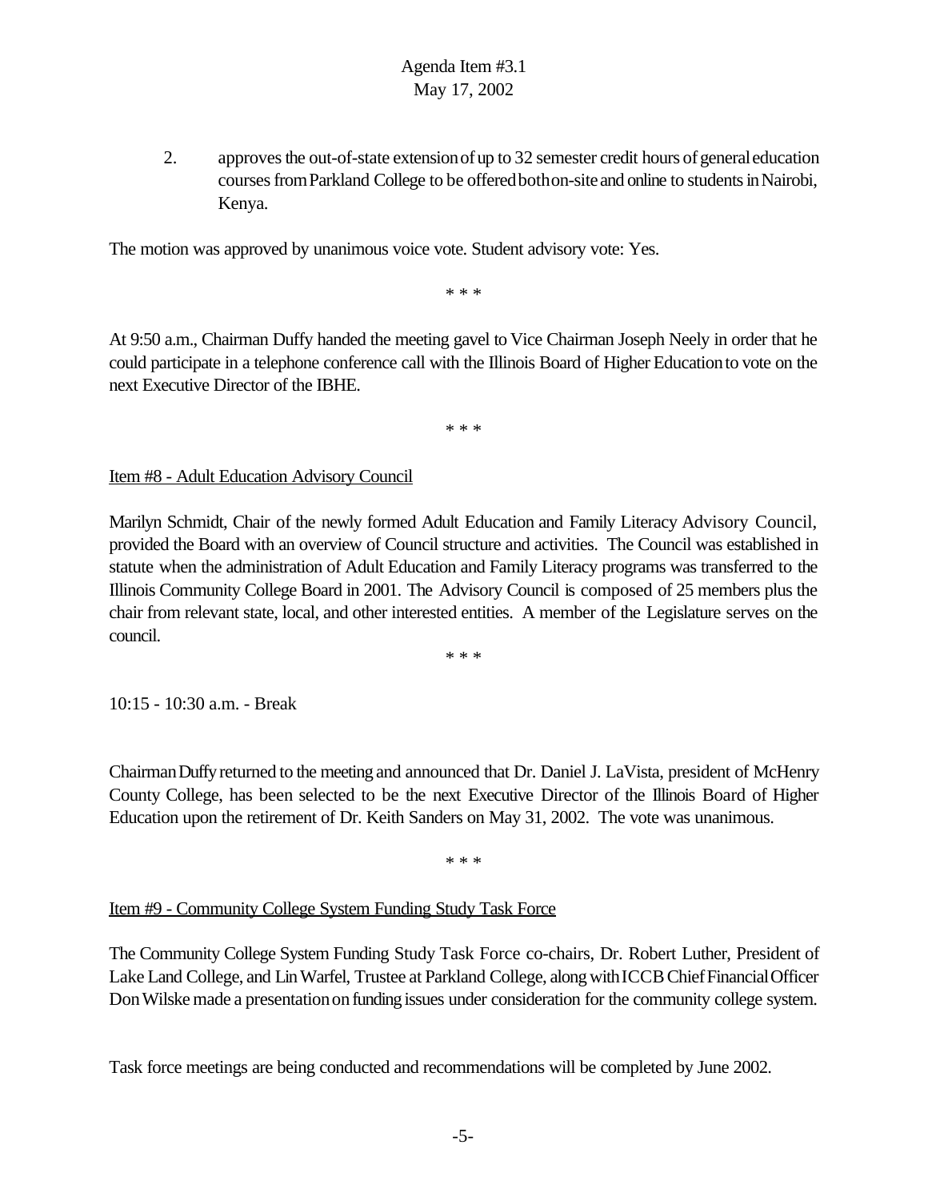2. approves the out-of-state extension of up to 32 semester credit hours of general education courses from Parkland College to be offered both on-site and online to students in Nairobi, Kenya.

The motion was approved by unanimous voice vote. Student advisory vote: Yes.

\* \* \*

At 9:50 a.m., Chairman Duffy handed the meeting gavel to Vice Chairman Joseph Neely in order that he could participate in a telephone conference call with the Illinois Board of Higher Education to vote on the next Executive Director of the IBHE.

\* \* \*

Item #8 - Adult Education Advisory Council

Marilyn Schmidt, Chair of the newly formed Adult Education and Family Literacy Advisory Council, provided the Board with an overview of Council structure and activities. The Council was established in statute when the administration of Adult Education and Family Literacy programs was transferred to the Illinois Community College Board in 2001. The Advisory Council is composed of 25 members plus the chair from relevant state, local, and other interested entities. A member of the Legislature serves on the council.

\* \* \*

10:15 - 10:30 a.m. - Break

Chairman Duffy returned to the meeting and announced that Dr. Daniel J. LaVista, president of McHenry County College, has been selected to be the next Executive Director of the Illinois Board of Higher Education upon the retirement of Dr. Keith Sanders on May 31, 2002. The vote was unanimous.

\* \* \*

Item #9 - Community College System Funding Study Task Force

The Community College System Funding Study Task Force co-chairs, Dr. Robert Luther, President of Lake Land College, and Lin Warfel, Trustee at Parkland College, along with ICCB Chief Financial Officer Don Wilske made a presentation on funding issues under consideration for the community college system.

Task force meetings are being conducted and recommendations will be completed by June 2002.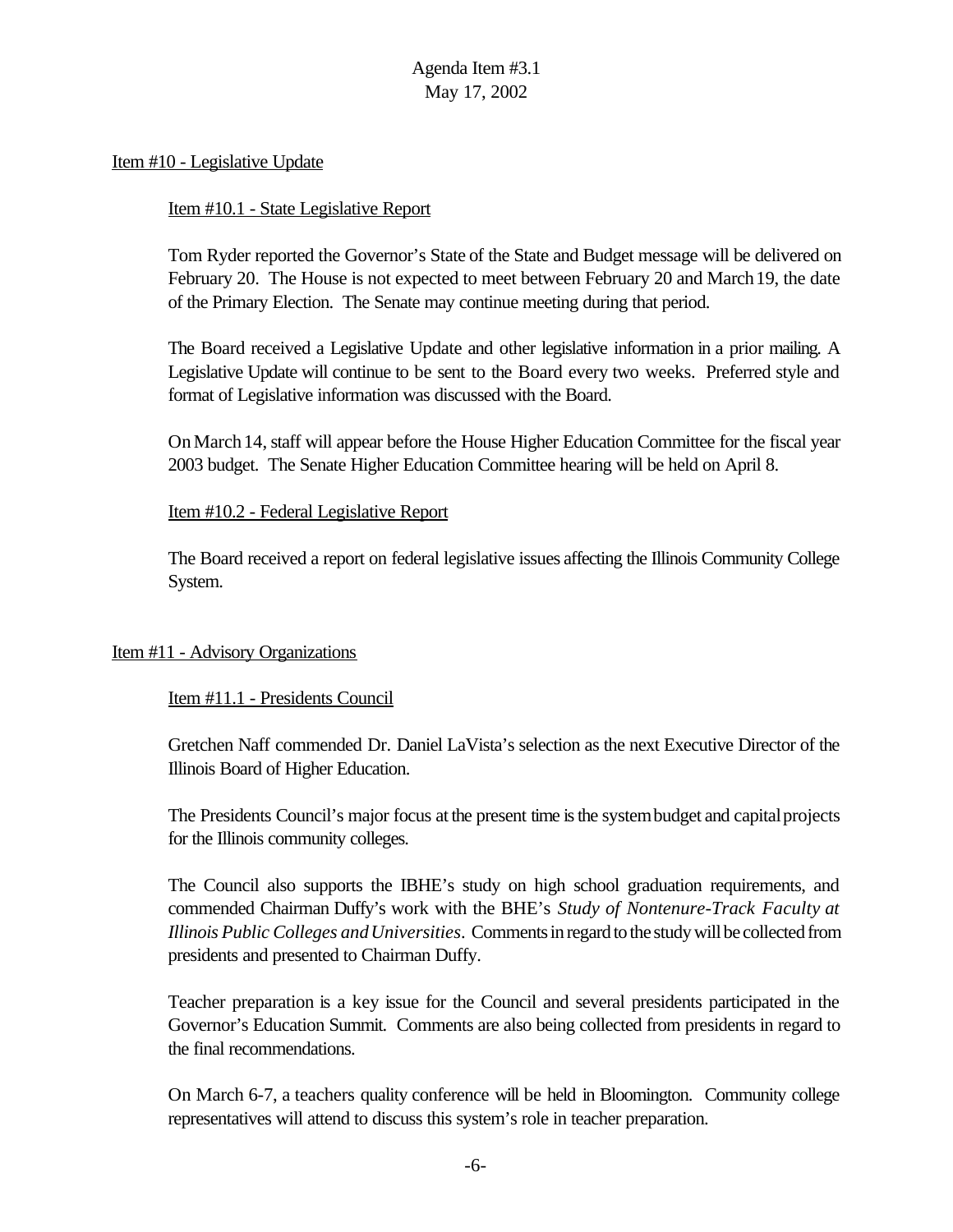Item #10 - Legislative Update

Item #10.1 - State Legislative Report

Tom Ryder reported the Governor's State of the State and Budget message will be delivered on February 20. The House is not expected to meet between February 20 and March 19, the date of the Primary Election. The Senate may continue meeting during that period.

The Board received a Legislative Update and other legislative information in a prior mailing. A Legislative Update will continue to be sent to the Board every two weeks. Preferred style and format of Legislative information was discussed with the Board.

On March 14, staff will appear before the House Higher Education Committee for the fiscal year 2003 budget. The Senate Higher Education Committee hearing will be held on April 8.

Item #10.2 - Federal Legislative Report

The Board received a report on federal legislative issues affecting the Illinois Community College System.

Item #11 - Advisory Organizations

Item #11.1 - Presidents Council

Gretchen Naff commended Dr. Daniel LaVista's selection as the next Executive Director of the Illinois Board of Higher Education.

The Presidents Council's major focus at the present time is the system budget and capital projects for the Illinois community colleges.

The Council also supports the IBHE's study on high school graduation requirements, and commended Chairman Duffy's work with the BHE's *Study of Nontenure-Track Faculty at Illinois Public Colleges and Universities*. Comments in regard to the study will be collected from presidents and presented to Chairman Duffy.

Teacher preparation is a key issue for the Council and several presidents participated in the Governor's Education Summit. Comments are also being collected from presidents in regard to the final recommendations.

On March 6-7, a teachers quality conference will be held in Bloomington. Community college representatives will attend to discuss this system's role in teacher preparation.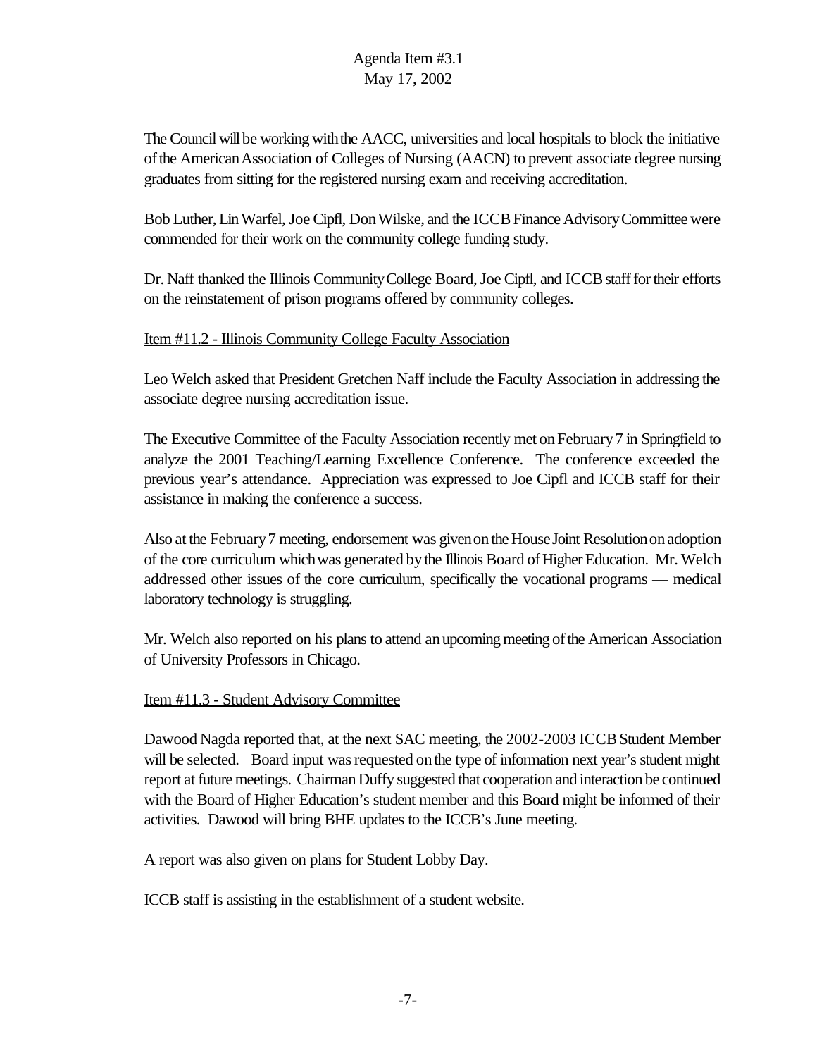The Council will be working with the AACC, universities and local hospitals to block the initiative of the American Association of Colleges of Nursing (AACN) to prevent associate degree nursing graduates from sitting for the registered nursing exam and receiving accreditation.

Bob Luther, Lin Warfel, Joe Cipfl, Don Wilske, and the ICCB Finance Advisory Committee were commended for their work on the community college funding study.

Dr. Naff thanked the Illinois Community College Board, Joe Cipfl, and ICCB staff for their efforts on the reinstatement of prison programs offered by community colleges.

Item #11.2 - Illinois Community College Faculty Association

Leo Welch asked that President Gretchen Naff include the Faculty Association in addressing the associate degree nursing accreditation issue.

The Executive Committee of the Faculty Association recently met on February 7 in Springfield to analyze the 2001 Teaching/Learning Excellence Conference. The conference exceeded the previous year's attendance. Appreciation was expressed to Joe Cipfl and ICCB staff for their assistance in making the conference a success.

Also at the February 7 meeting, endorsement was given on the House Joint Resolution on adoption of the core curriculum which was generated by the Illinois Board of Higher Education. Mr. Welch addressed other issues of the core curriculum, specifically the vocational programs — medical laboratory technology is struggling.

Mr. Welch also reported on his plans to attend an upcoming meeting of the American Association of University Professors in Chicago.

Item #11.3 - Student Advisory Committee

Dawood Nagda reported that, at the next SAC meeting, the 2002-2003 ICCB Student Member will be selected. Board input was requested on the type of information next year's student might report at future meetings. Chairman Duffy suggested that cooperation and interaction be continued with the Board of Higher Education's student member and this Board might be informed of their activities. Dawood will bring BHE updates to the ICCB's June meeting.

A report was also given on plans for Student Lobby Day.

ICCB staff is assisting in the establishment of a student website.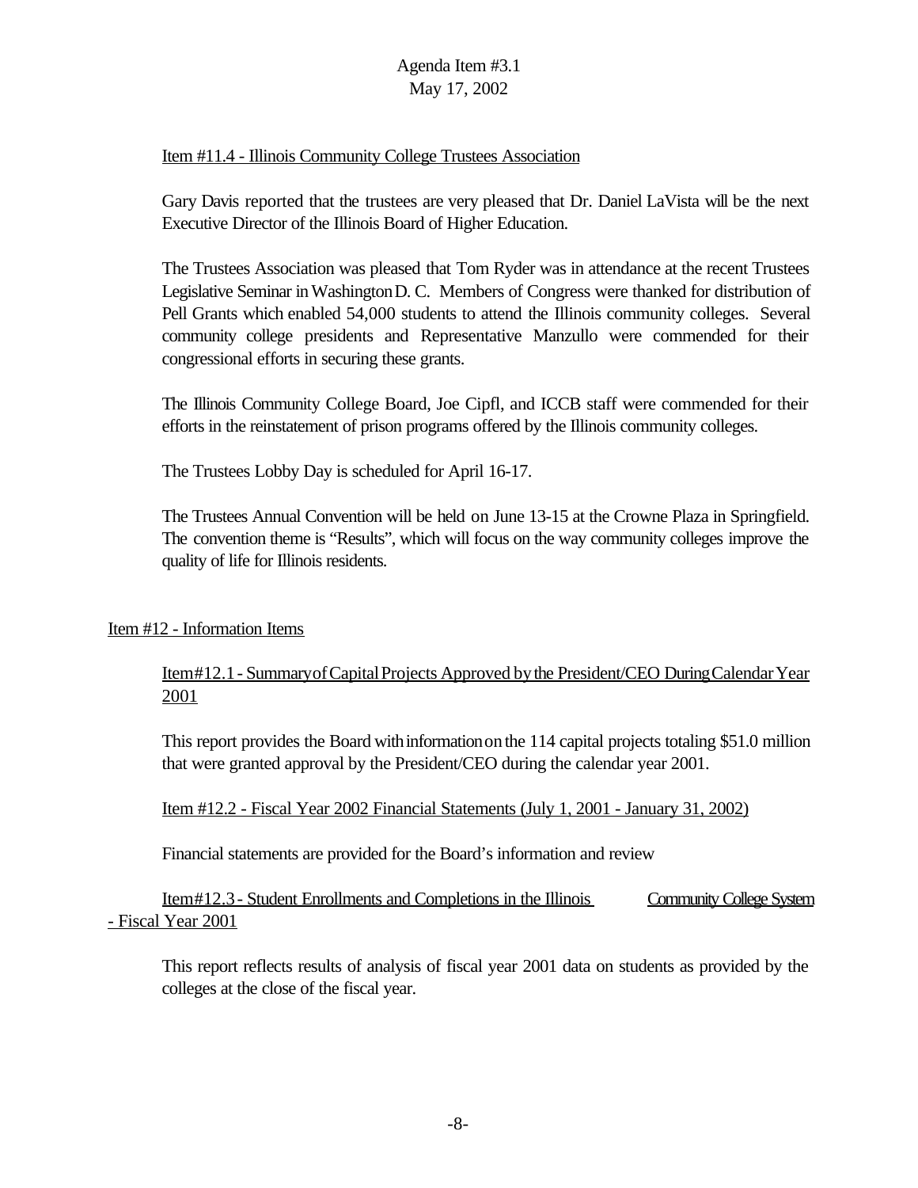Item #11.4 - Illinois Community College Trustees Association

Gary Davis reported that the trustees are very pleased that Dr. Daniel LaVista will be the next Executive Director of the Illinois Board of Higher Education.

The Trustees Association was pleased that Tom Ryder was in attendance at the recent Trustees Legislative Seminar in Washington D. C. Members of Congress were thanked for distribution of Pell Grants which enabled 54,000 students to attend the Illinois community colleges. Several community college presidents and Representative Manzullo were commended for their congressional efforts in securing these grants.

The Illinois Community College Board, Joe Cipfl, and ICCB staff were commended for their efforts in the reinstatement of prison programs offered by the Illinois community colleges.

The Trustees Lobby Day is scheduled for April 16-17.

The Trustees Annual Convention will be held on June 13-15 at the Crowne Plaza in Springfield. The convention theme is "Results", which will focus on the way community colleges improve the quality of life for Illinois residents.

Item #12 - Information Items

Item #12.1 - Summary of Capital Projects Approved by the President/CEO During Calendar Year 2001

This report provides the Board with information on the 114 capital projects totaling $51.0 million that were granted approval by the President/CEO during the calendar year 2001.

Item #12.2 - Fiscal Year 2002 Financial Statements (July 1, 2001 - January 31, 2002)

Financial statements are provided for the Board's information and review

Item #12.3 - Student Enrollments and Completions in the Illinois Community College System - Fiscal Year 2001

This report reflects results of analysis of fiscal year 2001 data on students as provided by the colleges at the close of the fiscal year.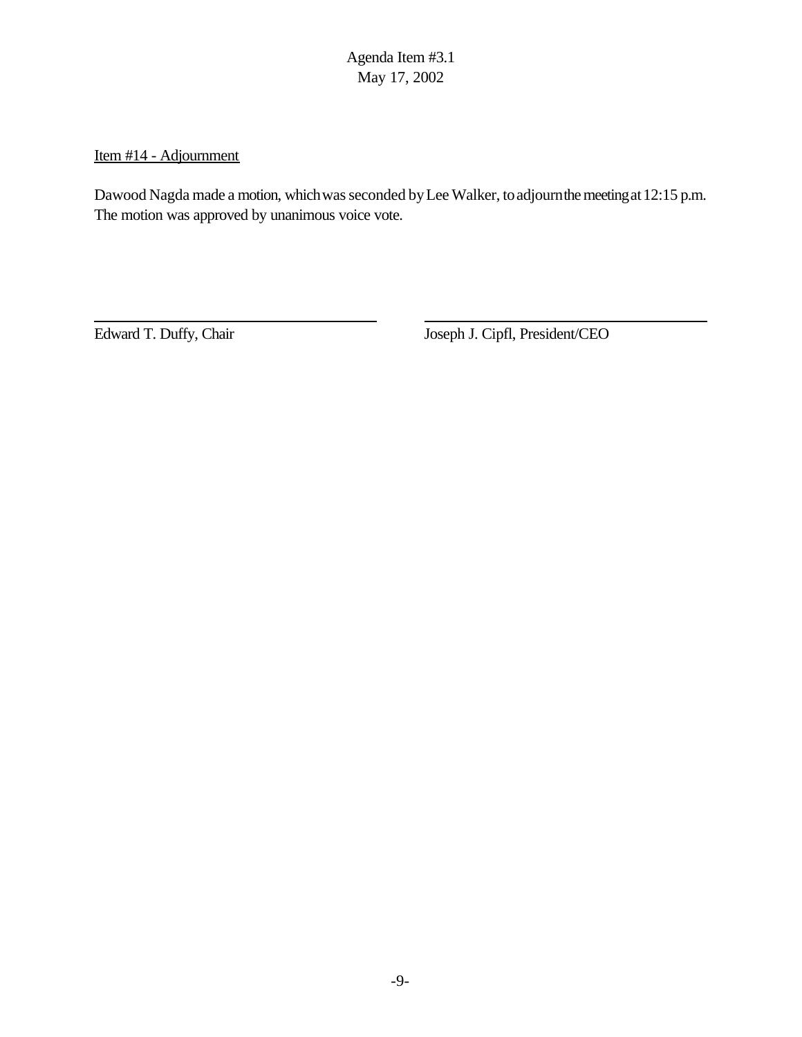Agenda Item #3.1
May 17, 2002

Item #14 - Adjournment

Dawood Nagda made a motion, which was seconded by Lee Walker, to adjourn the meeting at 12:15 p.m. The motion was approved by unanimous voice vote.

Edward T. Duffy, Chair

Joseph J. Cipfl, President/CEO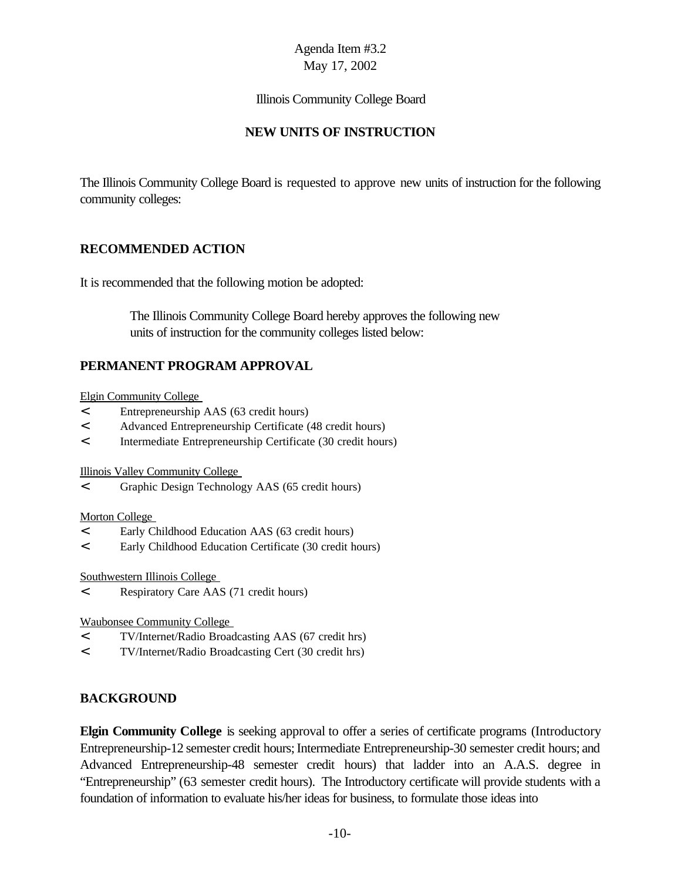Agenda Item #3.2
May 17, 2002

Illinois Community College Board

**NEW UNITS OF INSTRUCTION**

The Illinois Community College Board is requested to approve new units of instruction for the following community colleges:

## RECOMMENDED ACTION

It is recommended that the following motion be adopted:

> The Illinois Community College Board hereby approves the following new units of instruction for the community colleges listed below:

## PERMANENT PROGRAM APPROVAL

Elgin Community College

- Entrepreneurship AAS (63 credit hours)
- Advanced Entrepreneurship Certificate (48 credit hours)
- Intermediate Entrepreneurship Certificate (30 credit hours)

Illinois Valley Community College

- Graphic Design Technology AAS (65 credit hours)

Morton College

- Early Childhood Education AAS (63 credit hours)
- Early Childhood Education Certificate (30 credit hours)

Southwestern Illinois College

- Respiratory Care AAS (71 credit hours)

Waubonsee Community College

- TV/Internet/Radio Broadcasting AAS (67 credit hrs)
- TV/Internet/Radio Broadcasting Cert (30 credit hrs)

## BACKGROUND

**Elgin Community College** is seeking approval to offer a series of certificate programs (Introductory Entrepreneurship-12 semester credit hours; Intermediate Entrepreneurship-30 semester credit hours; and Advanced Entrepreneurship-48 semester credit hours) that ladder into an A.A.S. degree in "Entrepreneurship" (63 semester credit hours). The Introductory certificate will provide students with a foundation of information to evaluate his/her ideas for business, to formulate those ideas into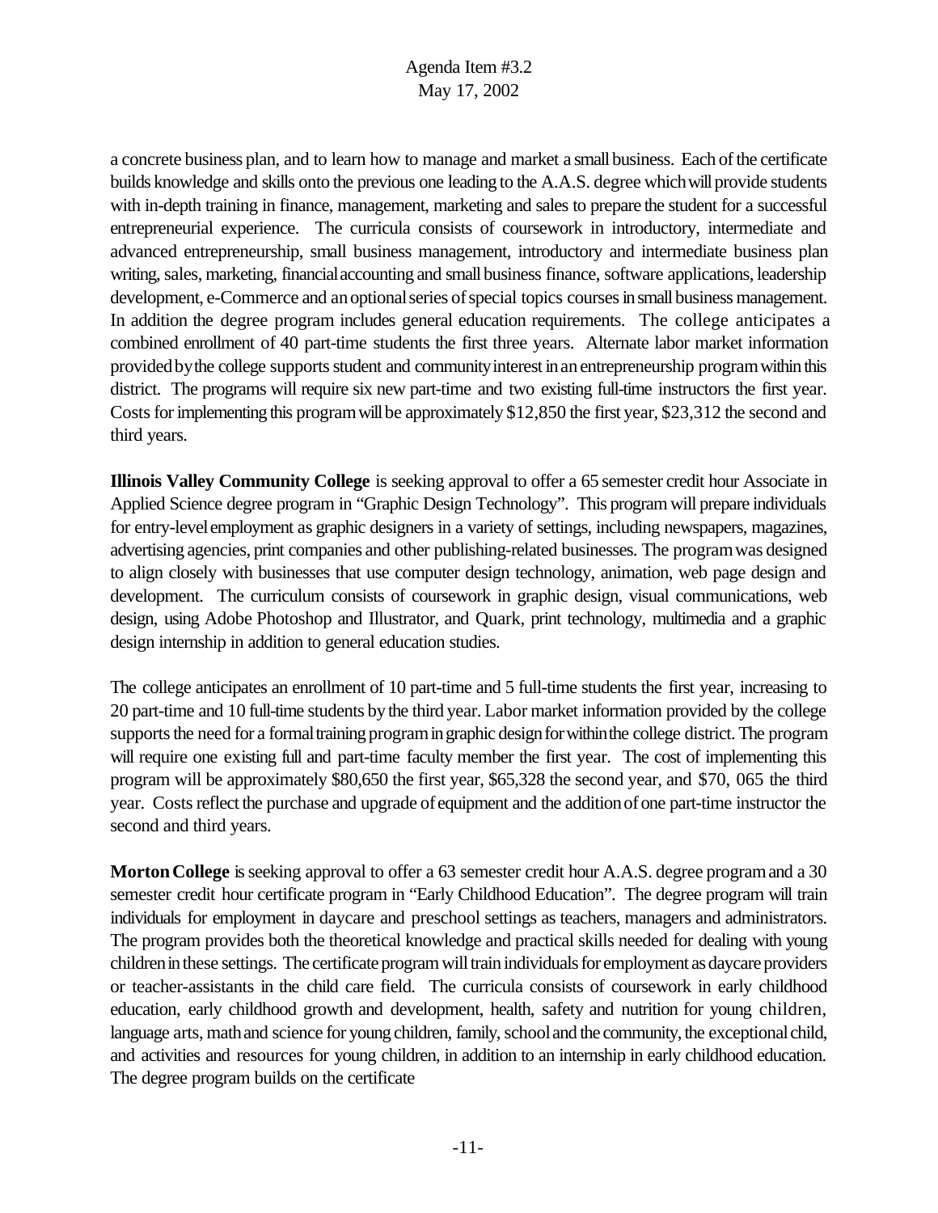a concrete business plan, and to learn how to manage and market a small business. Each of the certificate builds knowledge and skills onto the previous one leading to the A.A.S. degree which will provide students with in-depth training in finance, management, marketing and sales to prepare the student for a successful entrepreneurial experience. The curricula consists of coursework in introductory, intermediate and advanced entrepreneurship, small business management, introductory and intermediate business plan writing, sales, marketing, financial accounting and small business finance, software applications, leadership development, e-Commerce and an optional series of special topics courses in small business management. In addition the degree program includes general education requirements. The college anticipates a combined enrollment of 40 part-time students the first three years. Alternate labor market information provided by the college supports student and community interest in an entrepreneurship program within this district. The programs will require six new part-time and two existing full-time instructors the first year. Costs for implementing this program will be approximately $12,850 the first year, $23,312 the second and third years.

**Illinois Valley Community College** is seeking approval to offer a 65 semester credit hour Associate in Applied Science degree program in "Graphic Design Technology". This program will prepare individuals for entry-level employment as graphic designers in a variety of settings, including newspapers, magazines, advertising agencies, print companies and other publishing-related businesses. The program was designed to align closely with businesses that use computer design technology, animation, web page design and development. The curriculum consists of coursework in graphic design, visual communications, web design, using Adobe Photoshop and Illustrator, and Quark, print technology, multimedia and a graphic design internship in addition to general education studies.

The college anticipates an enrollment of 10 part-time and 5 full-time students the first year, increasing to 20 part-time and 10 full-time students by the third year. Labor market information provided by the college supports the need for a formal training program in graphic design for within the college district. The program will require one existing full and part-time faculty member the first year. The cost of implementing this program will be approximately $80,650 the first year, $65,328 the second year, and $70, 065 the third year. Costs reflect the purchase and upgrade of equipment and the addition of one part-time instructor the second and third years.

**Morton College** is seeking approval to offer a 63 semester credit hour A.A.S. degree program and a 30 semester credit hour certificate program in "Early Childhood Education". The degree program will train individuals for employment in daycare and preschool settings as teachers, managers and administrators. The program provides both the theoretical knowledge and practical skills needed for dealing with young children in these settings. The certificate program will train individuals for employment as daycare providers or teacher-assistants in the child care field. The curricula consists of coursework in early childhood education, early childhood growth and development, health, safety and nutrition for young children, language arts, math and science for young children, family, school and the community, the exceptional child, and activities and resources for young children, in addition to an internship in early childhood education. The degree program builds on the certificate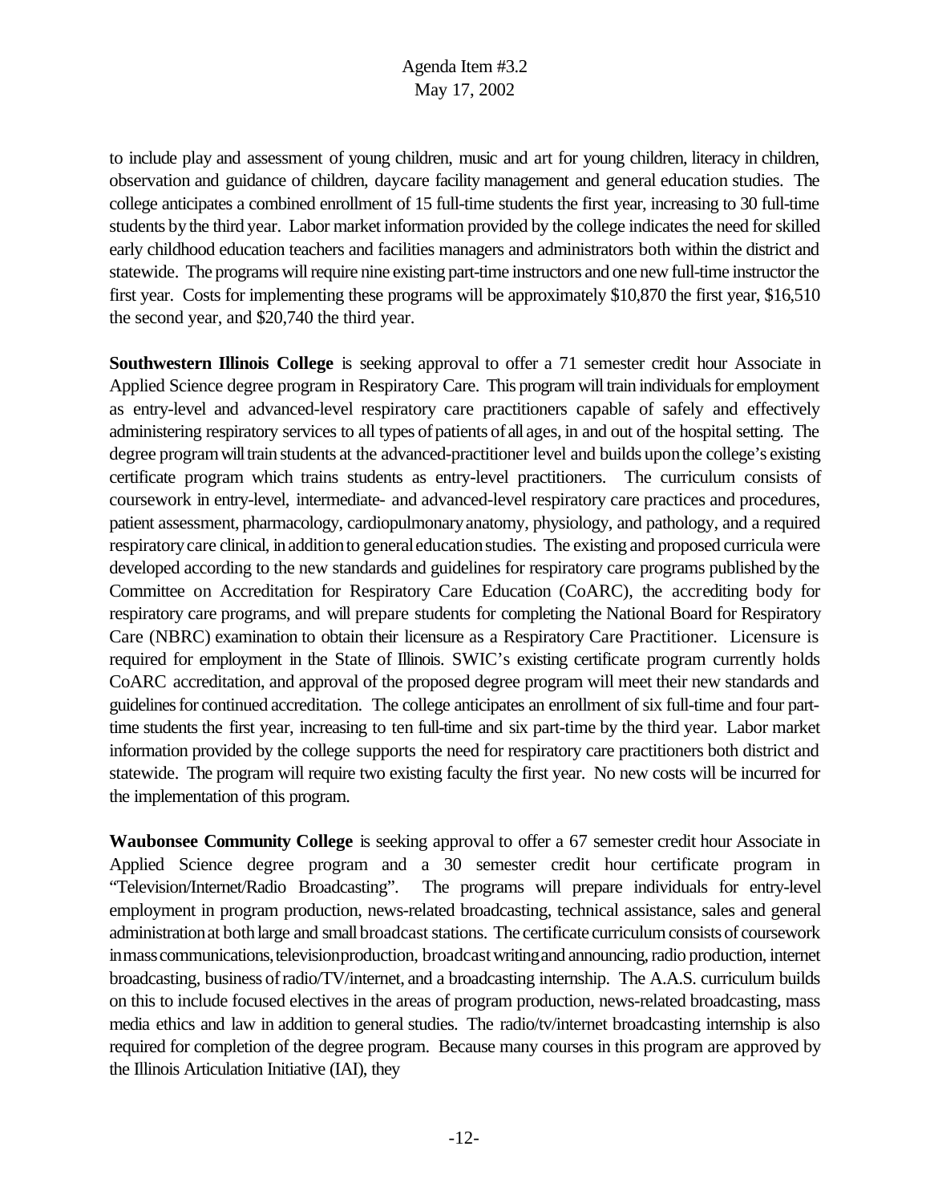to include play and assessment of young children, music and art for young children, literacy in children, observation and guidance of children, daycare facility management and general education studies. The college anticipates a combined enrollment of 15 full-time students the first year, increasing to 30 full-time students by the third year. Labor market information provided by the college indicates the need for skilled early childhood education teachers and facilities managers and administrators both within the district and statewide. The programs will require nine existing part-time instructors and one new full-time instructor the first year. Costs for implementing these programs will be approximately $10,870 the first year, $16,510 the second year, and $20,740 the third year.

**Southwestern Illinois College** is seeking approval to offer a 71 semester credit hour Associate in Applied Science degree program in Respiratory Care. This program will train individuals for employment as entry-level and advanced-level respiratory care practitioners capable of safely and effectively administering respiratory services to all types of patients of all ages, in and out of the hospital setting. The degree program will train students at the advanced-practitioner level and builds upon the college's existing certificate program which trains students as entry-level practitioners. The curriculum consists of coursework in entry-level, intermediate- and advanced-level respiratory care practices and procedures, patient assessment, pharmacology, cardiopulmonary anatomy, physiology, and pathology, and a required respiratory care clinical, in addition to general education studies. The existing and proposed curricula were developed according to the new standards and guidelines for respiratory care programs published by the Committee on Accreditation for Respiratory Care Education (CoARC), the accrediting body for respiratory care programs, and will prepare students for completing the National Board for Respiratory Care (NBRC) examination to obtain their licensure as a Respiratory Care Practitioner. Licensure is required for employment in the State of Illinois. SWIC's existing certificate program currently holds CoARC accreditation, and approval of the proposed degree program will meet their new standards and guidelines for continued accreditation. The college anticipates an enrollment of six full-time and four part-time students the first year, increasing to ten full-time and six part-time by the third year. Labor market information provided by the college supports the need for respiratory care practitioners both district and statewide. The program will require two existing faculty the first year. No new costs will be incurred for the implementation of this program.

**Waubonsee Community College** is seeking approval to offer a 67 semester credit hour Associate in Applied Science degree program and a 30 semester credit hour certificate program in "Television/Internet/Radio Broadcasting". The programs will prepare individuals for entry-level employment in program production, news-related broadcasting, technical assistance, sales and general administration at both large and small broadcast stations. The certificate curriculum consists of coursework in mass communications, television production, broadcast writing and announcing, radio production, internet broadcasting, business of radio/TV/internet, and a broadcasting internship. The A.A.S. curriculum builds on this to include focused electives in the areas of program production, news-related broadcasting, mass media ethics and law in addition to general studies. The radio/tv/internet broadcasting internship is also required for completion of the degree program. Because many courses in this program are approved by the Illinois Articulation Initiative (IAI), they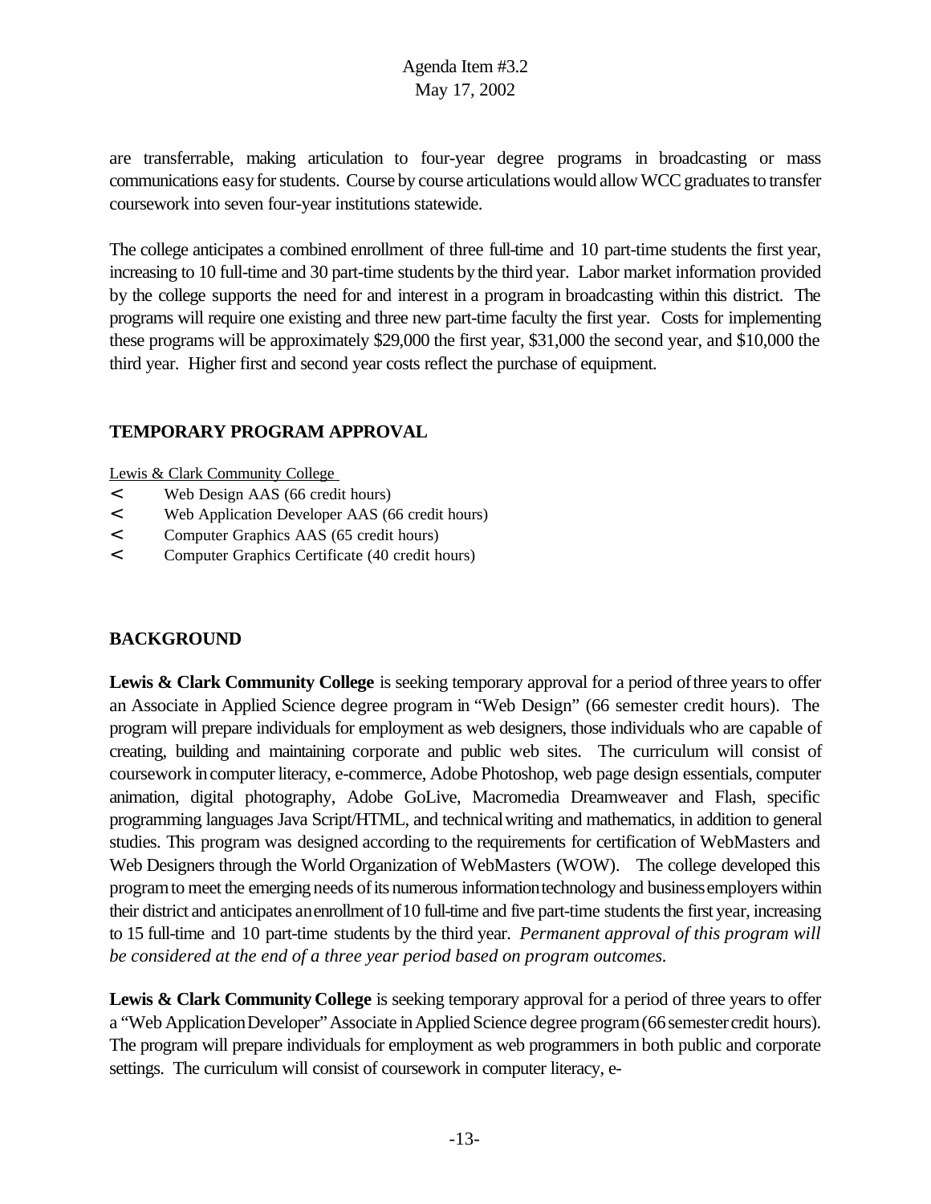are transferrable, making articulation to four-year degree programs in broadcasting or mass communications easy for students. Course by course articulations would allow WCC graduates to transfer coursework into seven four-year institutions statewide.

The college anticipates a combined enrollment of three full-time and 10 part-time students the first year, increasing to 10 full-time and 30 part-time students by the third year. Labor market information provided by the college supports the need for and interest in a program in broadcasting within this district. The programs will require one existing and three new part-time faculty the first year. Costs for implementing these programs will be approximately $29,000 the first year, $31,000 the second year, and $10,000 the third year. Higher first and second year costs reflect the purchase of equipment.

## TEMPORARY PROGRAM APPROVAL

Lewis & Clark Community College

- Web Design AAS (66 credit hours)
- Web Application Developer AAS (66 credit hours)
- Computer Graphics AAS (65 credit hours)
- Computer Graphics Certificate (40 credit hours)

## BACKGROUND

**Lewis & Clark Community College** is seeking temporary approval for a period of three years to offer an Associate in Applied Science degree program in "Web Design" (66 semester credit hours). The program will prepare individuals for employment as web designers, those individuals who are capable of creating, building and maintaining corporate and public web sites. The curriculum will consist of coursework in computer literacy, e-commerce, Adobe Photoshop, web page design essentials, computer animation, digital photography, Adobe GoLive, Macromedia Dreamweaver and Flash, specific programming languages Java Script/HTML, and technical writing and mathematics, in addition to general studies. This program was designed according to the requirements for certification of WebMasters and Web Designers through the World Organization of WebMasters (WOW). The college developed this program to meet the emerging needs of its numerous information technology and business employers within their district and anticipates an enrollment of 10 full-time and five part-time students the first year, increasing to 15 full-time and 10 part-time students by the third year. *Permanent approval of this program will be considered at the end of a three year period based on program outcomes.*

**Lewis & Clark Community College** is seeking temporary approval for a period of three years to offer a "Web Application Developer" Associate in Applied Science degree program (66 semester credit hours). The program will prepare individuals for employment as web programmers in both public and corporate settings. The curriculum will consist of coursework in computer literacy, e-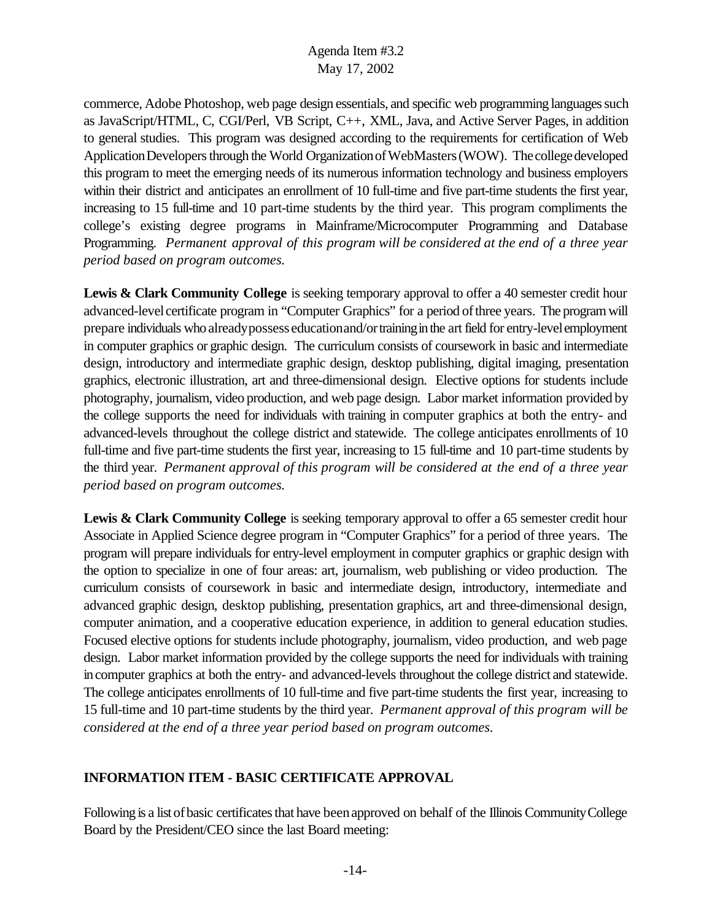commerce, Adobe Photoshop, web page design essentials, and specific web programming languages such as JavaScript/HTML, C, CGI/Perl, VB Script, C++, XML, Java, and Active Server Pages, in addition to general studies. This program was designed according to the requirements for certification of Web Application Developers through the World Organization of WebMasters (WOW). The college developed this program to meet the emerging needs of its numerous information technology and business employers within their district and anticipates an enrollment of 10 full-time and five part-time students the first year, increasing to 15 full-time and 10 part-time students by the third year. This program compliments the college's existing degree programs in Mainframe/Microcomputer Programming and Database Programming. *Permanent approval of this program will be considered at the end of a three year period based on program outcomes.*

**Lewis & Clark Community College** is seeking temporary approval to offer a 40 semester credit hour advanced-level certificate program in "Computer Graphics" for a period of three years. The program will prepare individuals who already possess education and/or training in the art field for entry-level employment in computer graphics or graphic design. The curriculum consists of coursework in basic and intermediate design, introductory and intermediate graphic design, desktop publishing, digital imaging, presentation graphics, electronic illustration, art and three-dimensional design. Elective options for students include photography, journalism, video production, and web page design. Labor market information provided by the college supports the need for individuals with training in computer graphics at both the entry- and advanced-levels throughout the college district and statewide. The college anticipates enrollments of 10 full-time and five part-time students the first year, increasing to 15 full-time and 10 part-time students by the third year. *Permanent approval of this program will be considered at the end of a three year period based on program outcomes.*

**Lewis & Clark Community College** is seeking temporary approval to offer a 65 semester credit hour Associate in Applied Science degree program in "Computer Graphics" for a period of three years. The program will prepare individuals for entry-level employment in computer graphics or graphic design with the option to specialize in one of four areas: art, journalism, web publishing or video production. The curriculum consists of coursework in basic and intermediate design, introductory, intermediate and advanced graphic design, desktop publishing, presentation graphics, art and three-dimensional design, computer animation, and a cooperative education experience, in addition to general education studies. Focused elective options for students include photography, journalism, video production, and web page design. Labor market information provided by the college supports the need for individuals with training in computer graphics at both the entry- and advanced-levels throughout the college district and statewide. The college anticipates enrollments of 10 full-time and five part-time students the first year, increasing to 15 full-time and 10 part-time students by the third year. *Permanent approval of this program will be considered at the end of a three year period based on program outcomes.*

## INFORMATION ITEM - BASIC CERTIFICATE APPROVAL

Following is a list of basic certificates that have been approved on behalf of the Illinois Community College Board by the President/CEO since the last Board meeting: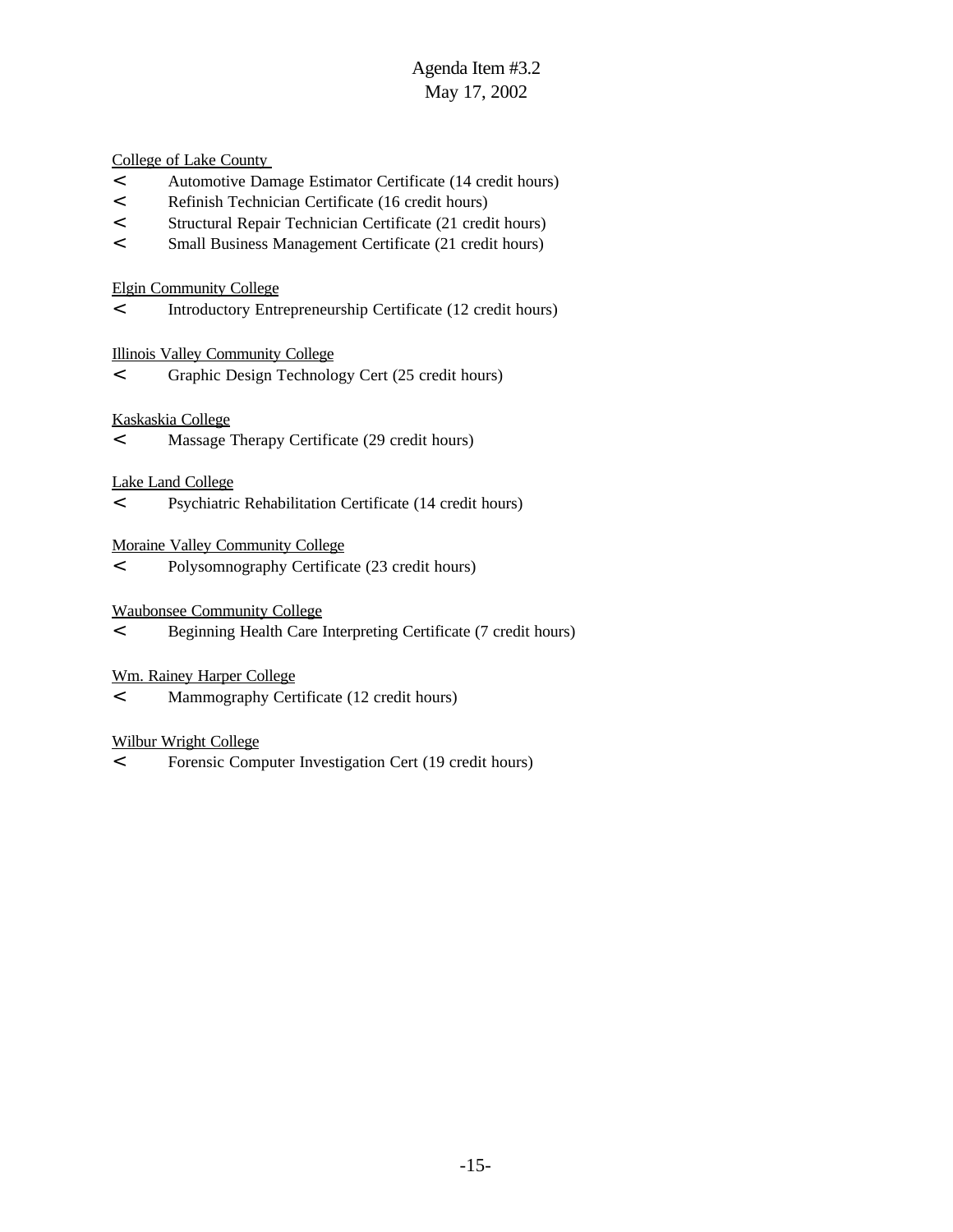Agenda Item #3.2
May 17, 2002

<u>College of Lake County</u>

- Automotive Damage Estimator Certificate (14 credit hours)
- Refinish Technician Certificate (16 credit hours)
- Structural Repair Technician Certificate (21 credit hours)
- Small Business Management Certificate (21 credit hours)

<u>Elgin Community College</u>

- Introductory Entrepreneurship Certificate (12 credit hours)

<u>Illinois Valley Community College</u>

- Graphic Design Technology Cert (25 credit hours)

<u>Kaskaskia College</u>

- Massage Therapy Certificate (29 credit hours)

<u>Lake Land College</u>

- Psychiatric Rehabilitation Certificate (14 credit hours)

<u>Moraine Valley Community College</u>

- Polysomnography Certificate (23 credit hours)

<u>Waubonsee Community College</u>

- Beginning Health Care Interpreting Certificate (7 credit hours)

<u>Wm. Rainey Harper College</u>

- Mammography Certificate (12 credit hours)

<u>Wilbur Wright College</u>

- Forensic Computer Investigation Cert (19 credit hours)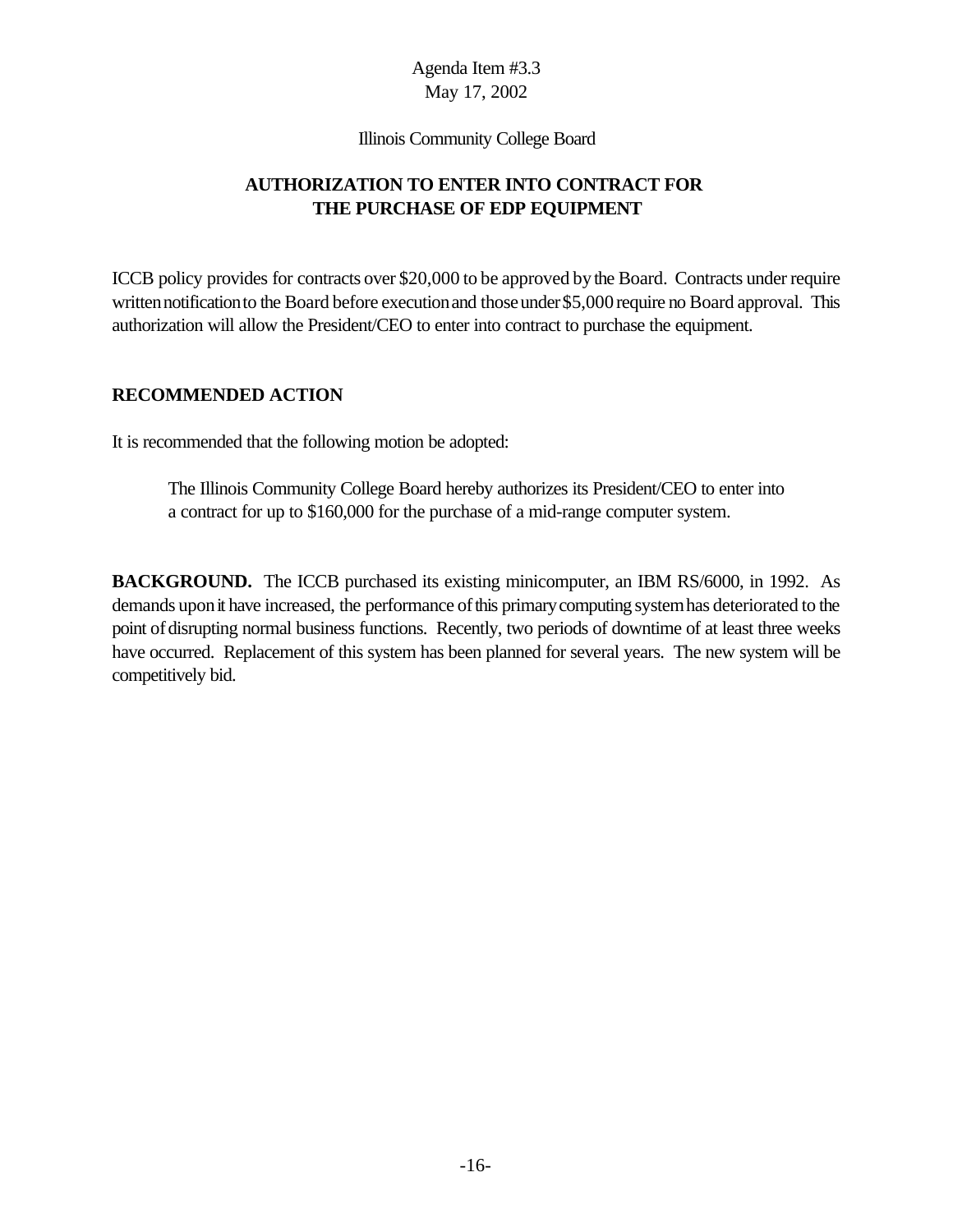Agenda Item #3.3
May 17, 2002

Illinois Community College Board

## AUTHORIZATION TO ENTER INTO CONTRACT FOR THE PURCHASE OF EDP EQUIPMENT

ICCB policy provides for contracts over $20,000 to be approved by the Board. Contracts under require written notification to the Board before execution and those under $5,000 require no Board approval. This authorization will allow the President/CEO to enter into contract to purchase the equipment.

### RECOMMENDED ACTION

It is recommended that the following motion be adopted:

> The Illinois Community College Board hereby authorizes its President/CEO to enter into a contract for up to $160,000 for the purchase of a mid-range computer system.

**BACKGROUND.** The ICCB purchased its existing minicomputer, an IBM RS/6000, in 1992. As demands upon it have increased, the performance of this primary computing system has deteriorated to the point of disrupting normal business functions. Recently, two periods of downtime of at least three weeks have occurred. Replacement of this system has been planned for several years. The new system will be competitively bid.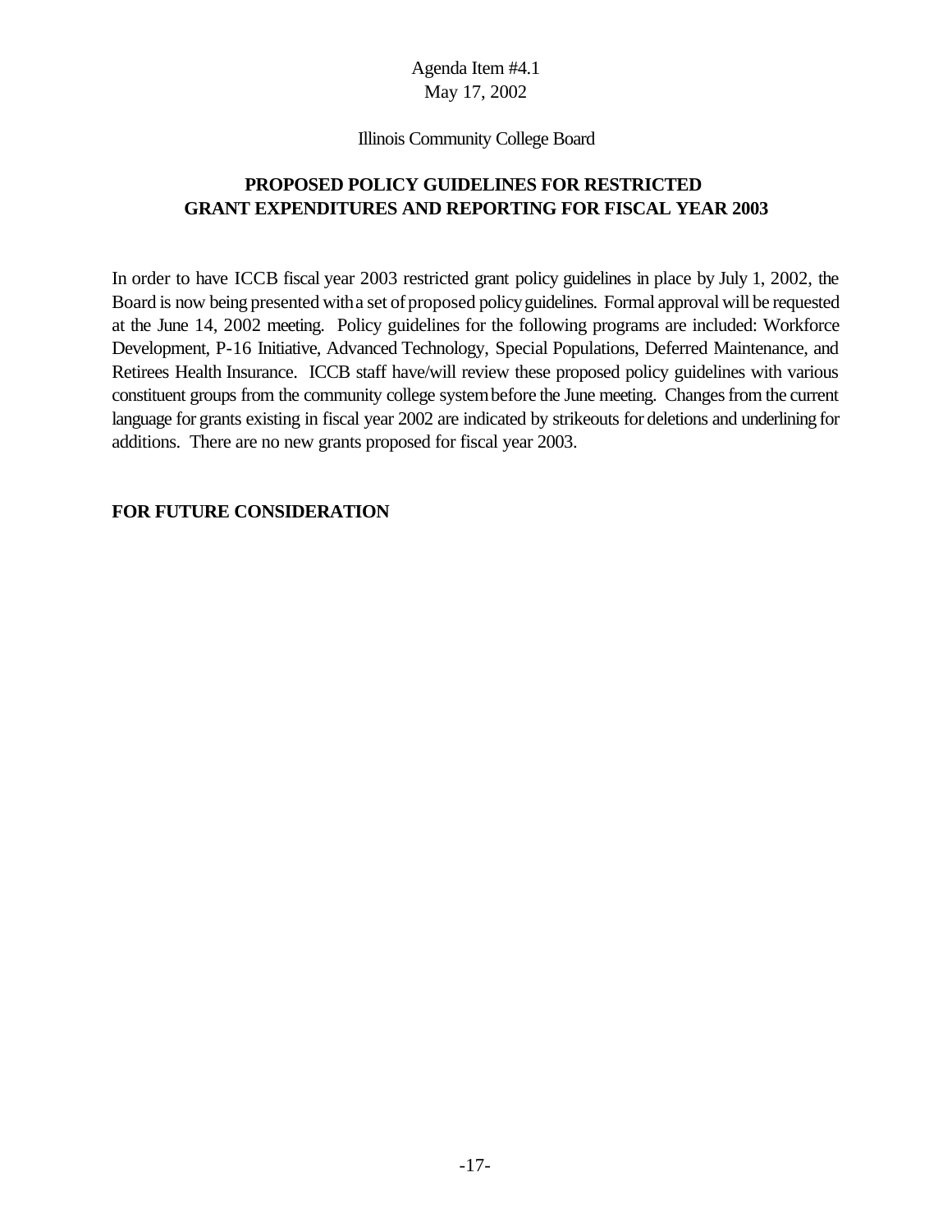Agenda Item #4.1
May 17, 2002

Illinois Community College Board

## PROPOSED POLICY GUIDELINES FOR RESTRICTED GRANT EXPENDITURES AND REPORTING FOR FISCAL YEAR 2003

In order to have ICCB fiscal year 2003 restricted grant policy guidelines in place by July 1, 2002, the Board is now being presented with a set of proposed policy guidelines. Formal approval will be requested at the June 14, 2002 meeting. Policy guidelines for the following programs are included: Workforce Development, P-16 Initiative, Advanced Technology, Special Populations, Deferred Maintenance, and Retirees Health Insurance. ICCB staff have/will review these proposed policy guidelines with various constituent groups from the community college system before the June meeting. Changes from the current language for grants existing in fiscal year 2002 are indicated by strikeouts for deletions and underlining for additions. There are no new grants proposed for fiscal year 2003.

**FOR FUTURE CONSIDERATION**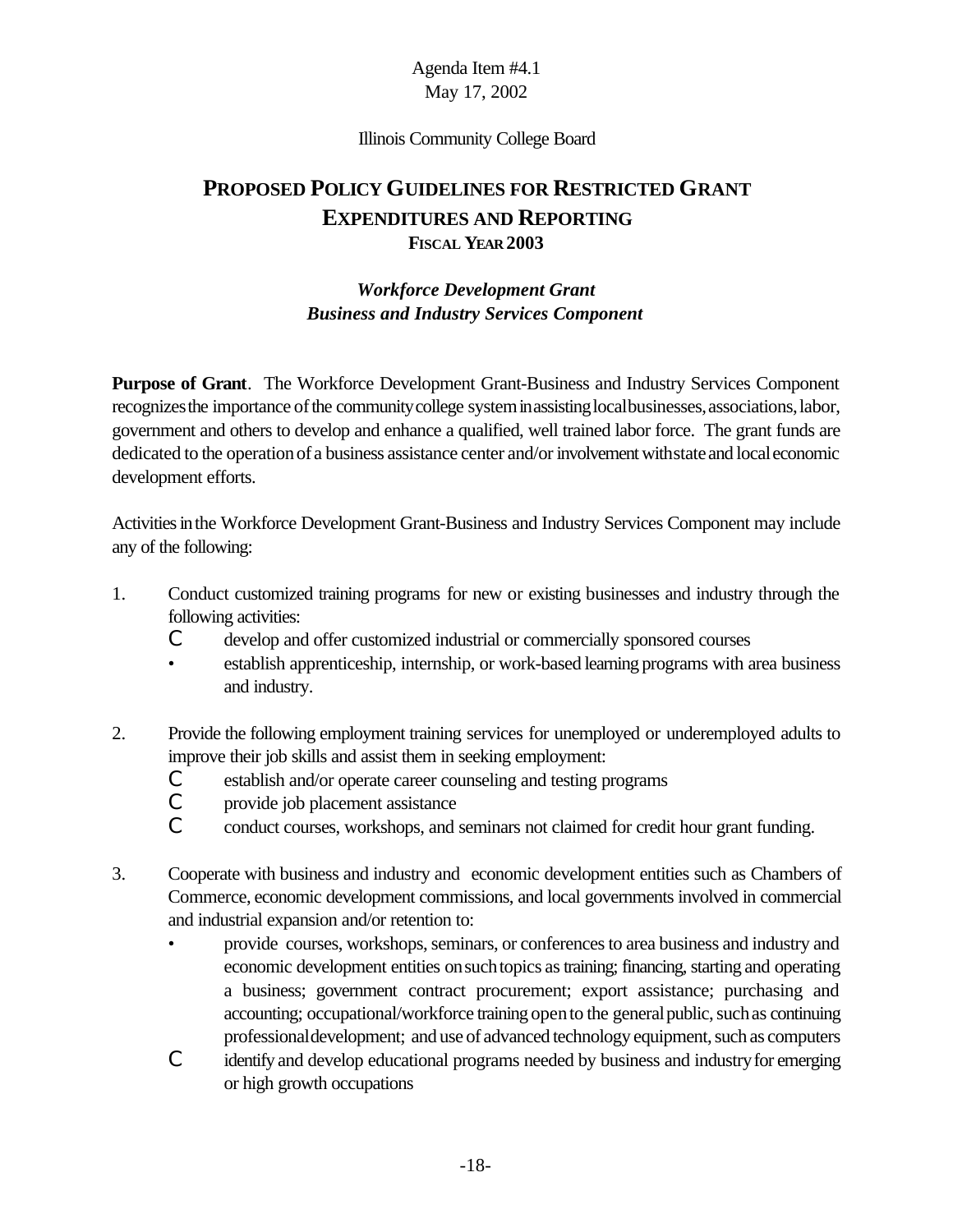Agenda Item #4.1
May 17, 2002

Illinois Community College Board

# PROPOSED POLICY GUIDELINES FOR RESTRICTED GRANT EXPENDITURES AND REPORTING
## FISCAL YEAR 2003

### *Workforce Development Grant*
### *Business and Industry Services Component*

**Purpose of Grant**. The Workforce Development Grant-Business and Industry Services Component recognizes the importance of the community college system in assisting local businesses, associations, labor, government and others to develop and enhance a qualified, well trained labor force. The grant funds are dedicated to the operation of a business assistance center and/or involvement with state and local economic development efforts.

Activities in the Workforce Development Grant-Business and Industry Services Component may include any of the following:

1. Conduct customized training programs for new or existing businesses and industry through the following activities:
   - develop and offer customized industrial or commercially sponsored courses
   - establish apprenticeship, internship, or work-based learning programs with area business and industry.

2. Provide the following employment training services for unemployed or underemployed adults to improve their job skills and assist them in seeking employment:
   - establish and/or operate career counseling and testing programs
   - provide job placement assistance
   - conduct courses, workshops, and seminars not claimed for credit hour grant funding.

3. Cooperate with business and industry and economic development entities such as Chambers of Commerce, economic development commissions, and local governments involved in commercial and industrial expansion and/or retention to:
   - provide courses, workshops, seminars, or conferences to area business and industry and economic development entities on such topics as training; financing, starting and operating a business; government contract procurement; export assistance; purchasing and accounting; occupational/workforce training open to the general public, such as continuing professional development; and use of advanced technology equipment, such as computers
   - identify and develop educational programs needed by business and industry for emerging or high growth occupations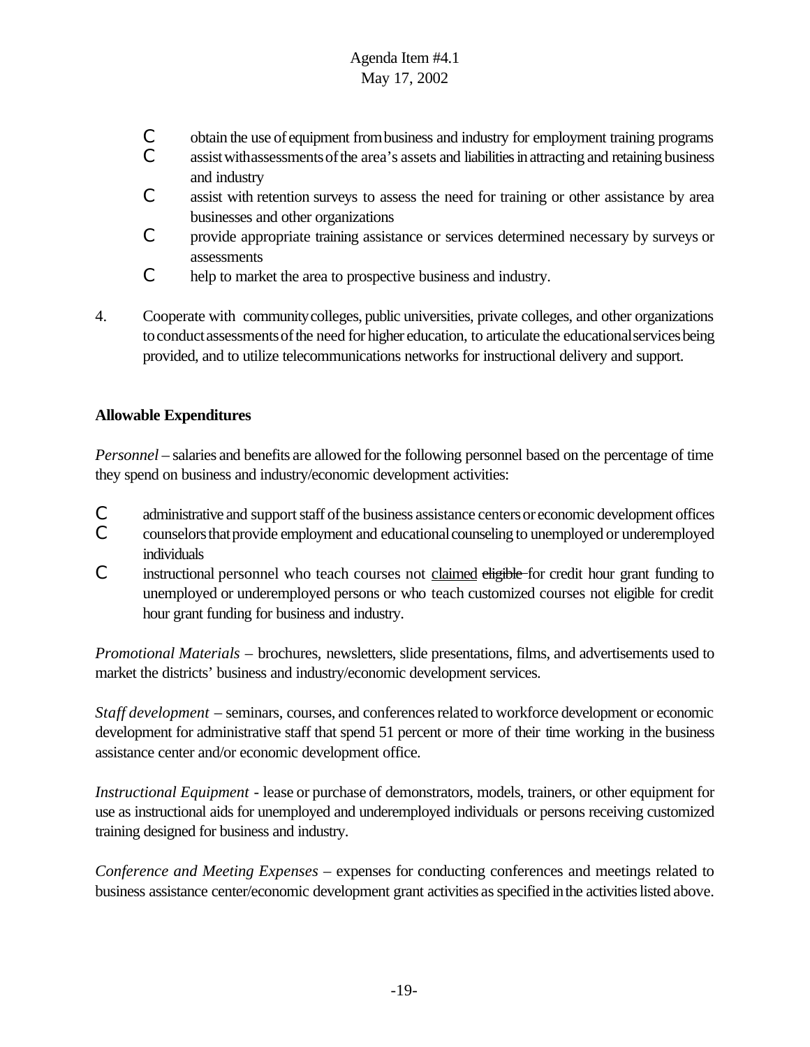- obtain the use of equipment from business and industry for employment training programs
- assist with assessments of the area's assets and liabilities in attracting and retaining business and industry
- assist with retention surveys to assess the need for training or other assistance by area businesses and other organizations
- provide appropriate training assistance or services determined necessary by surveys or assessments
- help to market the area to prospective business and industry.

4. Cooperate with community colleges, public universities, private colleges, and other organizations to conduct assessments of the need for higher education, to articulate the educational services being provided, and to utilize telecommunications networks for instructional delivery and support.

**Allowable Expenditures**

*Personnel* – salaries and benefits are allowed for the following personnel based on the percentage of time they spend on business and industry/economic development activities:

- administrative and support staff of the business assistance centers or economic development offices
- counselors that provide employment and educational counseling to unemployed or underemployed individuals
- instructional personnel who teach courses not <u>claimed</u> ~~eligible~~ for credit hour grant funding to unemployed or underemployed persons or who teach customized courses not eligible for credit hour grant funding for business and industry.

*Promotional Materials* – brochures, newsletters, slide presentations, films, and advertisements used to market the districts' business and industry/economic development services.

*Staff development* – seminars, courses, and conferences related to workforce development or economic development for administrative staff that spend 51 percent or more of their time working in the business assistance center and/or economic development office.

*Instructional Equipment* - lease or purchase of demonstrators, models, trainers, or other equipment for use as instructional aids for unemployed and underemployed individuals or persons receiving customized training designed for business and industry.

*Conference and Meeting Expenses* – expenses for conducting conferences and meetings related to business assistance center/economic development grant activities as specified in the activities listed above.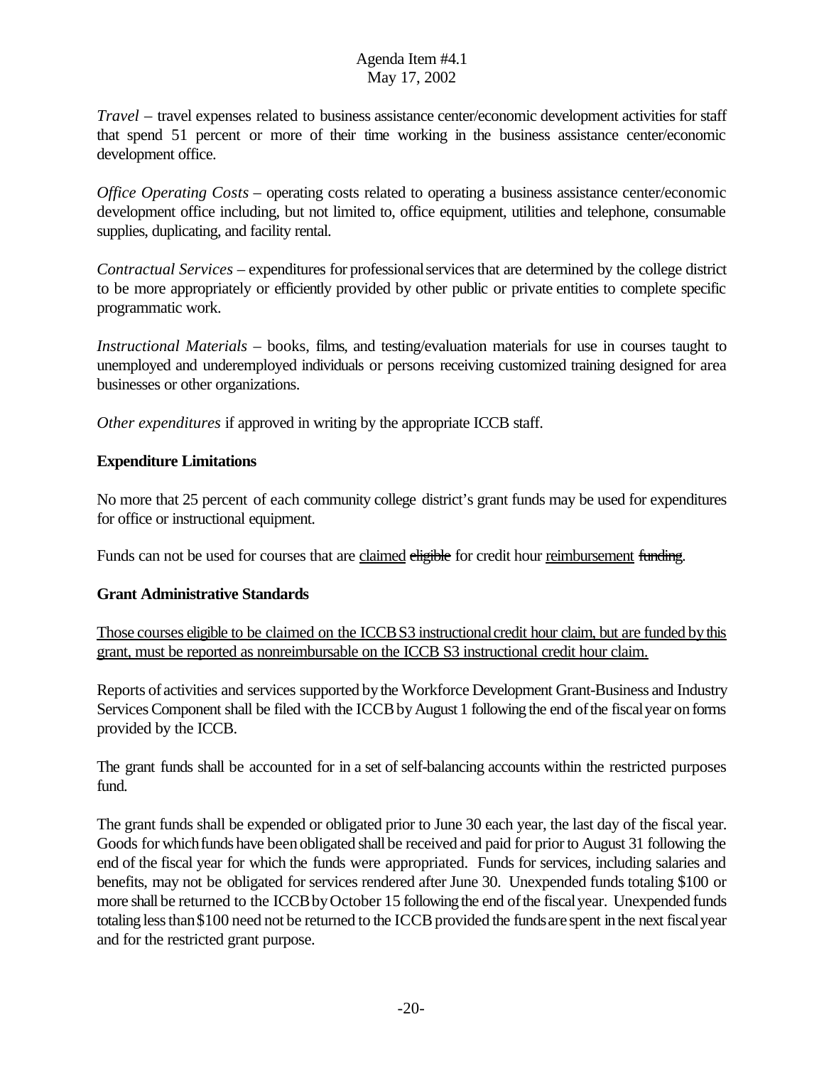*Travel* – travel expenses related to business assistance center/economic development activities for staff that spend 51 percent or more of their time working in the business assistance center/economic development office.

*Office Operating Costs* – operating costs related to operating a business assistance center/economic development office including, but not limited to, office equipment, utilities and telephone, consumable supplies, duplicating, and facility rental.

*Contractual Services* – expenditures for professional services that are determined by the college district to be more appropriately or efficiently provided by other public or private entities to complete specific programmatic work.

*Instructional Materials* – books, films, and testing/evaluation materials for use in courses taught to unemployed and underemployed individuals or persons receiving customized training designed for area businesses or other organizations.

*Other expenditures* if approved in writing by the appropriate ICCB staff.

**Expenditure Limitations**

No more that 25 percent of each community college district's grant funds may be used for expenditures for office or instructional equipment.

Funds can not be used for courses that are <u>claimed</u> ~~eligible~~ for credit hour <u>reimbursement</u> ~~funding~~.

**Grant Administrative Standards**

<u>Those courses eligible to be claimed on the ICCB S3 instructional credit hour claim, but are funded by this grant, must be reported as nonreimbursable on the ICCB S3 instructional credit hour claim.</u>

Reports of activities and services supported by the Workforce Development Grant-Business and Industry Services Component shall be filed with the ICCB by August 1 following the end of the fiscal year on forms provided by the ICCB.

The grant funds shall be accounted for in a set of self-balancing accounts within the restricted purposes fund.

The grant funds shall be expended or obligated prior to June 30 each year, the last day of the fiscal year. Goods for which funds have been obligated shall be received and paid for prior to August 31 following the end of the fiscal year for which the funds were appropriated. Funds for services, including salaries and benefits, may not be obligated for services rendered after June 30. Unexpended funds totaling $100 or more shall be returned to the ICCB by October 15 following the end of the fiscal year. Unexpended funds totaling less than $100 need not be returned to the ICCB provided the funds are spent in the next fiscal year and for the restricted grant purpose.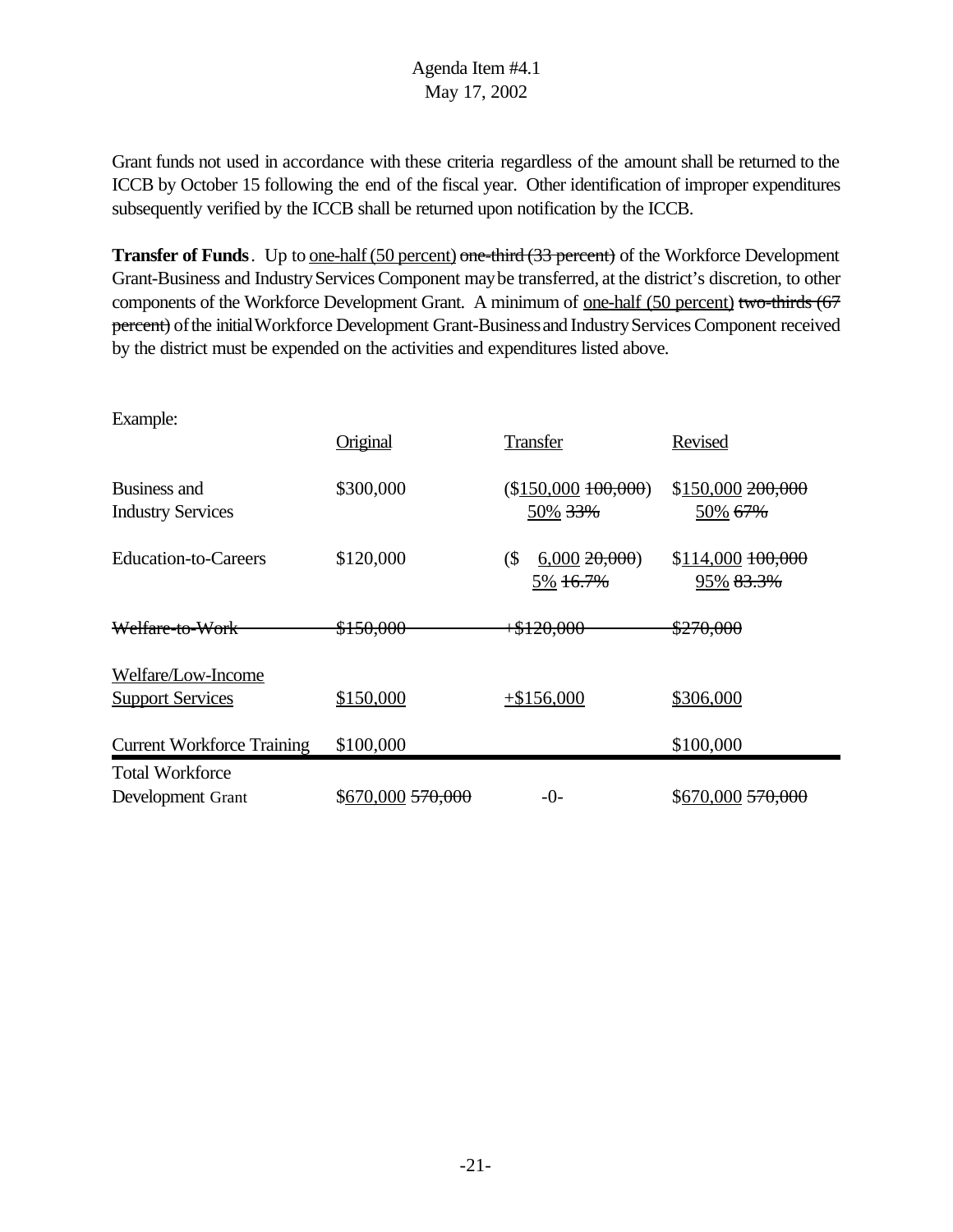Agenda Item #4.1
May 17, 2002

Grant funds not used in accordance with these criteria regardless of the amount shall be returned to the ICCB by October 15 following the end of the fiscal year. Other identification of improper expenditures subsequently verified by the ICCB shall be returned upon notification by the ICCB.

**Transfer of Funds**. Up to <u>one-half (50 percent)</u> ~~one-third (33 percent)~~ of the Workforce Development Grant-Business and Industry Services Component may be transferred, at the district's discretion, to other components of the Workforce Development Grant. A minimum of <u>one-half (50 percent)</u> ~~two-thirds (67 percent)~~ of the initial Workforce Development Grant-Business and Industry Services Component received by the district must be expended on the activities and expenditures listed above.

Example:

| | <u>Original</u> | <u>Transfer</u> | <u>Revised</u> |
|---|---|---|---|
| Business and Industry Services | \$300,000 | (\$<u>150,000</u> ~~100,000~~) <u>50%</u> ~~33%~~ | \$<u>150,000</u> ~~200,000~~ <u>50%</u> ~~67%~~ |
| Education-to-Careers | \$120,000 | (\$ <u>6,000</u> ~~20,000~~) <u>5%</u> ~~16.7%~~ | \$<u>114,000</u> ~~100,000~~ <u>95%</u> ~~83.3%~~ |
| ~~Welfare-to-Work~~ | ~~\$150,000~~ | ~~+\$120,000~~ | ~~\$270,000~~ |
| <u>Welfare/Low-Income Support Services</u> | <u>\$150,000</u> | <u>+\$156,000</u> | <u>\$306,000</u> |
| Current Workforce Training | \$100,000 | | \$100,000 |
| Total Workforce Development Grant | \$<u>670,000</u> ~~570,000~~ | -0- | \$<u>670,000</u> ~~570,000~~ |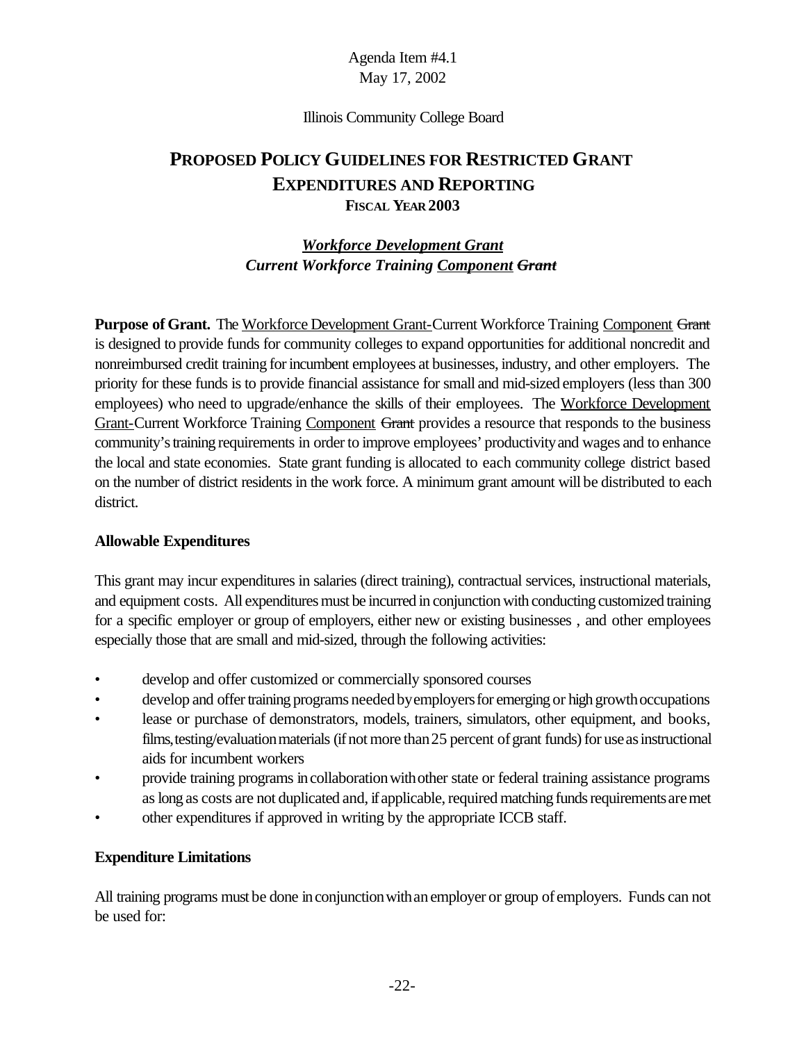Agenda Item #4.1
May 17, 2002

Illinois Community College Board

# PROPOSED POLICY GUIDELINES FOR RESTRICTED GRANT EXPENDITURES AND REPORTING
## FISCAL YEAR 2003

### *Workforce Development Grant*
### *Current Workforce Training Component ~~Grant~~*

**Purpose of Grant.** The Workforce Development Grant-Current Workforce Training Component ~~Grant~~ is designed to provide funds for community colleges to expand opportunities for additional noncredit and nonreimbursed credit training for incumbent employees at businesses, industry, and other employers. The priority for these funds is to provide financial assistance for small and mid-sized employers (less than 300 employees) who need to upgrade/enhance the skills of their employees. The Workforce Development Grant-Current Workforce Training Component ~~Grant~~ provides a resource that responds to the business community's training requirements in order to improve employees' productivity and wages and to enhance the local and state economies. State grant funding is allocated to each community college district based on the number of district residents in the work force. A minimum grant amount will be distributed to each district.

**Allowable Expenditures**

This grant may incur expenditures in salaries (direct training), contractual services, instructional materials, and equipment costs. All expenditures must be incurred in conjunction with conducting customized training for a specific employer or group of employers, either new or existing businesses , and other employees especially those that are small and mid-sized, through the following activities:

- develop and offer customized or commercially sponsored courses
- develop and offer training programs needed by employers for emerging or high growth occupations
- lease or purchase of demonstrators, models, trainers, simulators, other equipment, and books, films, testing/evaluation materials (if not more than 25 percent of grant funds) for use as instructional aids for incumbent workers
- provide training programs in collaboration with other state or federal training assistance programs as long as costs are not duplicated and, if applicable, required matching funds requirements are met
- other expenditures if approved in writing by the appropriate ICCB staff.

**Expenditure Limitations**

All training programs must be done in conjunction with an employer or group of employers. Funds can not be used for: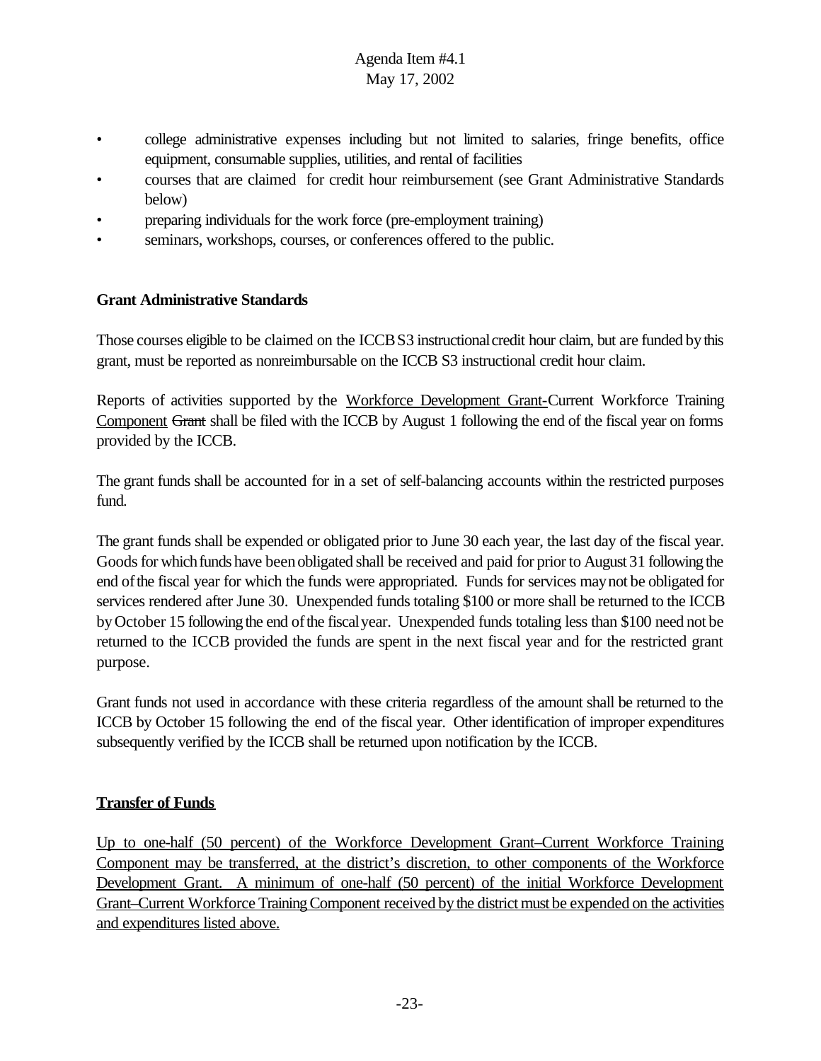- college administrative expenses including but not limited to salaries, fringe benefits, office equipment, consumable supplies, utilities, and rental of facilities
- courses that are claimed for credit hour reimbursement (see Grant Administrative Standards below)
- preparing individuals for the work force (pre-employment training)
- seminars, workshops, courses, or conferences offered to the public.

**Grant Administrative Standards**

Those courses eligible to be claimed on the ICCB S3 instructional credit hour claim, but are funded by this grant, must be reported as nonreimbursable on the ICCB S3 instructional credit hour claim.

Reports of activities supported by the <u>Workforce Development Grant-</u>Current Workforce Training <u>Component</u> ~~Grant~~ shall be filed with the ICCB by August 1 following the end of the fiscal year on forms provided by the ICCB.

The grant funds shall be accounted for in a set of self-balancing accounts within the restricted purposes fund.

The grant funds shall be expended or obligated prior to June 30 each year, the last day of the fiscal year. Goods for which funds have been obligated shall be received and paid for prior to August 31 following the end of the fiscal year for which the funds were appropriated. Funds for services may not be obligated for services rendered after June 30. Unexpended funds totaling $100 or more shall be returned to the ICCB by October 15 following the end of the fiscal year. Unexpended funds totaling less than $100 need not be returned to the ICCB provided the funds are spent in the next fiscal year and for the restricted grant purpose.

Grant funds not used in accordance with these criteria regardless of the amount shall be returned to the ICCB by October 15 following the end of the fiscal year. Other identification of improper expenditures subsequently verified by the ICCB shall be returned upon notification by the ICCB.

**<u>Transfer of Funds</u>**

<u>Up to one-half (50 percent) of the Workforce Development Grant–Current Workforce Training Component may be transferred, at the district's discretion, to other components of the Workforce Development Grant. A minimum of one-half (50 percent) of the initial Workforce Development Grant–Current Workforce Training Component received by the district must be expended on the activities and expenditures listed above.</u>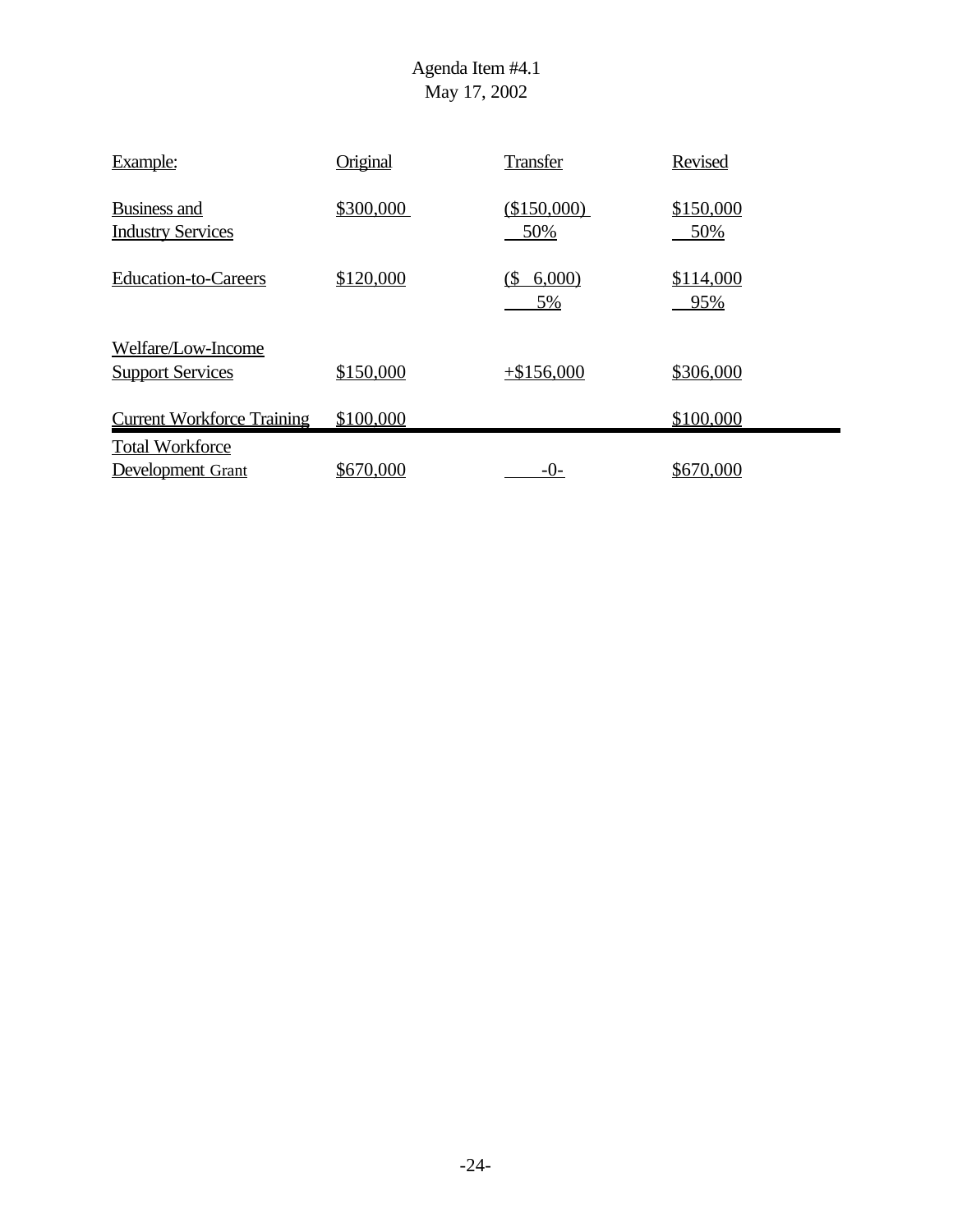Agenda Item #4.1
May 17, 2002

| Example: | Original | Transfer | Revised |
|---|---|---|---|
| Business and Industry Services | $300,000 | ($150,000) 50% | $150,000 50% |
| Education-to-Careers | $120,000 | ($ 6,000) 5% | $114,000 95% |
| Welfare/Low-Income Support Services | $150,000 | +$156,000 | $306,000 |
| Current Workforce Training | $100,000 | | $100,000 |
| Total Workforce Development Grant | $670,000 | -0- | $670,000 |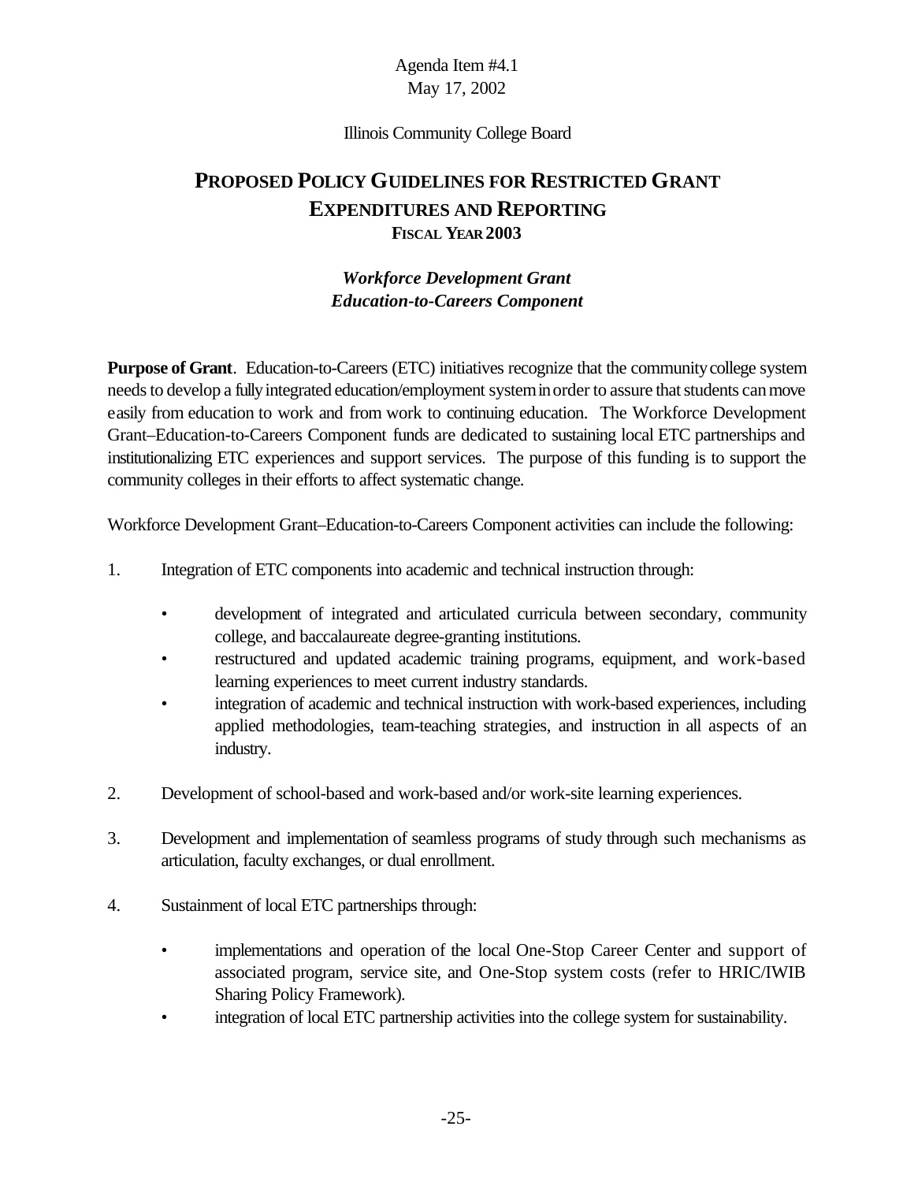Agenda Item #4.1
May 17, 2002

Illinois Community College Board

# PROPOSED POLICY GUIDELINES FOR RESTRICTED GRANT EXPENDITURES AND REPORTING
## FISCAL YEAR 2003

### *Workforce Development Grant*
### *Education-to-Careers Component*

**Purpose of Grant**. Education-to-Careers (ETC) initiatives recognize that the community college system needs to develop a fully integrated education/employment system in order to assure that students can move easily from education to work and from work to continuing education. The Workforce Development Grant–Education-to-Careers Component funds are dedicated to sustaining local ETC partnerships and institutionalizing ETC experiences and support services. The purpose of this funding is to support the community colleges in their efforts to affect systematic change.

Workforce Development Grant–Education-to-Careers Component activities can include the following:

1. Integration of ETC components into academic and technical instruction through:
   - development of integrated and articulated curricula between secondary, community college, and baccalaureate degree-granting institutions.
   - restructured and updated academic training programs, equipment, and work-based learning experiences to meet current industry standards.
   - integration of academic and technical instruction with work-based experiences, including applied methodologies, team-teaching strategies, and instruction in all aspects of an industry.

2. Development of school-based and work-based and/or work-site learning experiences.

3. Development and implementation of seamless programs of study through such mechanisms as articulation, faculty exchanges, or dual enrollment.

4. Sustainment of local ETC partnerships through:
   - implementations and operation of the local One-Stop Career Center and support of associated program, service site, and One-Stop system costs (refer to HRIC/IWIB Sharing Policy Framework).
   - integration of local ETC partnership activities into the college system for sustainability.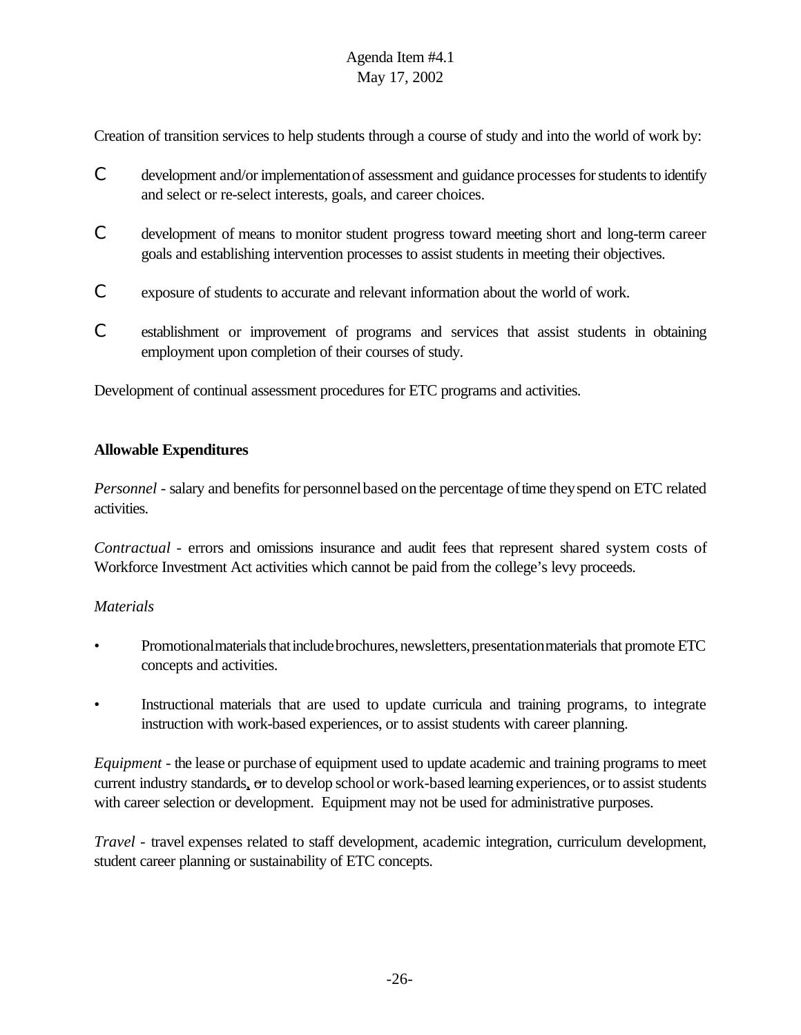Creation of transition services to help students through a course of study and into the world of work by:

- development and/or implementation of assessment and guidance processes for students to identify and select or re-select interests, goals, and career choices.
- development of means to monitor student progress toward meeting short and long-term career goals and establishing intervention processes to assist students in meeting their objectives.
- exposure of students to accurate and relevant information about the world of work.
- establishment or improvement of programs and services that assist students in obtaining employment upon completion of their courses of study.

Development of continual assessment procedures for ETC programs and activities.

**Allowable Expenditures**

*Personnel* - salary and benefits for personnel based on the percentage of time they spend on ETC related activities.

*Contractual* - errors and omissions insurance and audit fees that represent shared system costs of Workforce Investment Act activities which cannot be paid from the college's levy proceeds.

*Materials*

- Promotional materials that include brochures, newsletters, presentation materials that promote ETC concepts and activities.
- Instructional materials that are used to update curricula and training programs, to integrate instruction with work-based experiences, or to assist students with career planning.

*Equipment* - the lease or purchase of equipment used to update academic and training programs to meet current industry standards, ~~or~~ to develop school or work-based learning experiences, or to assist students with career selection or development. Equipment may not be used for administrative purposes.

*Travel* - travel expenses related to staff development, academic integration, curriculum development, student career planning or sustainability of ETC concepts.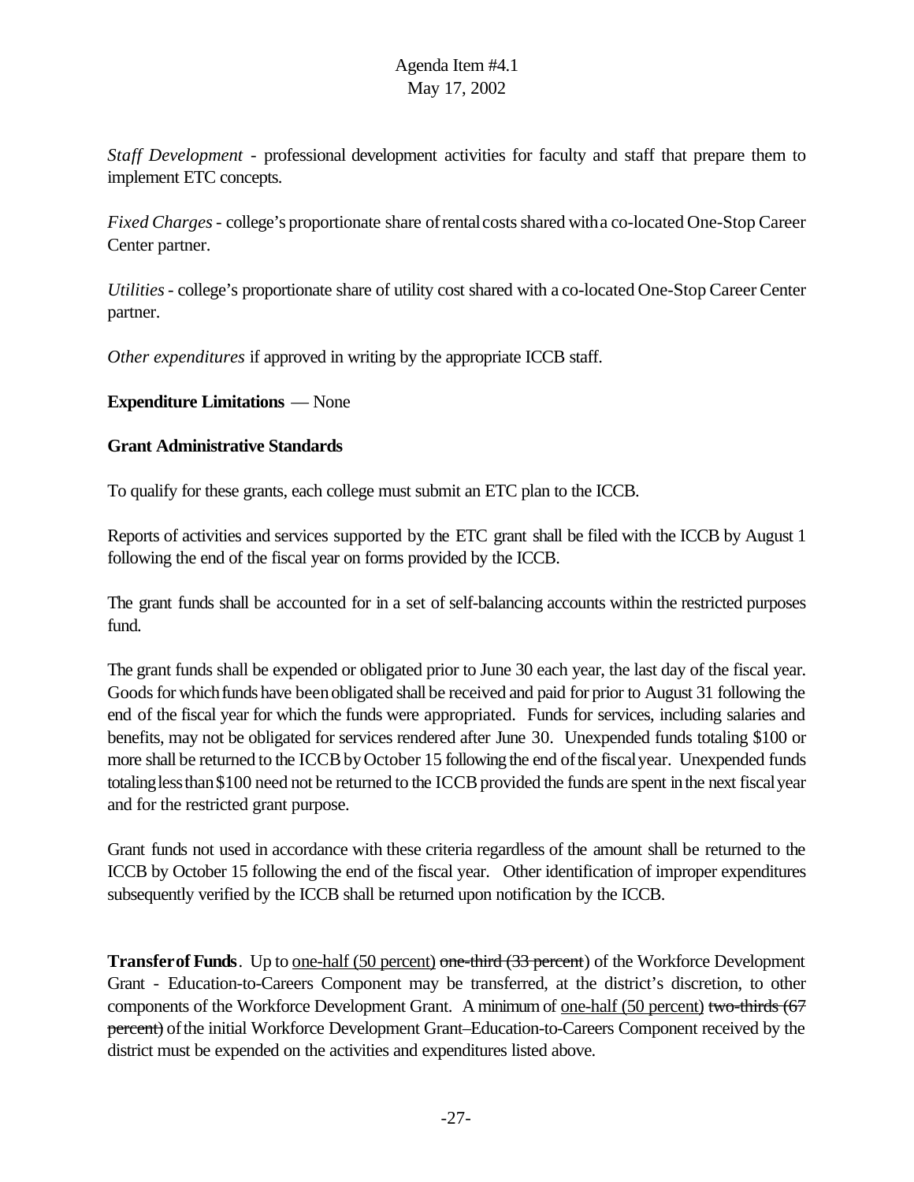*Staff Development* - professional development activities for faculty and staff that prepare them to implement ETC concepts.

*Fixed Charges* - college's proportionate share of rental costs shared with a co-located One-Stop Career Center partner.

*Utilities* - college's proportionate share of utility cost shared with a co-located One-Stop Career Center partner.

*Other expenditures* if approved in writing by the appropriate ICCB staff.

**Expenditure Limitations** — None

**Grant Administrative Standards**

To qualify for these grants, each college must submit an ETC plan to the ICCB.

Reports of activities and services supported by the ETC grant shall be filed with the ICCB by August 1 following the end of the fiscal year on forms provided by the ICCB.

The grant funds shall be accounted for in a set of self-balancing accounts within the restricted purposes fund.

The grant funds shall be expended or obligated prior to June 30 each year, the last day of the fiscal year. Goods for which funds have been obligated shall be received and paid for prior to August 31 following the end of the fiscal year for which the funds were appropriated. Funds for services, including salaries and benefits, may not be obligated for services rendered after June 30. Unexpended funds totaling $100 or more shall be returned to the ICCB by October 15 following the end of the fiscal year. Unexpended funds totaling less than $100 need not be returned to the ICCB provided the funds are spent in the next fiscal year and for the restricted grant purpose.

Grant funds not used in accordance with these criteria regardless of the amount shall be returned to the ICCB by October 15 following the end of the fiscal year. Other identification of improper expenditures subsequently verified by the ICCB shall be returned upon notification by the ICCB.

**Transfer of Funds**. Up to <u>one-half (50 percent)</u> ~~one-third (33 percent~~) of the Workforce Development Grant - Education-to-Careers Component may be transferred, at the district's discretion, to other components of the Workforce Development Grant. A minimum of <u>one-half (50 percent)</u> ~~two-thirds (67 percent)~~ of the initial Workforce Development Grant–Education-to-Careers Component received by the district must be expended on the activities and expenditures listed above.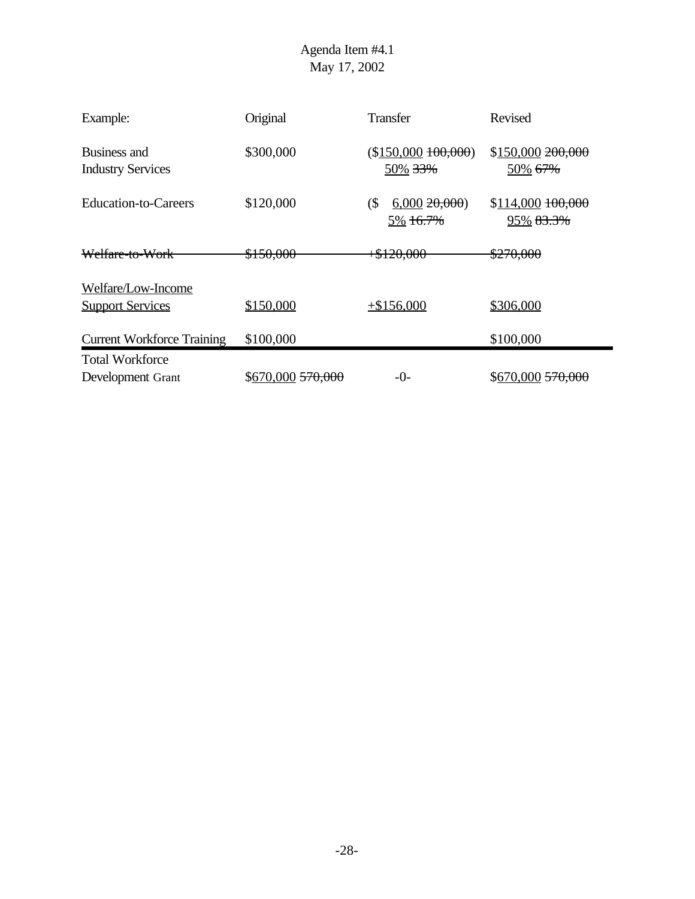Agenda Item #4.1
May 17, 2002

| Example: | Original | Transfer | Revised |
|---|---|---|---|
| Business and Industry Services | \$300,000 | (\$150,000 ~~100,000~~) 50% ~~33%~~ | \$150,000 ~~200,000~~ 50% ~~67%~~ |
| Education-to-Careers | \$120,000 | (\$ 6,000 ~~20,000~~) 5% ~~16.7%~~ | \$114,000 ~~100,000~~ 95% ~~83.3%~~ |
| ~~Welfare-to-Work~~ | ~~\$150,000~~ | ~~+\$120,000~~ | ~~\$270,000~~ |
| Welfare/Low-Income Support Services | \$150,000 | +\$156,000 | \$306,000 |
| Current Workforce Training | \$100,000 | | \$100,000 |
| Total Workforce Development Grant | \$670,000 ~~570,000~~ | -0- | \$670,000 ~~570,000~~ |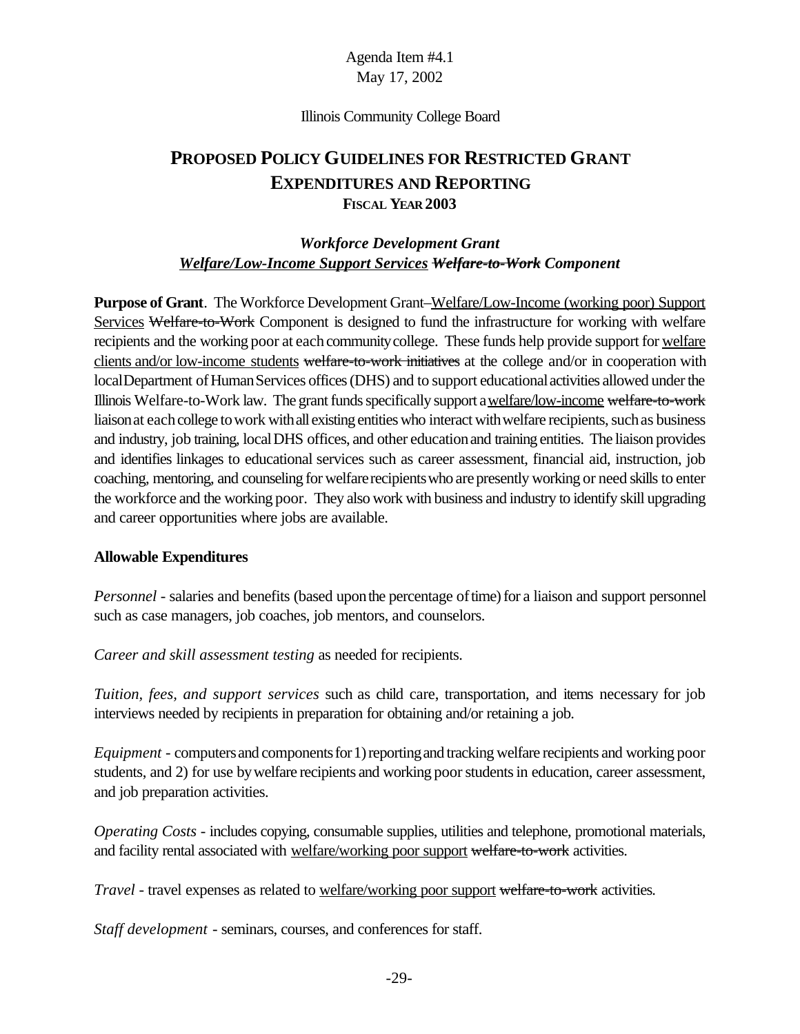Illinois Community College Board

# PROPOSED POLICY GUIDELINES FOR RESTRICTED GRANT EXPENDITURES AND REPORTING

## FISCAL YEAR 2003

### *Workforce Development Grant*
### *<u>Welfare/Low-Income Support Services</u> ~~Welfare-to-Work~~ Component*

**Purpose of Grant**. The Workforce Development Grant–<u>Welfare/Low-Income (working poor) Support Services</u> ~~Welfare-to-Work~~ Component is designed to fund the infrastructure for working with welfare recipients and the working poor at each community college. These funds help provide support for <u>welfare clients and/or low-income students</u> ~~welfare-to-work initiatives~~ at the college and/or in cooperation with local Department of Human Services offices (DHS) and to support educational activities allowed under the Illinois Welfare-to-Work law. The grant funds specifically support a <u>welfare/low-income</u> ~~welfare-to-work~~ liaison at each college to work with all existing entities who interact with welfare recipients, such as business and industry, job training, local DHS offices, and other education and training entities. The liaison provides and identifies linkages to educational services such as career assessment, financial aid, instruction, job coaching, mentoring, and counseling for welfare recipients who are presently working or need skills to enter the workforce and the working poor. They also work with business and industry to identify skill upgrading and career opportunities where jobs are available.

**Allowable Expenditures**

*Personnel* - salaries and benefits (based upon the percentage of time) for a liaison and support personnel such as case managers, job coaches, job mentors, and counselors.

*Career and skill assessment testing* as needed for recipients.

*Tuition, fees, and support services* such as child care, transportation, and items necessary for job interviews needed by recipients in preparation for obtaining and/or retaining a job.

*Equipment* - computers and components for 1) reporting and tracking welfare recipients and working poor students, and 2) for use by welfare recipients and working poor students in education, career assessment, and job preparation activities.

*Operating Costs* - includes copying, consumable supplies, utilities and telephone, promotional materials, and facility rental associated with <u>welfare/working poor support</u> ~~welfare-to-work~~ activities.

*Travel* - travel expenses as related to <u>welfare/working poor support</u> ~~welfare-to-work~~ activities.

*Staff development* - seminars, courses, and conferences for staff.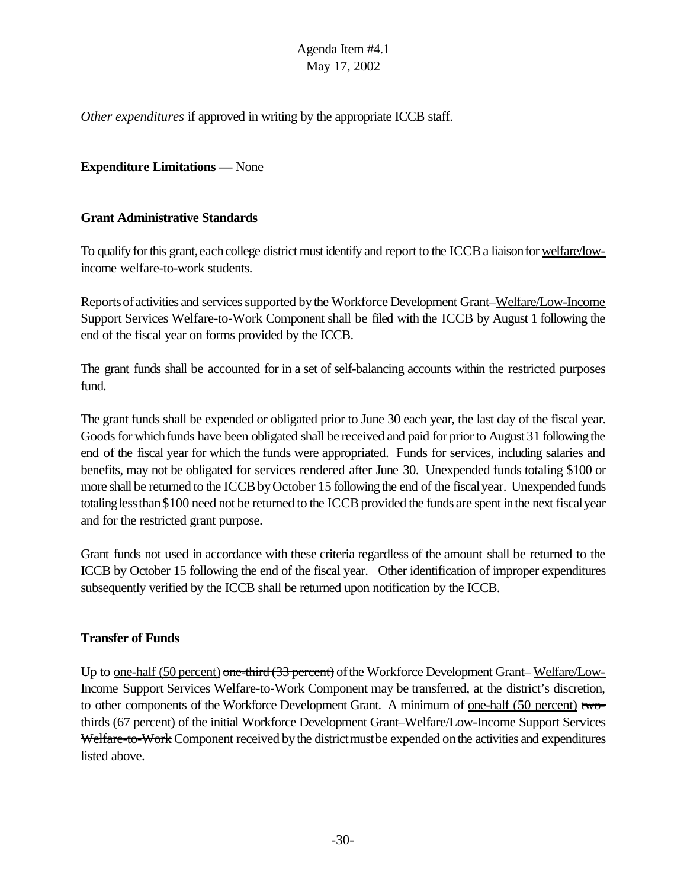*Other expenditures* if approved in writing by the appropriate ICCB staff.

**Expenditure Limitations —** None

**Grant Administrative Standards**

To qualify for this grant, each college district must identify and report to the ICCB a liaison for <u>welfare/low-income</u> ~~welfare-to-work~~ students.

Reports of activities and services supported by the Workforce Development Grant–<u>Welfare/Low-Income Support Services</u> ~~Welfare-to-Work~~ Component shall be filed with the ICCB by August 1 following the end of the fiscal year on forms provided by the ICCB.

The grant funds shall be accounted for in a set of self-balancing accounts within the restricted purposes fund.

The grant funds shall be expended or obligated prior to June 30 each year, the last day of the fiscal year. Goods for which funds have been obligated shall be received and paid for prior to August 31 following the end of the fiscal year for which the funds were appropriated. Funds for services, including salaries and benefits, may not be obligated for services rendered after June 30. Unexpended funds totaling $100 or more shall be returned to the ICCB by October 15 following the end of the fiscal year. Unexpended funds totaling less than $100 need not be returned to the ICCB provided the funds are spent in the next fiscal year and for the restricted grant purpose.

Grant funds not used in accordance with these criteria regardless of the amount shall be returned to the ICCB by October 15 following the end of the fiscal year. Other identification of improper expenditures subsequently verified by the ICCB shall be returned upon notification by the ICCB.

**Transfer of Funds**

Up to <u>one-half (50 percent)</u> ~~one-third (33 percent)~~ of the Workforce Development Grant– <u>Welfare/Low-Income Support Services</u> ~~Welfare-to-Work~~ Component may be transferred, at the district's discretion, to other components of the Workforce Development Grant. A minimum of <u>one-half (50 percent)</u> ~~two-thirds (67 percent)~~ of the initial Workforce Development Grant–<u>Welfare/Low-Income Support Services</u> ~~Welfare-to-Work~~ Component received by the district must be expended on the activities and expenditures listed above.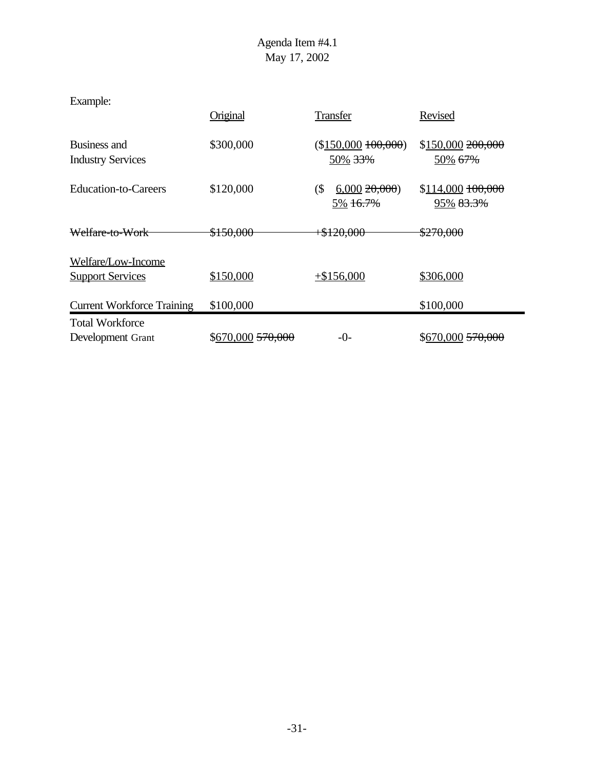Example:

| | Original | Transfer | Revised |
|---|---|---|---|
| Business and Industry Services | $300,000 | ($150,000 ~~100,000~~) 50% ~~33%~~ | $150,000 ~~200,000~~ 50% ~~67%~~ |
| Education-to-Careers | $120,000 | ($ 6,000 ~~20,000~~) 5% ~~16.7%~~ | $114,000 ~~100,000~~ 95% ~~83.3%~~ |
| ~~Welfare-to-Work~~ | ~~$150,000~~ | ~~+$120,000~~ | ~~$270,000~~ |
| Welfare/Low-Income Support Services | $150,000 | +$156,000 | $306,000 |
| Current Workforce Training | $100,000 | | $100,000 |
| Total Workforce Development Grant | $670,000 ~~570,000~~ | -0- | $670,000 ~~570,000~~ |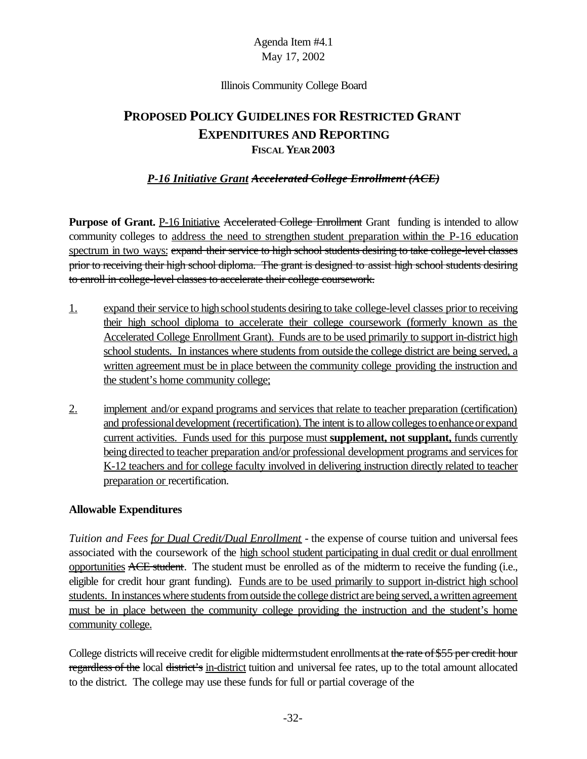Agenda Item #4.1
May 17, 2002

Illinois Community College Board

# PROPOSED POLICY GUIDELINES FOR RESTRICTED GRANT EXPENDITURES AND REPORTING

## FISCAL YEAR 2003

### *<u>P-16 Initiative Grant</u> ~~Accelerated College Enrollment (ACE)~~*

**Purpose of Grant.** <u>P-16 Initiative</u> ~~Accelerated College Enrollment~~ Grant funding is intended to allow community colleges to <u>address the need to strengthen student preparation within the P-16 education spectrum in two ways:</u> ~~expand their service to high school students desiring to take college-level classes prior to receiving their high school diploma. The grant is designed to assist high school students desiring to enroll in college-level classes to accelerate their college coursework.~~

<u>1.</u> <u>expand their service to high school students desiring to take college-level classes prior to receiving their high school diploma to accelerate their college coursework (formerly known as the Accelerated College Enrollment Grant). Funds are to be used primarily to support in-district high school students. In instances where students from outside the college district are being served, a written agreement must be in place between the community college providing the instruction and the student's home community college;</u>

<u>2.</u> <u>implement and/or expand programs and services that relate to teacher preparation (certification) and professional development (recertification). The intent is to allow colleges to enhance or expand current activities. Funds used for this purpose must **supplement, not supplant,** funds currently being directed to teacher preparation and/or professional development programs and services for K-12 teachers and for college faculty involved in delivering instruction directly related to teacher preparation or</u> recertification.

**Allowable Expenditures**

*Tuition and Fees <u>for Dual Credit/Dual Enrollment</u>* - the expense of course tuition and universal fees associated with the coursework of the <u>high school student participating in dual credit or dual enrollment opportunities</u> ~~ACE student~~. The student must be enrolled as of the midterm to receive the funding (i.e., eligible for credit hour grant funding). <u>Funds are to be used primarily to support in-district high school students. In instances where students from outside the college district are being served, a written agreement must be in place between the community college providing the instruction and the student's home community college.</u>

College districts will receive credit for eligible midterm student enrollments at ~~the rate of \$55 per credit hour regardless of the~~ local ~~district's~~ <u>in-district</u> tuition and universal fee rates, up to the total amount allocated to the district. The college may use these funds for full or partial coverage of the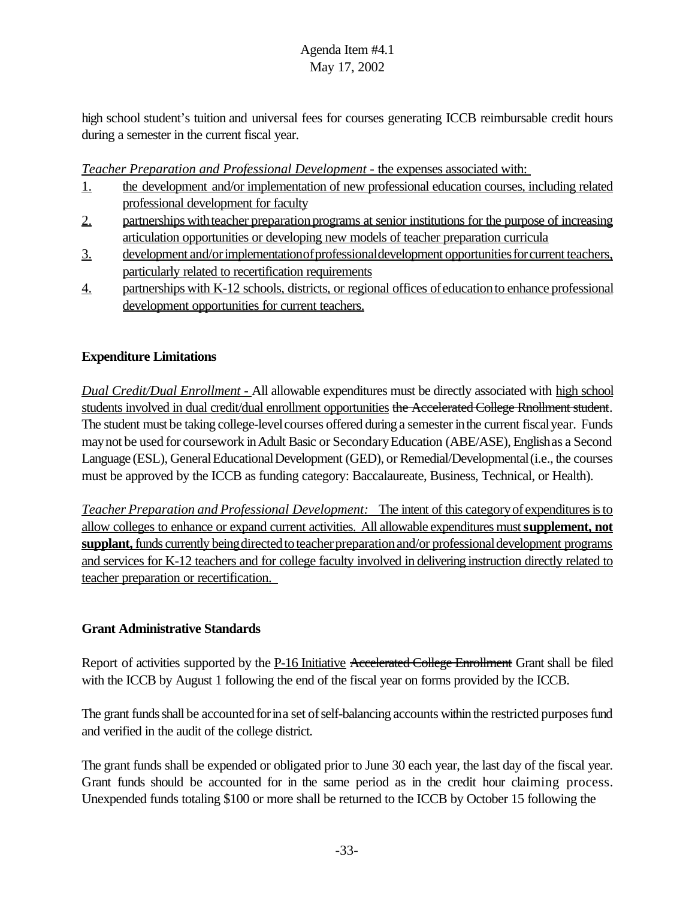high school student's tuition and universal fees for courses generating ICCB reimbursable credit hours during a semester in the current fiscal year.

*Teacher Preparation and Professional Development* - the expenses associated with:

1. the development and/or implementation of new professional education courses, including related professional development for faculty
2. partnerships with teacher preparation programs at senior institutions for the purpose of increasing articulation opportunities or developing new models of teacher preparation curricula
3. development and/or implementation of professional development opportunities for current teachers, particularly related to recertification requirements
4. partnerships with K-12 schools, districts, or regional offices of education to enhance professional development opportunities for current teachers.

**Expenditure Limitations**

*Dual Credit/Dual Enrollment* - All allowable expenditures must be directly associated with high school students involved in dual credit/dual enrollment opportunities ~~the Accelerated College Rnollment student~~. The student must be taking college-level courses offered during a semester in the current fiscal year. Funds may not be used for coursework in Adult Basic or Secondary Education (ABE/ASE), English as a Second Language (ESL), General Educational Development (GED), or Remedial/Developmental (i.e., the courses must be approved by the ICCB as funding category: Baccalaureate, Business, Technical, or Health).

*Teacher Preparation and Professional Development:* The intent of this category of expenditures is to allow colleges to enhance or expand current activities. All allowable expenditures must **supplement, not supplant,** funds currently being directed to teacher preparation and/or professional development programs and services for K-12 teachers and for college faculty involved in delivering instruction directly related to teacher preparation or recertification.

**Grant Administrative Standards**

Report of activities supported by the P-16 Initiative ~~Accelerated College Enrollment~~ Grant shall be filed with the ICCB by August 1 following the end of the fiscal year on forms provided by the ICCB.

The grant funds shall be accounted for in a set of self-balancing accounts within the restricted purposes fund and verified in the audit of the college district.

The grant funds shall be expended or obligated prior to June 30 each year, the last day of the fiscal year. Grant funds should be accounted for in the same period as in the credit hour claiming process. Unexpended funds totaling $100 or more shall be returned to the ICCB by October 15 following the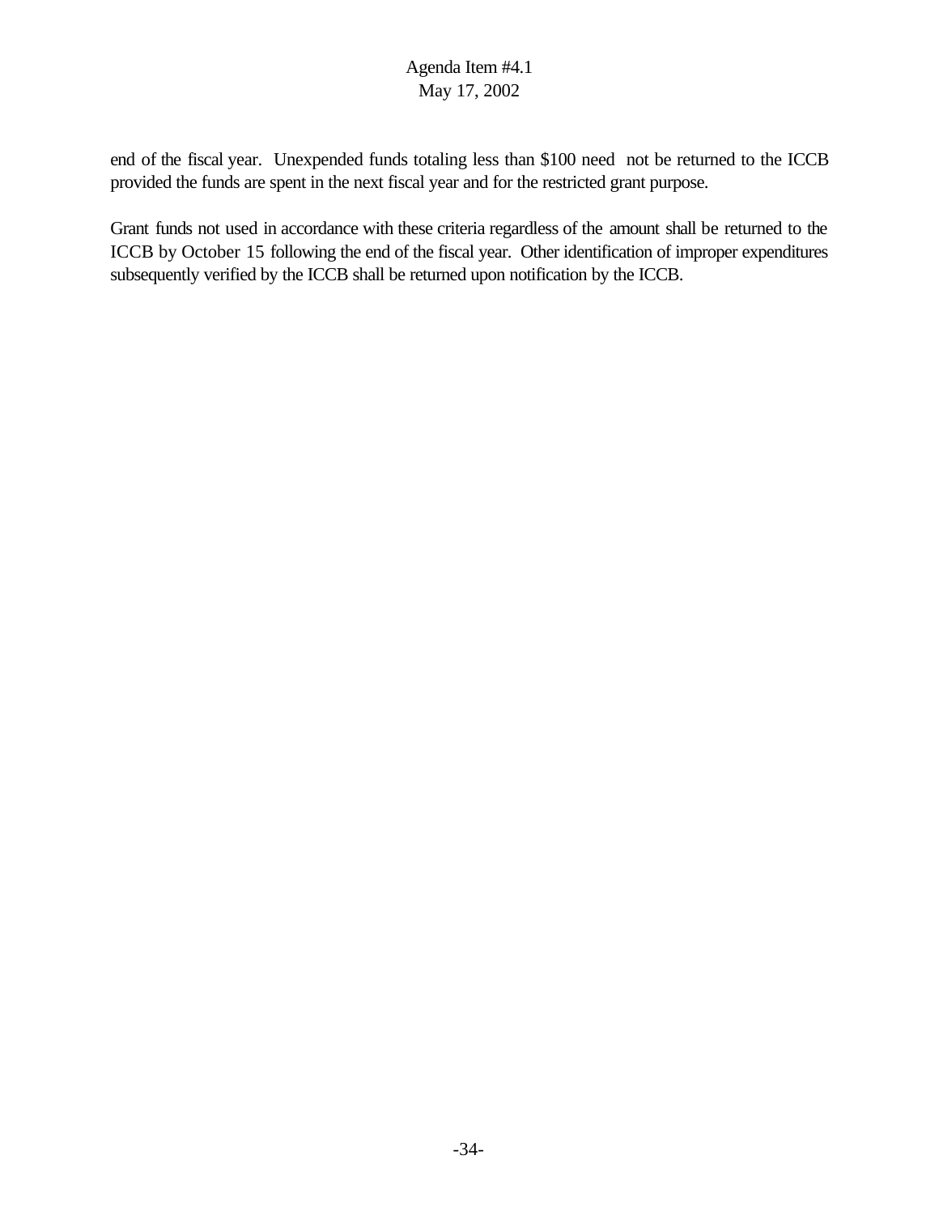end of the fiscal year. Unexpended funds totaling less than $100 need not be returned to the ICCB provided the funds are spent in the next fiscal year and for the restricted grant purpose.

Grant funds not used in accordance with these criteria regardless of the amount shall be returned to the ICCB by October 15 following the end of the fiscal year. Other identification of improper expenditures subsequently verified by the ICCB shall be returned upon notification by the ICCB.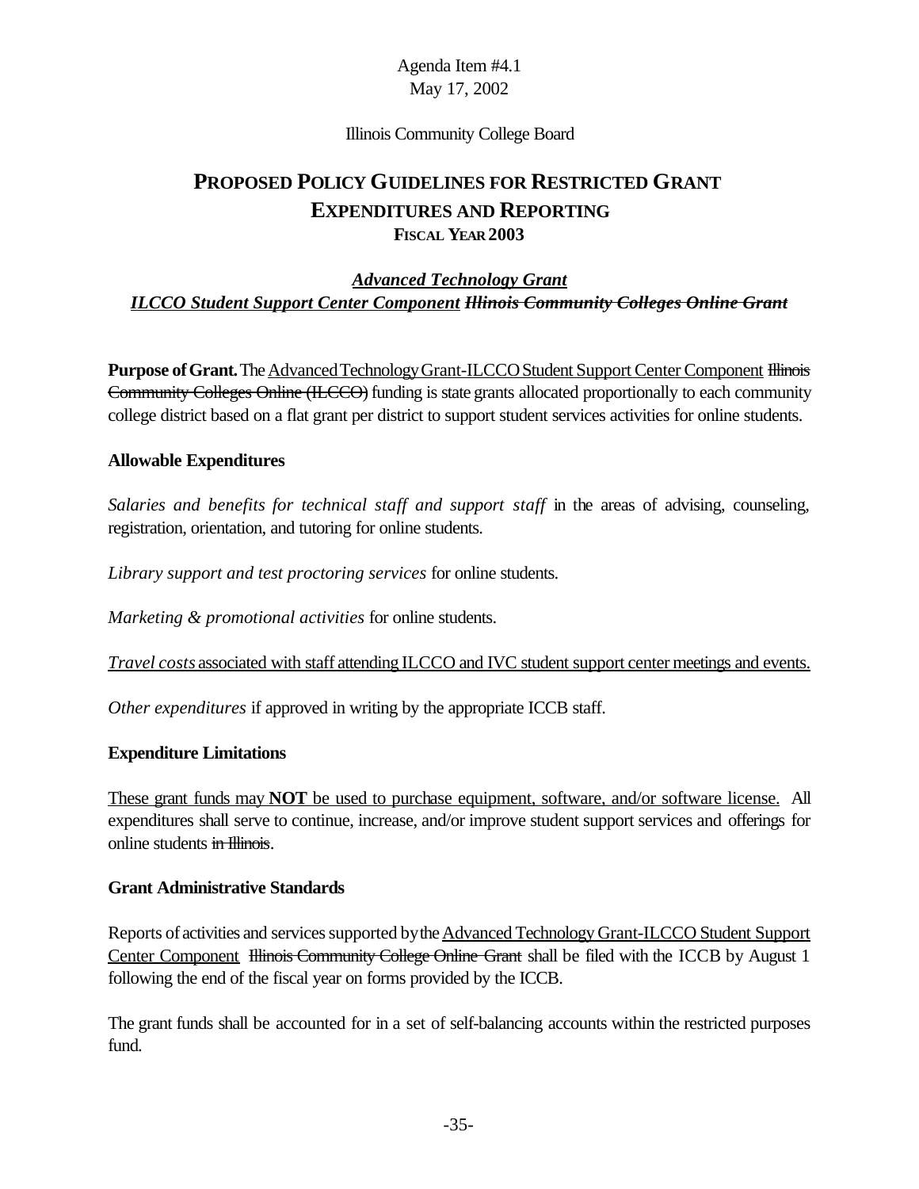Agenda Item #4.1
May 17, 2002

Illinois Community College Board

# PROPOSED POLICY GUIDELINES FOR RESTRICTED GRANT EXPENDITURES AND REPORTING
## FISCAL YEAR 2003

### <u>*Advanced Technology Grant*</u>
### <u>*ILCCO Student Support Center Component*</u> ~~*Illinois Community Colleges Online Grant*~~

**Purpose of Grant.** The <u>Advanced Technology Grant-ILCCO Student Support Center Component</u> ~~Illinois Community Colleges Online (ILCCO)~~ funding is state grants allocated proportionally to each community college district based on a flat grant per district to support student services activities for online students.

**Allowable Expenditures**

*Salaries and benefits for technical staff and support staff* in the areas of advising, counseling, registration, orientation, and tutoring for online students.

*Library support and test proctoring services* for online students.

*Marketing & promotional activities* for online students.

<u>*Travel costs* associated with staff attending ILCCO and IVC student support center meetings and events.</u>

*Other expenditures* if approved in writing by the appropriate ICCB staff.

**Expenditure Limitations**

<u>These grant funds may **NOT** be used to purchase equipment, software, and/or software license.</u> All expenditures shall serve to continue, increase, and/or improve student support services and offerings for online students ~~in Illinois~~.

**Grant Administrative Standards**

Reports of activities and services supported by the <u>Advanced Technology Grant-ILCCO Student Support Center Component</u> ~~Illinois Community College Online Grant~~ shall be filed with the ICCB by August 1 following the end of the fiscal year on forms provided by the ICCB.

The grant funds shall be accounted for in a set of self-balancing accounts within the restricted purposes fund.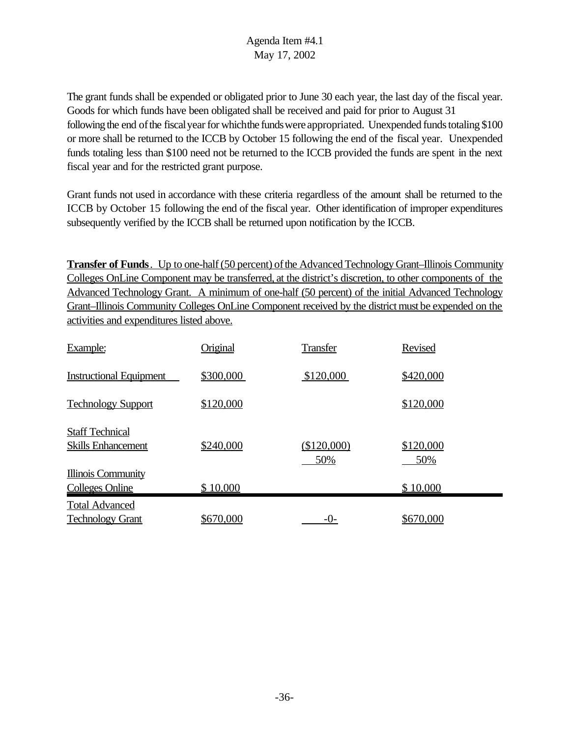Agenda Item #4.1
May 17, 2002

The grant funds shall be expended or obligated prior to June 30 each year, the last day of the fiscal year. Goods for which funds have been obligated shall be received and paid for prior to August 31 following the end of the fiscal year for which the funds were appropriated. Unexpended funds totaling $100 or more shall be returned to the ICCB by October 15 following the end of the fiscal year. Unexpended funds totaling less than $100 need not be returned to the ICCB provided the funds are spent in the next fiscal year and for the restricted grant purpose.

Grant funds not used in accordance with these criteria regardless of the amount shall be returned to the ICCB by October 15 following the end of the fiscal year. Other identification of improper expenditures subsequently verified by the ICCB shall be returned upon notification by the ICCB.

**Transfer of Funds**. Up to one-half (50 percent) of the Advanced Technology Grant–Illinois Community Colleges OnLine Component may be transferred, at the district's discretion, to other components of the Advanced Technology Grant. A minimum of one-half (50 percent) of the initial Advanced Technology Grant–Illinois Community Colleges OnLine Component received by the district must be expended on the activities and expenditures listed above.

| Example: | Original | Transfer | Revised |
|---|---|---|---|
| Instructional Equipment | $300,000 | $120,000 | $420,000 |
| Technology Support | $120,000 | | $120,000 |
| Staff Technical Skills Enhancement | $240,000 | ($120,000) 50% | $120,000 50% |
| Illinois Community Colleges Online | $ 10,000 | | $ 10,000 |
| Total Advanced Technology Grant | $670,000 | -0- | $670,000 |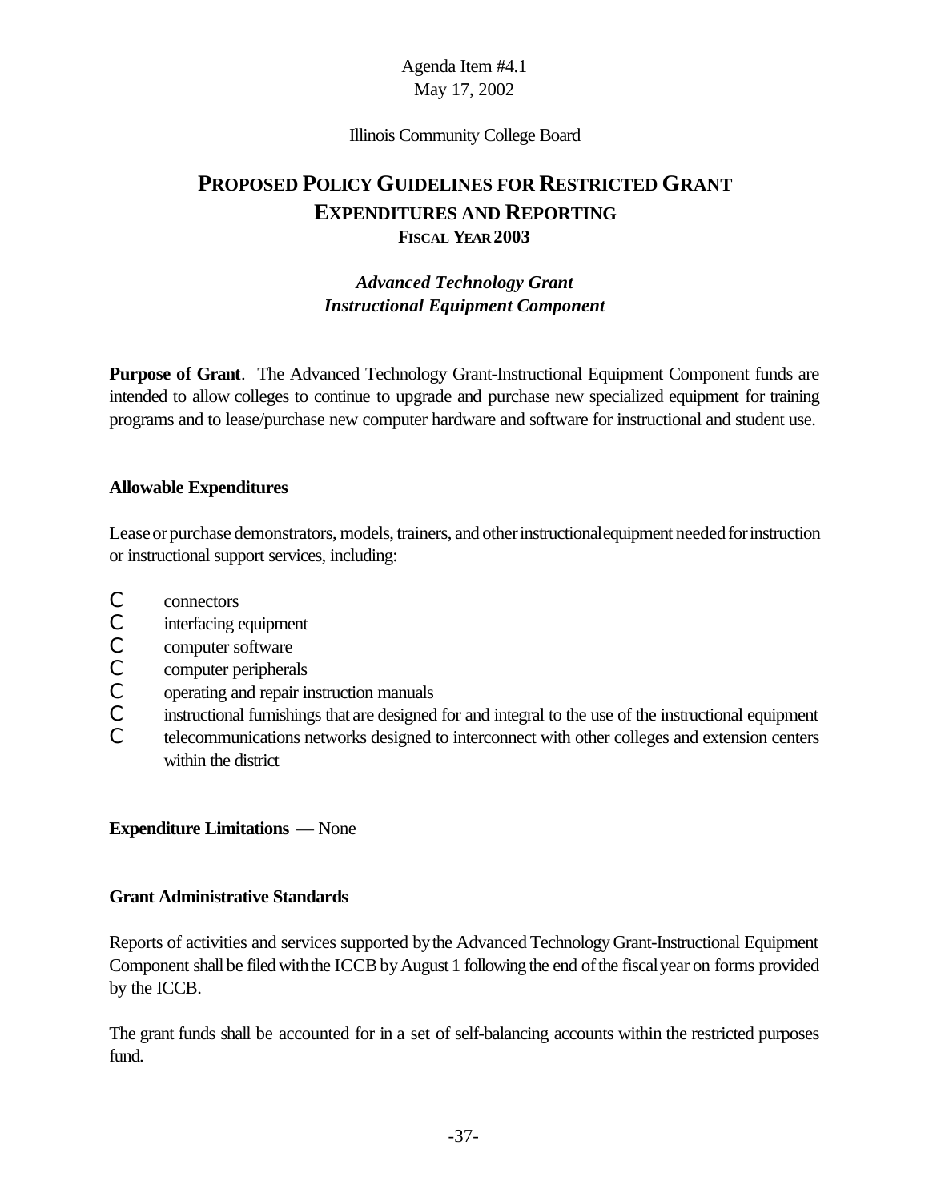Agenda Item #4.1
May 17, 2002

Illinois Community College Board

# PROPOSED POLICY GUIDELINES FOR RESTRICTED GRANT EXPENDITURES AND REPORTING
## FISCAL YEAR 2003

### *Advanced Technology Grant*
### *Instructional Equipment Component*

**Purpose of Grant**. The Advanced Technology Grant-Instructional Equipment Component funds are intended to allow colleges to continue to upgrade and purchase new specialized equipment for training programs and to lease/purchase new computer hardware and software for instructional and student use.

**Allowable Expenditures**

Lease or purchase demonstrators, models, trainers, and other instructional equipment needed for instruction or instructional support services, including:

- connectors
- interfacing equipment
- computer software
- computer peripherals
- operating and repair instruction manuals
- instructional furnishings that are designed for and integral to the use of the instructional equipment
- telecommunications networks designed to interconnect with other colleges and extension centers within the district

**Expenditure Limitations** — None

**Grant Administrative Standards**

Reports of activities and services supported by the Advanced Technology Grant-Instructional Equipment Component shall be filed with the ICCB by August 1 following the end of the fiscal year on forms provided by the ICCB.

The grant funds shall be accounted for in a set of self-balancing accounts within the restricted purposes fund.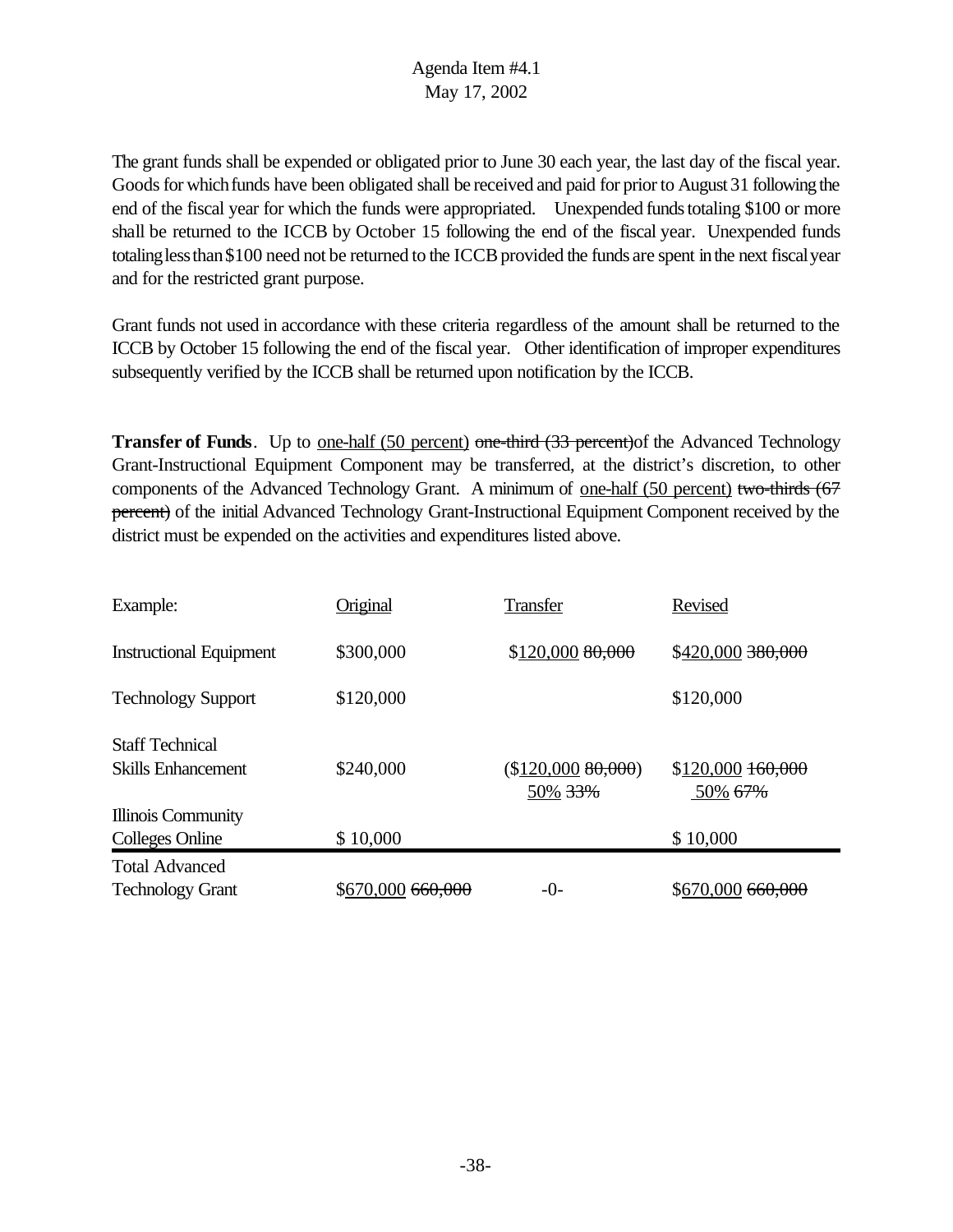Agenda Item #4.1
May 17, 2002

The grant funds shall be expended or obligated prior to June 30 each year, the last day of the fiscal year. Goods for which funds have been obligated shall be received and paid for prior to August 31 following the end of the fiscal year for which the funds were appropriated. Unexpended funds totaling $100 or more shall be returned to the ICCB by October 15 following the end of the fiscal year. Unexpended funds totaling less than $100 need not be returned to the ICCB provided the funds are spent in the next fiscal year and for the restricted grant purpose.

Grant funds not used in accordance with these criteria regardless of the amount shall be returned to the ICCB by October 15 following the end of the fiscal year. Other identification of improper expenditures subsequently verified by the ICCB shall be returned upon notification by the ICCB.

**Transfer of Funds**. Up to <u>one-half (50 percent)</u> ~~one-third (33 percent)~~of the Advanced Technology Grant-Instructional Equipment Component may be transferred, at the district's discretion, to other components of the Advanced Technology Grant. A minimum of <u>one-half (50 percent)</u> ~~two-thirds (67 percent)~~ of the initial Advanced Technology Grant-Instructional Equipment Component received by the district must be expended on the activities and expenditures listed above.

| Example: | Original | Transfer | Revised |
|---|---|---|---|
| Instructional Equipment | $300,000 | $<u>120,000</u> ~~80,000~~ | $<u>420,000</u> ~~380,000~~ |
| Technology Support | $120,000 | | $120,000 |
| Staff Technical Skills Enhancement | $240,000 | ($<u>120,000</u> ~~80,000~~) <u>50%</u> ~~33%~~ | $<u>120,000</u> ~~160,000~~ <u>50%</u> ~~67%~~ |
| Illinois Community Colleges Online | $ 10,000 | | $ 10,000 |
| Total Advanced Technology Grant | $<u>670,000</u> ~~660,000~~ | -0- | $<u>670,000</u> ~~660,000~~ |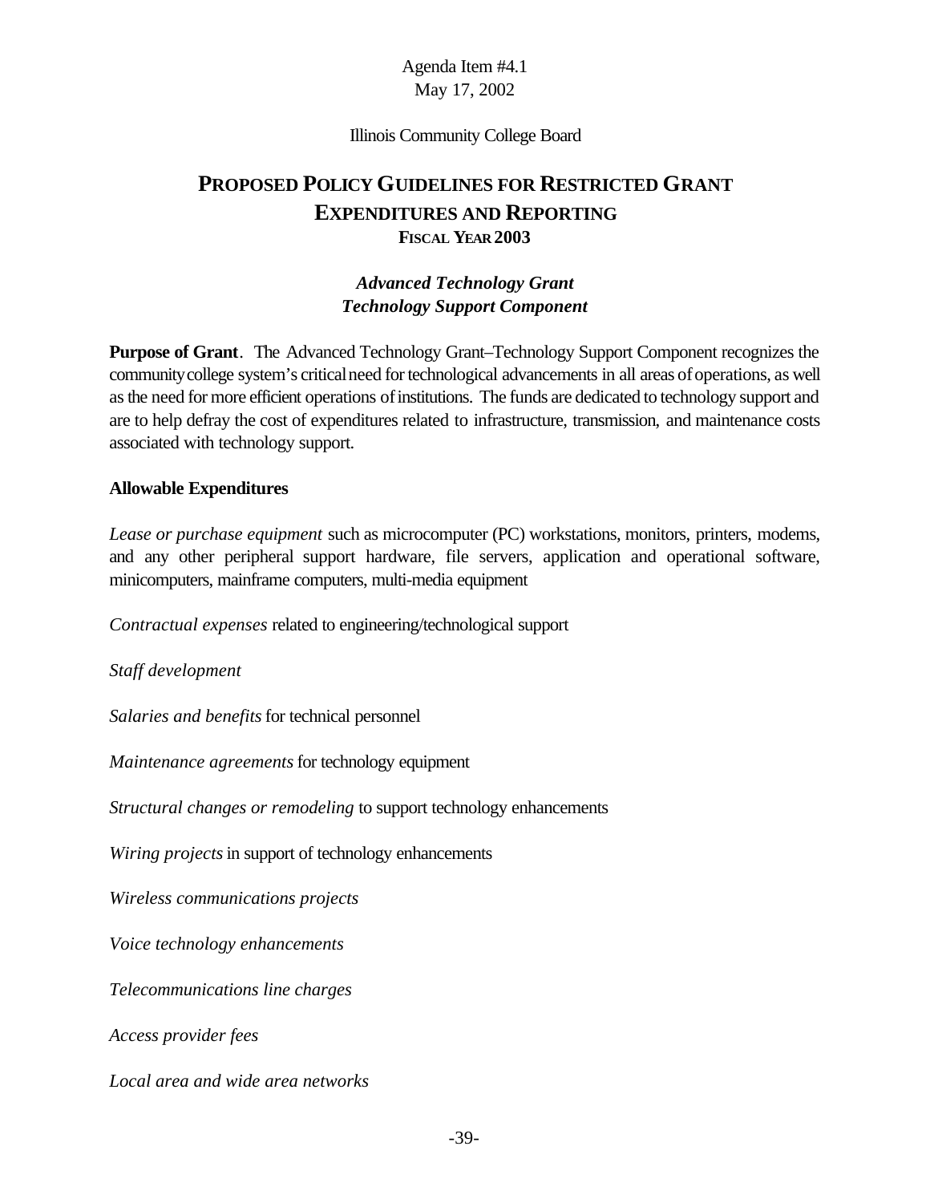Agenda Item #4.1
May 17, 2002

Illinois Community College Board

# PROPOSED POLICY GUIDELINES FOR RESTRICTED GRANT EXPENDITURES AND REPORTING
## FISCAL YEAR 2003

### *Advanced Technology Grant*
### *Technology Support Component*

**Purpose of Grant**. The Advanced Technology Grant–Technology Support Component recognizes the community college system's critical need for technological advancements in all areas of operations, as well as the need for more efficient operations of institutions. The funds are dedicated to technology support and are to help defray the cost of expenditures related to infrastructure, transmission, and maintenance costs associated with technology support.

**Allowable Expenditures**

*Lease or purchase equipment* such as microcomputer (PC) workstations, monitors, printers, modems, and any other peripheral support hardware, file servers, application and operational software, minicomputers, mainframe computers, multi-media equipment

*Contractual expenses* related to engineering/technological support

*Staff development*

*Salaries and benefits* for technical personnel

*Maintenance agreements* for technology equipment

*Structural changes or remodeling* to support technology enhancements

*Wiring projects* in support of technology enhancements

*Wireless communications projects*

*Voice technology enhancements*

*Telecommunications line charges*

*Access provider fees*

*Local area and wide area networks*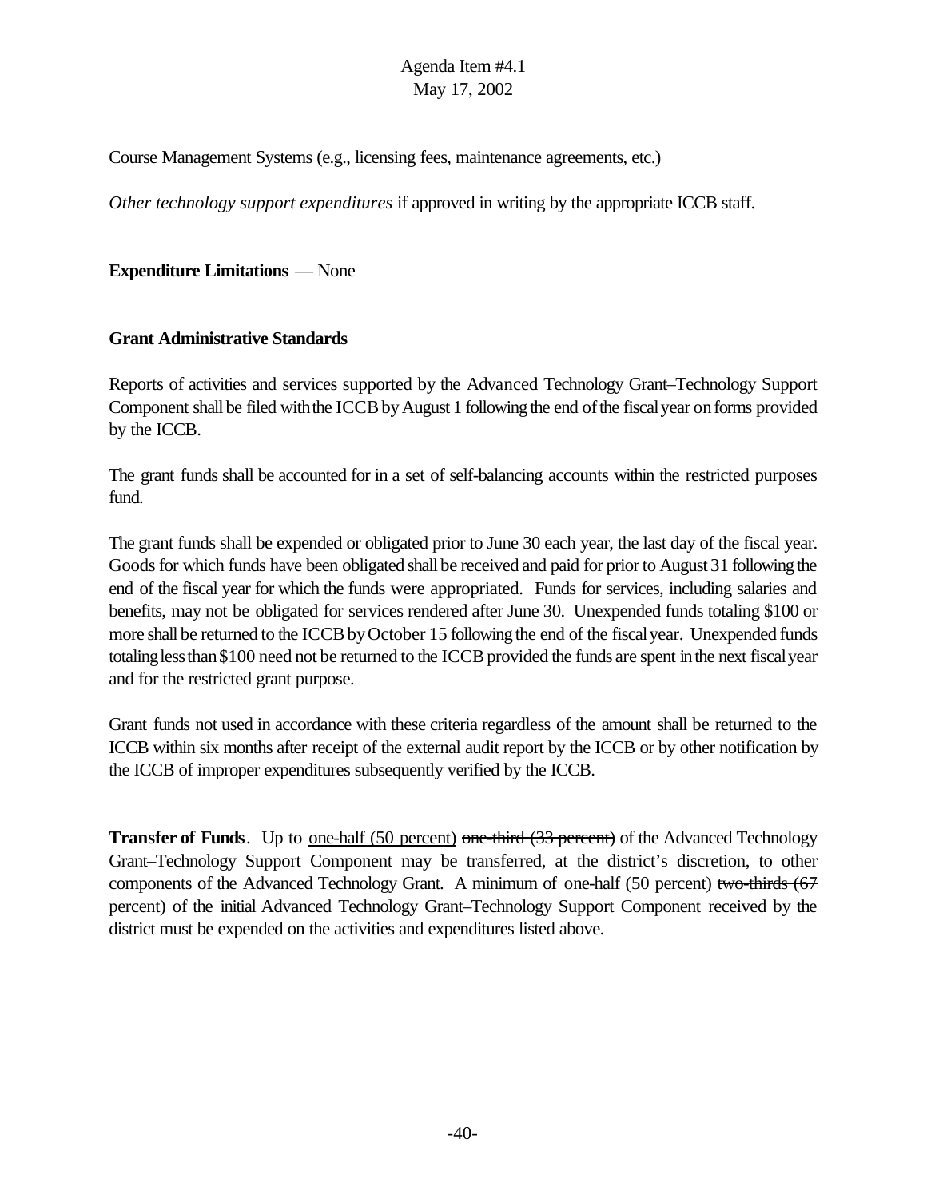Course Management Systems (e.g., licensing fees, maintenance agreements, etc.)

*Other technology support expenditures* if approved in writing by the appropriate ICCB staff.

**Expenditure Limitations** — None

**Grant Administrative Standards**

Reports of activities and services supported by the Advanced Technology Grant–Technology Support Component shall be filed with the ICCB by August 1 following the end of the fiscal year on forms provided by the ICCB.

The grant funds shall be accounted for in a set of self-balancing accounts within the restricted purposes fund.

The grant funds shall be expended or obligated prior to June 30 each year, the last day of the fiscal year. Goods for which funds have been obligated shall be received and paid for prior to August 31 following the end of the fiscal year for which the funds were appropriated. Funds for services, including salaries and benefits, may not be obligated for services rendered after June 30. Unexpended funds totaling $100 or more shall be returned to the ICCB by October 15 following the end of the fiscal year. Unexpended funds totaling less than $100 need not be returned to the ICCB provided the funds are spent in the next fiscal year and for the restricted grant purpose.

Grant funds not used in accordance with these criteria regardless of the amount shall be returned to the ICCB within six months after receipt of the external audit report by the ICCB or by other notification by the ICCB of improper expenditures subsequently verified by the ICCB.

**Transfer of Funds**. Up to <u>one-half (50 percent)</u> ~~one-third (33 percent)~~ of the Advanced Technology Grant–Technology Support Component may be transferred, at the district's discretion, to other components of the Advanced Technology Grant. A minimum of <u>one-half (50 percent)</u> ~~two-thirds (67 percent)~~ of the initial Advanced Technology Grant–Technology Support Component received by the district must be expended on the activities and expenditures listed above.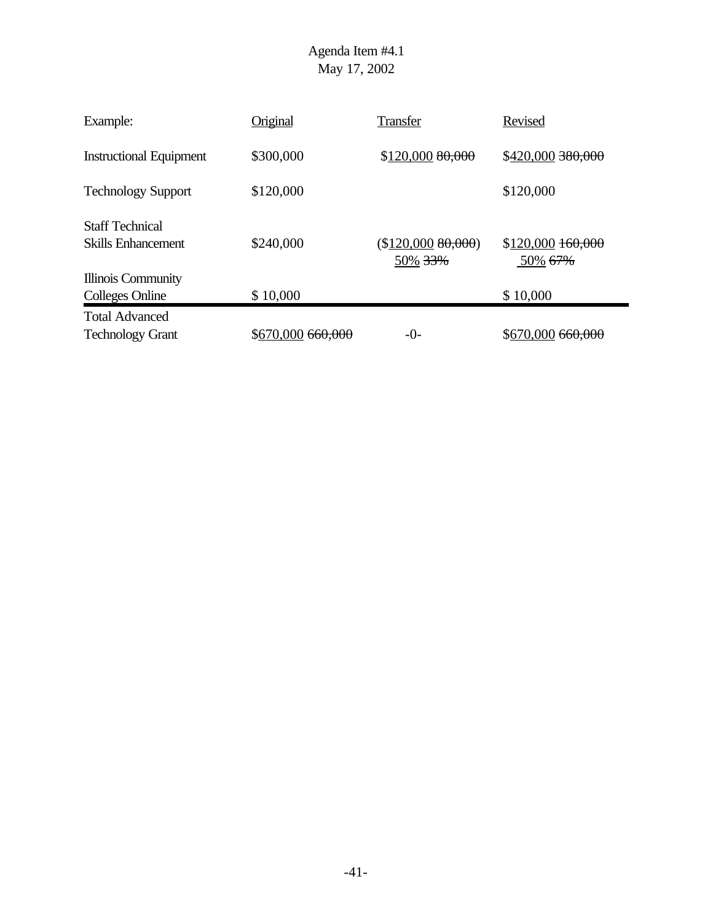Agenda Item #4.1
May 17, 2002

| Example: | Original | Transfer | Revised |
|---|---|---|---|
| Instructional Equipment | $300,000 | $<u>120,000</u> ~~80,000~~ | $<u>420,000</u> ~~380,000~~ |
| Technology Support | $120,000 | | $120,000 |
| Staff Technical Skills Enhancement | $240,000 | ($<u>120,000</u> ~~80,000~~) <u>50%</u> ~~33%~~ | $<u>120,000</u> ~~160,000~~ <u>50%</u> ~~67%~~ |
| Illinois Community Colleges Online | $ 10,000 | | $ 10,000 |
| Total Advanced Technology Grant | $<u>670,000</u> ~~660,000~~ | -0- | $<u>670,000</u> ~~660,000~~ |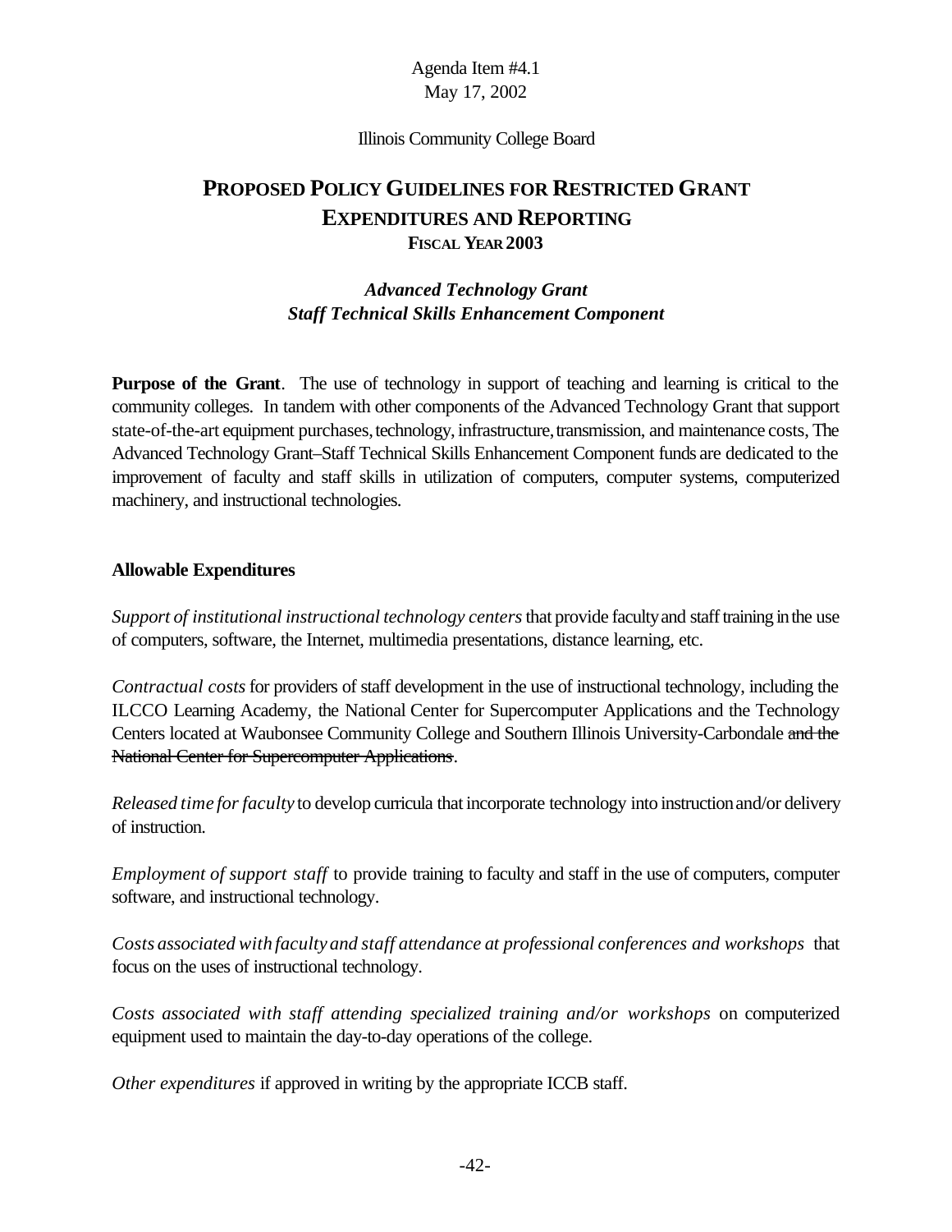Agenda Item #4.1
May 17, 2002

Illinois Community College Board

# PROPOSED POLICY GUIDELINES FOR RESTRICTED GRANT EXPENDITURES AND REPORTING

**FISCAL YEAR 2003**

## *Advanced Technology Grant*
## *Staff Technical Skills Enhancement Component*

**Purpose of the Grant**. The use of technology in support of teaching and learning is critical to the community colleges. In tandem with other components of the Advanced Technology Grant that support state-of-the-art equipment purchases, technology, infrastructure, transmission, and maintenance costs, The Advanced Technology Grant–Staff Technical Skills Enhancement Component funds are dedicated to the improvement of faculty and staff skills in utilization of computers, computer systems, computerized machinery, and instructional technologies.

**Allowable Expenditures**

*Support of institutional instructional technology centers* that provide faculty and staff training in the use of computers, software, the Internet, multimedia presentations, distance learning, etc.

*Contractual costs* for providers of staff development in the use of instructional technology, including the ILCCO Learning Academy, the National Center for Supercomputer Applications and the Technology Centers located at Waubonsee Community College and Southern Illinois University-Carbondale ~~and the National Center for Supercomputer Applications~~.

*Released time for faculty* to develop curricula that incorporate technology into instruction and/or delivery of instruction.

*Employment of support staff* to provide training to faculty and staff in the use of computers, computer software, and instructional technology.

*Costs associated with faculty and staff attendance at professional conferences and workshops* that focus on the uses of instructional technology.

*Costs associated with staff attending specialized training and/or workshops* on computerized equipment used to maintain the day-to-day operations of the college.

*Other expenditures* if approved in writing by the appropriate ICCB staff.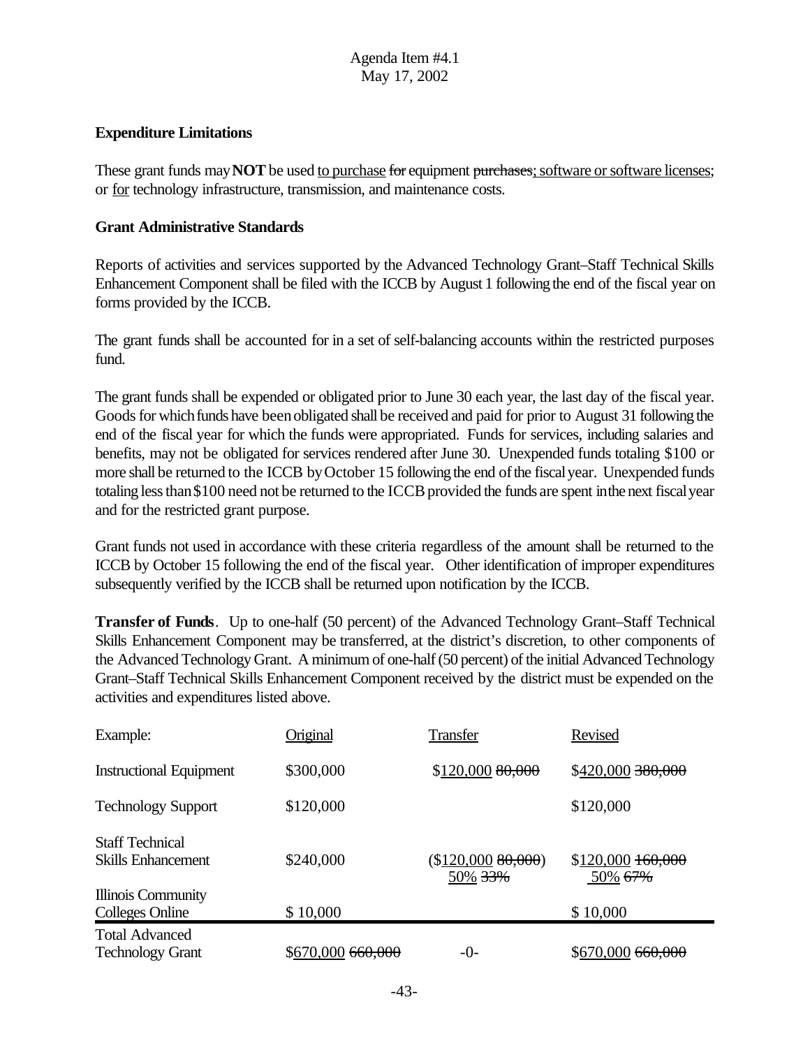### Expenditure Limitations

These grant funds may **NOT** be used to purchase ~~for~~ equipment ~~purchases~~; software or software licenses; or for technology infrastructure, transmission, and maintenance costs.

### Grant Administrative Standards

Reports of activities and services supported by the Advanced Technology Grant–Staff Technical Skills Enhancement Component shall be filed with the ICCB by August 1 following the end of the fiscal year on forms provided by the ICCB.

The grant funds shall be accounted for in a set of self-balancing accounts within the restricted purposes fund.

The grant funds shall be expended or obligated prior to June 30 each year, the last day of the fiscal year. Goods for which funds have been obligated shall be received and paid for prior to August 31 following the end of the fiscal year for which the funds were appropriated. Funds for services, including salaries and benefits, may not be obligated for services rendered after June 30. Unexpended funds totaling $100 or more shall be returned to the ICCB by October 15 following the end of the fiscal year. Unexpended funds totaling less than $100 need not be returned to the ICCB provided the funds are spent in the next fiscal year and for the restricted grant purpose.

Grant funds not used in accordance with these criteria regardless of the amount shall be returned to the ICCB by October 15 following the end of the fiscal year. Other identification of improper expenditures subsequently verified by the ICCB shall be returned upon notification by the ICCB.

**Transfer of Funds**. Up to one-half (50 percent) of the Advanced Technology Grant–Staff Technical Skills Enhancement Component may be transferred, at the district's discretion, to other components of the Advanced Technology Grant. A minimum of one-half (50 percent) of the initial Advanced Technology Grant–Staff Technical Skills Enhancement Component received by the district must be expended on the activities and expenditures listed above.

| Example: | Original | Transfer | Revised |
|---|---|---|---|
| Instructional Equipment | $300,000 | $120,000 ~~80,000~~ | $420,000 ~~380,000~~ |
| Technology Support | $120,000 | | $120,000 |
| Staff Technical Skills Enhancement | $240,000 | ($120,000 ~~80,000~~) 50% ~~33%~~ | $120,000 ~~160,000~~ 50% ~~67%~~ |
| Illinois Community Colleges Online | $ 10,000 | | $ 10,000 |
| Total Advanced Technology Grant | $670,000 ~~660,000~~ | -0- | $670,000 ~~660,000~~ |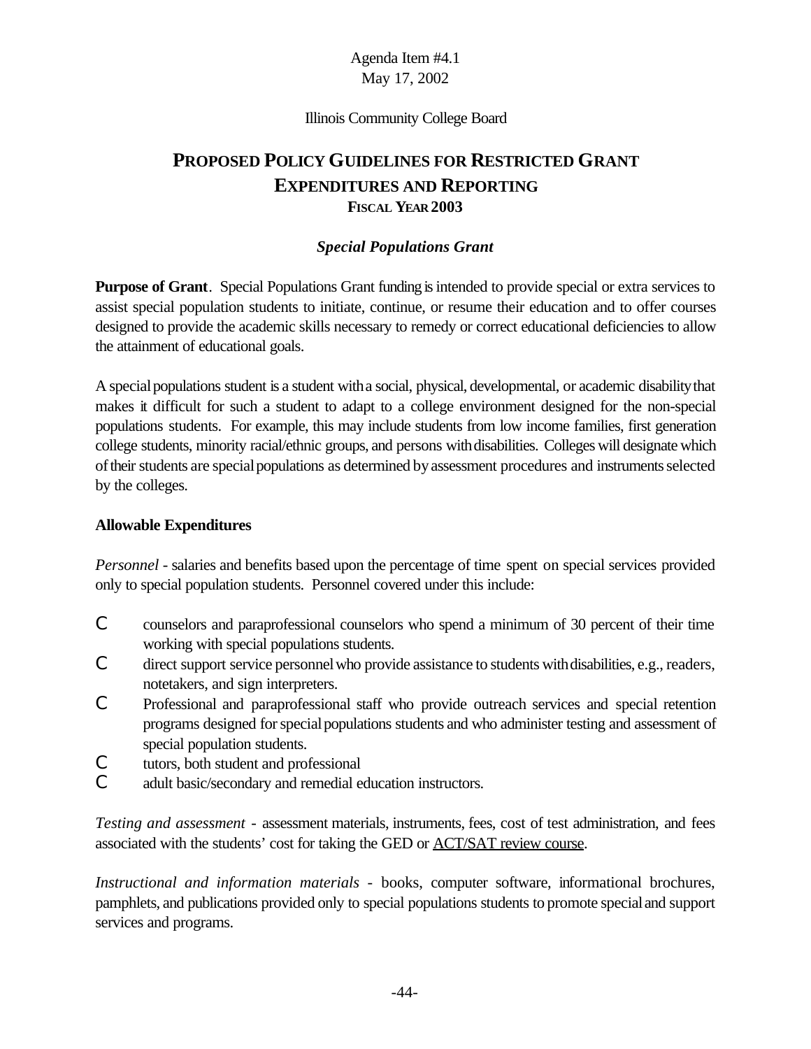Agenda Item #4.1
May 17, 2002

Illinois Community College Board

# PROPOSED POLICY GUIDELINES FOR RESTRICTED GRANT EXPENDITURES AND REPORTING

## FISCAL YEAR 2003

### *Special Populations Grant*

**Purpose of Grant**. Special Populations Grant funding is intended to provide special or extra services to assist special population students to initiate, continue, or resume their education and to offer courses designed to provide the academic skills necessary to remedy or correct educational deficiencies to allow the attainment of educational goals.

A special populations student is a student with a social, physical, developmental, or academic disability that makes it difficult for such a student to adapt to a college environment designed for the non-special populations students. For example, this may include students from low income families, first generation college students, minority racial/ethnic groups, and persons with disabilities. Colleges will designate which of their students are special populations as determined by assessment procedures and instruments selected by the colleges.

**Allowable Expenditures**

*Personnel* - salaries and benefits based upon the percentage of time spent on special services provided only to special population students. Personnel covered under this include:

- counselors and paraprofessional counselors who spend a minimum of 30 percent of their time working with special populations students.
- direct support service personnel who provide assistance to students with disabilities, e.g., readers, notetakers, and sign interpreters.
- Professional and paraprofessional staff who provide outreach services and special retention programs designed for special populations students and who administer testing and assessment of special population students.
- tutors, both student and professional
- adult basic/secondary and remedial education instructors.

*Testing and assessment* - assessment materials, instruments, fees, cost of test administration, and fees associated with the students' cost for taking the GED or <u>ACT/SAT review course</u>.

*Instructional and information materials* - books, computer software, informational brochures, pamphlets, and publications provided only to special populations students to promote special and support services and programs.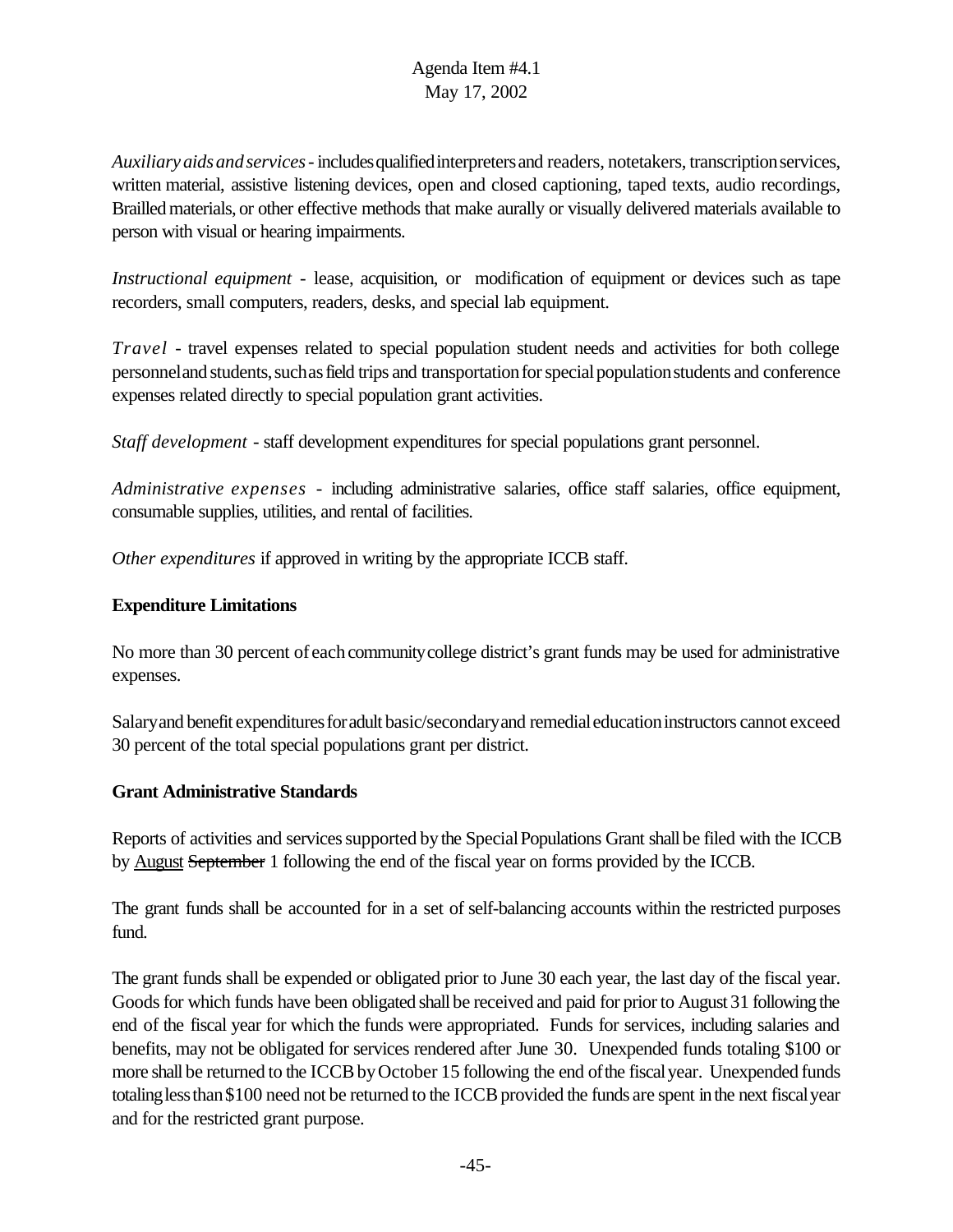*Auxiliary aids and services* - includes qualified interpreters and readers, notetakers, transcription services, written material, assistive listening devices, open and closed captioning, taped texts, audio recordings, Brailled materials, or other effective methods that make aurally or visually delivered materials available to person with visual or hearing impairments.

*Instructional equipment* - lease, acquisition, or modification of equipment or devices such as tape recorders, small computers, readers, desks, and special lab equipment.

*Travel* - travel expenses related to special population student needs and activities for both college personnel and students, such as field trips and transportation for special population students and conference expenses related directly to special population grant activities.

*Staff development* - staff development expenditures for special populations grant personnel.

*Administrative expenses* - including administrative salaries, office staff salaries, office equipment, consumable supplies, utilities, and rental of facilities.

*Other expenditures* if approved in writing by the appropriate ICCB staff.

**Expenditure Limitations**

No more than 30 percent of each community college district's grant funds may be used for administrative expenses.

Salary and benefit expenditures for adult basic/secondary and remedial education instructors cannot exceed 30 percent of the total special populations grant per district.

**Grant Administrative Standards**

Reports of activities and services supported by the Special Populations Grant shall be filed with the ICCB by <u>August</u> ~~September~~ 1 following the end of the fiscal year on forms provided by the ICCB.

The grant funds shall be accounted for in a set of self-balancing accounts within the restricted purposes fund.

The grant funds shall be expended or obligated prior to June 30 each year, the last day of the fiscal year. Goods for which funds have been obligated shall be received and paid for prior to August 31 following the end of the fiscal year for which the funds were appropriated. Funds for services, including salaries and benefits, may not be obligated for services rendered after June 30. Unexpended funds totaling $100 or more shall be returned to the ICCB by October 15 following the end of the fiscal year. Unexpended funds totaling less than $100 need not be returned to the ICCB provided the funds are spent in the next fiscal year and for the restricted grant purpose.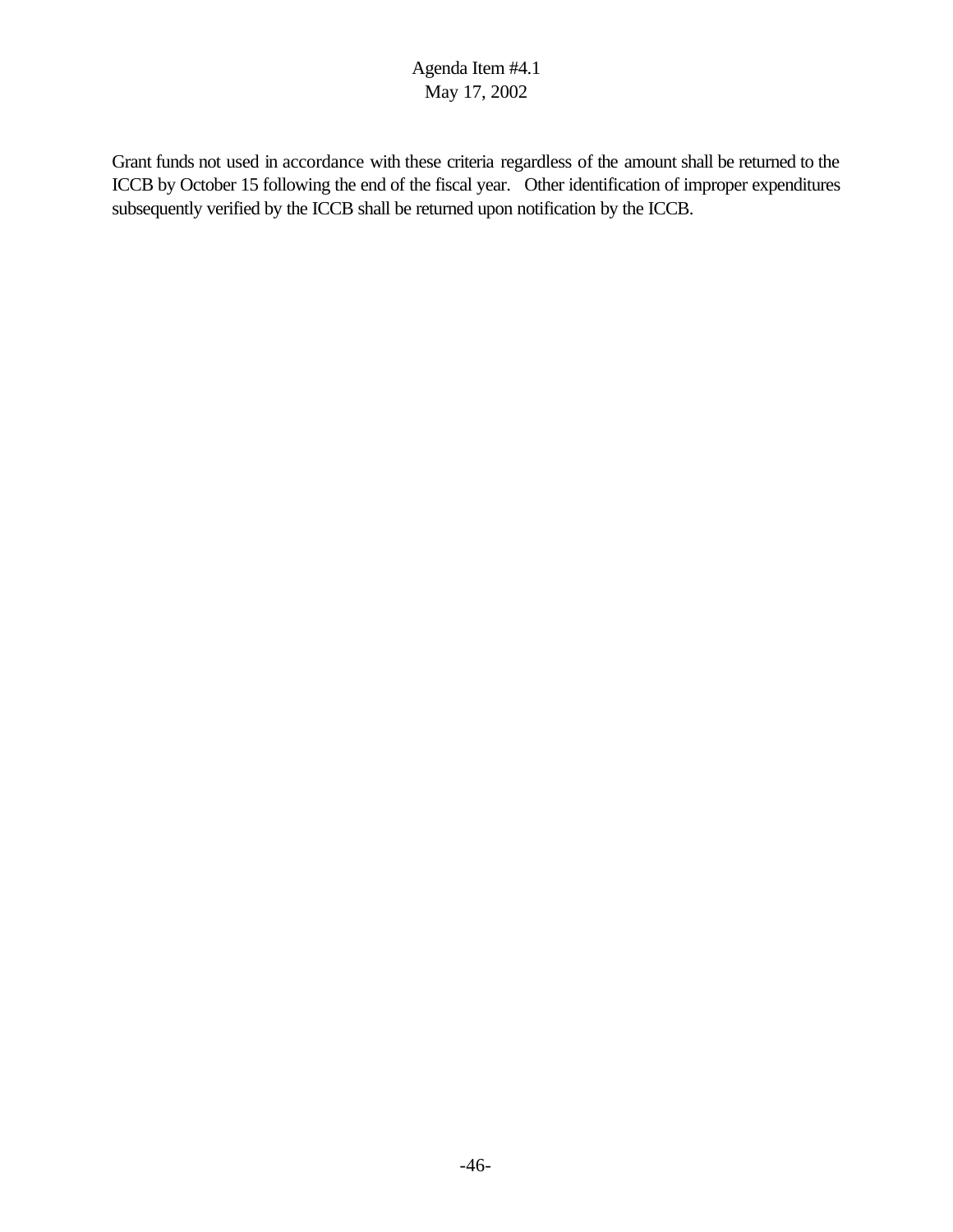Grant funds not used in accordance with these criteria regardless of the amount shall be returned to the ICCB by October 15 following the end of the fiscal year. Other identification of improper expenditures subsequently verified by the ICCB shall be returned upon notification by the ICCB.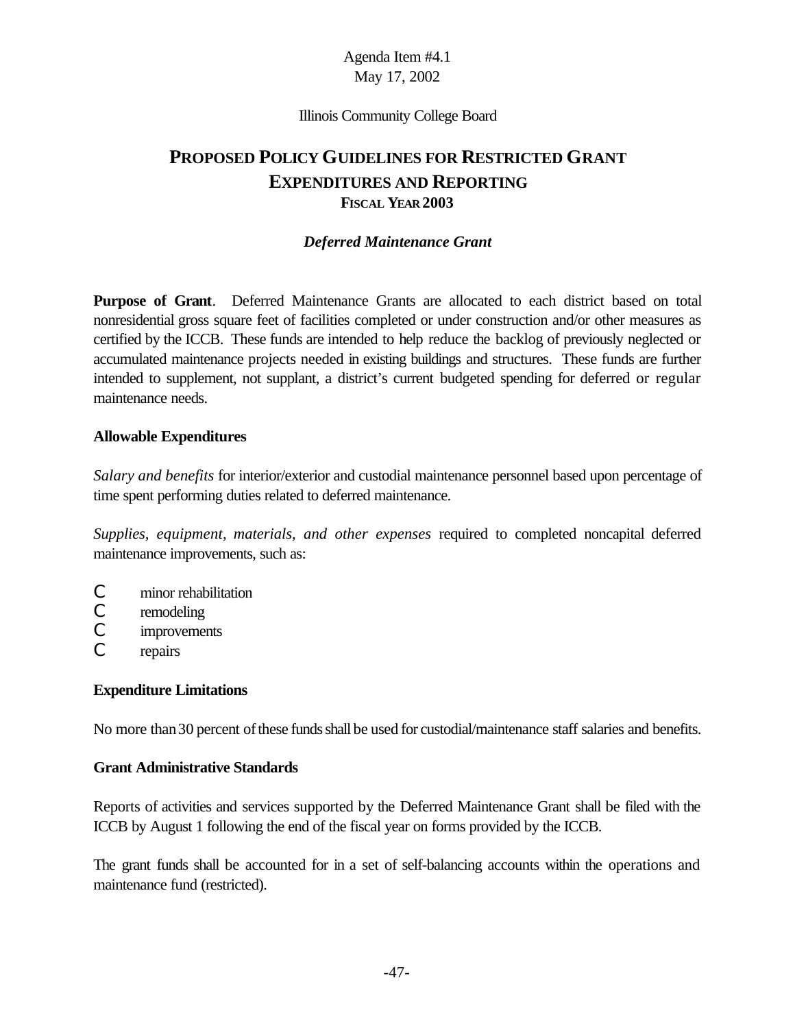Agenda Item #4.1
May 17, 2002

Illinois Community College Board

# PROPOSED POLICY GUIDELINES FOR RESTRICTED GRANT EXPENDITURES AND REPORTING
## FISCAL YEAR 2003

### *Deferred Maintenance Grant*

**Purpose of Grant**. Deferred Maintenance Grants are allocated to each district based on total nonresidential gross square feet of facilities completed or under construction and/or other measures as certified by the ICCB. These funds are intended to help reduce the backlog of previously neglected or accumulated maintenance projects needed in existing buildings and structures. These funds are further intended to supplement, not supplant, a district's current budgeted spending for deferred or regular maintenance needs.

**Allowable Expenditures**

*Salary and benefits* for interior/exterior and custodial maintenance personnel based upon percentage of time spent performing duties related to deferred maintenance.

*Supplies, equipment, materials, and other expenses* required to completed noncapital deferred maintenance improvements, such as:

- minor rehabilitation
- remodeling
- improvements
- repairs

**Expenditure Limitations**

No more than 30 percent of these funds shall be used for custodial/maintenance staff salaries and benefits.

**Grant Administrative Standards**

Reports of activities and services supported by the Deferred Maintenance Grant shall be filed with the ICCB by August 1 following the end of the fiscal year on forms provided by the ICCB.

The grant funds shall be accounted for in a set of self-balancing accounts within the operations and maintenance fund (restricted).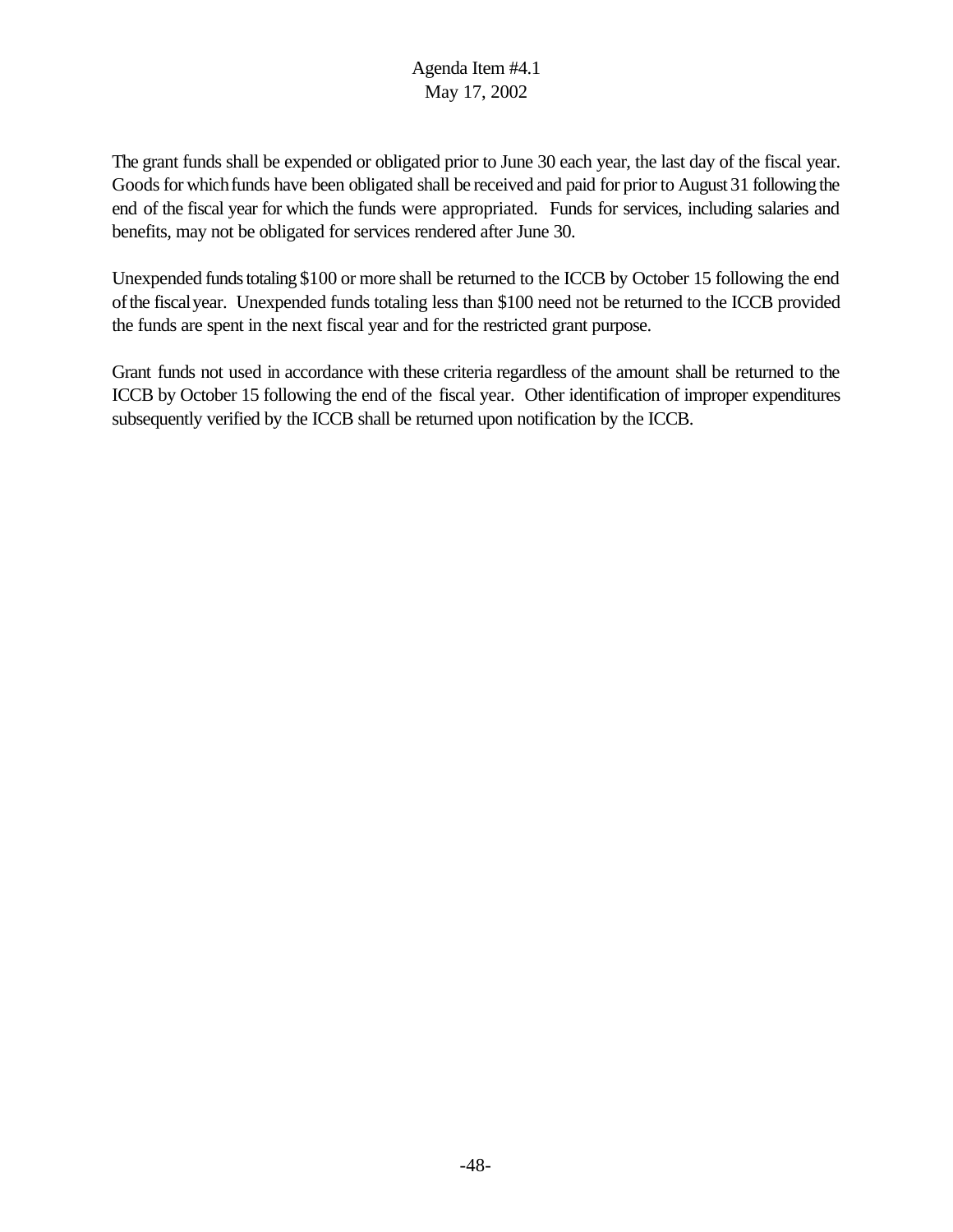The grant funds shall be expended or obligated prior to June 30 each year, the last day of the fiscal year. Goods for which funds have been obligated shall be received and paid for prior to August 31 following the end of the fiscal year for which the funds were appropriated. Funds for services, including salaries and benefits, may not be obligated for services rendered after June 30.

Unexpended funds totaling $100 or more shall be returned to the ICCB by October 15 following the end of the fiscal year. Unexpended funds totaling less than $100 need not be returned to the ICCB provided the funds are spent in the next fiscal year and for the restricted grant purpose.

Grant funds not used in accordance with these criteria regardless of the amount shall be returned to the ICCB by October 15 following the end of the fiscal year. Other identification of improper expenditures subsequently verified by the ICCB shall be returned upon notification by the ICCB.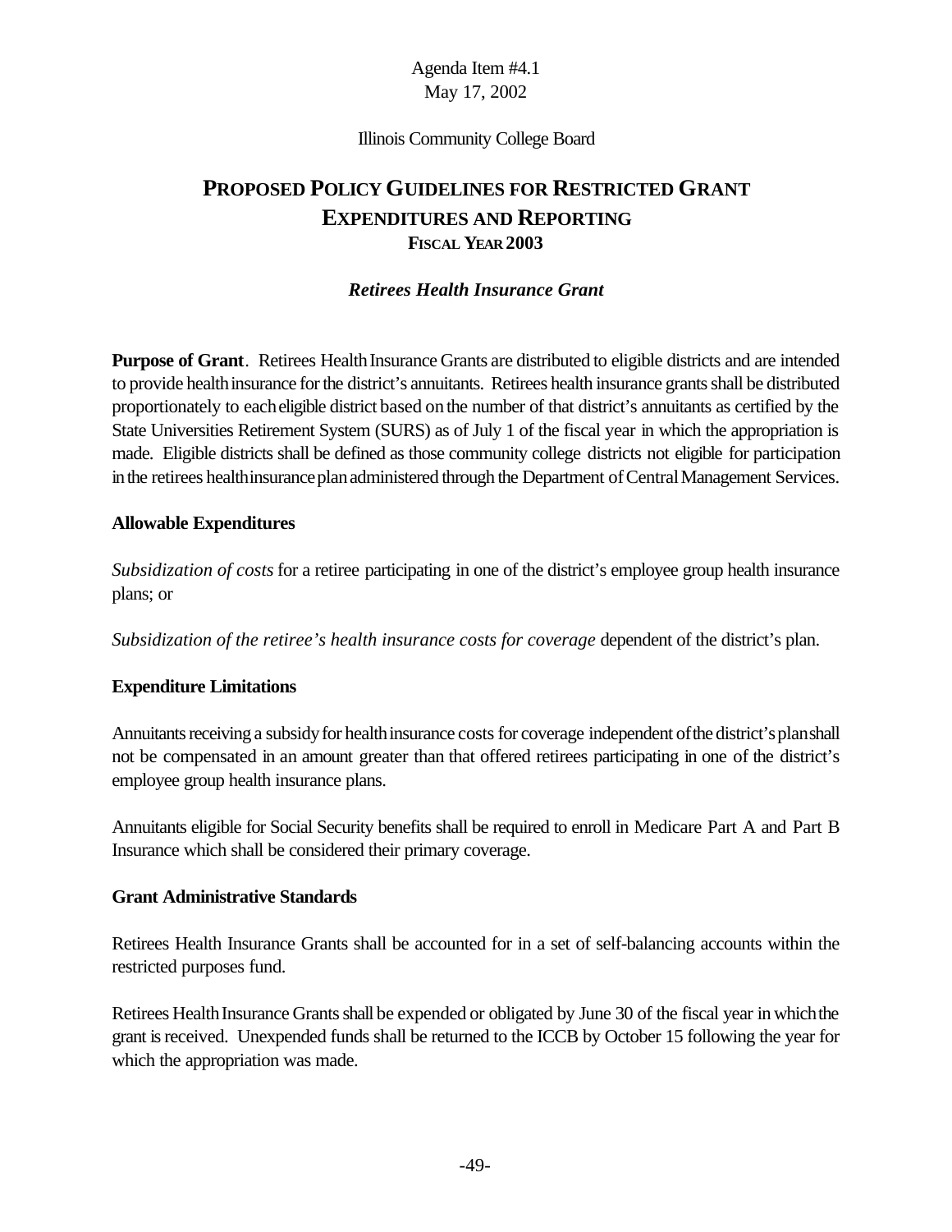Agenda Item #4.1
May 17, 2002

Illinois Community College Board

# PROPOSED POLICY GUIDELINES FOR RESTRICTED GRANT EXPENDITURES AND REPORTING
## FISCAL YEAR 2003

### *Retirees Health Insurance Grant*

**Purpose of Grant**. Retirees Health Insurance Grants are distributed to eligible districts and are intended to provide health insurance for the district's annuitants. Retirees health insurance grants shall be distributed proportionately to each eligible district based on the number of that district's annuitants as certified by the State Universities Retirement System (SURS) as of July 1 of the fiscal year in which the appropriation is made. Eligible districts shall be defined as those community college districts not eligible for participation in the retirees health insurance plan administered through the Department of Central Management Services.

**Allowable Expenditures**

*Subsidization of costs* for a retiree participating in one of the district's employee group health insurance plans; or

*Subsidization of the retiree's health insurance costs for coverage* dependent of the district's plan.

**Expenditure Limitations**

Annuitants receiving a subsidy for health insurance costs for coverage independent of the district's plan shall not be compensated in an amount greater than that offered retirees participating in one of the district's employee group health insurance plans.

Annuitants eligible for Social Security benefits shall be required to enroll in Medicare Part A and Part B Insurance which shall be considered their primary coverage.

**Grant Administrative Standards**

Retirees Health Insurance Grants shall be accounted for in a set of self-balancing accounts within the restricted purposes fund.

Retirees Health Insurance Grants shall be expended or obligated by June 30 of the fiscal year in which the grant is received. Unexpended funds shall be returned to the ICCB by October 15 following the year for which the appropriation was made.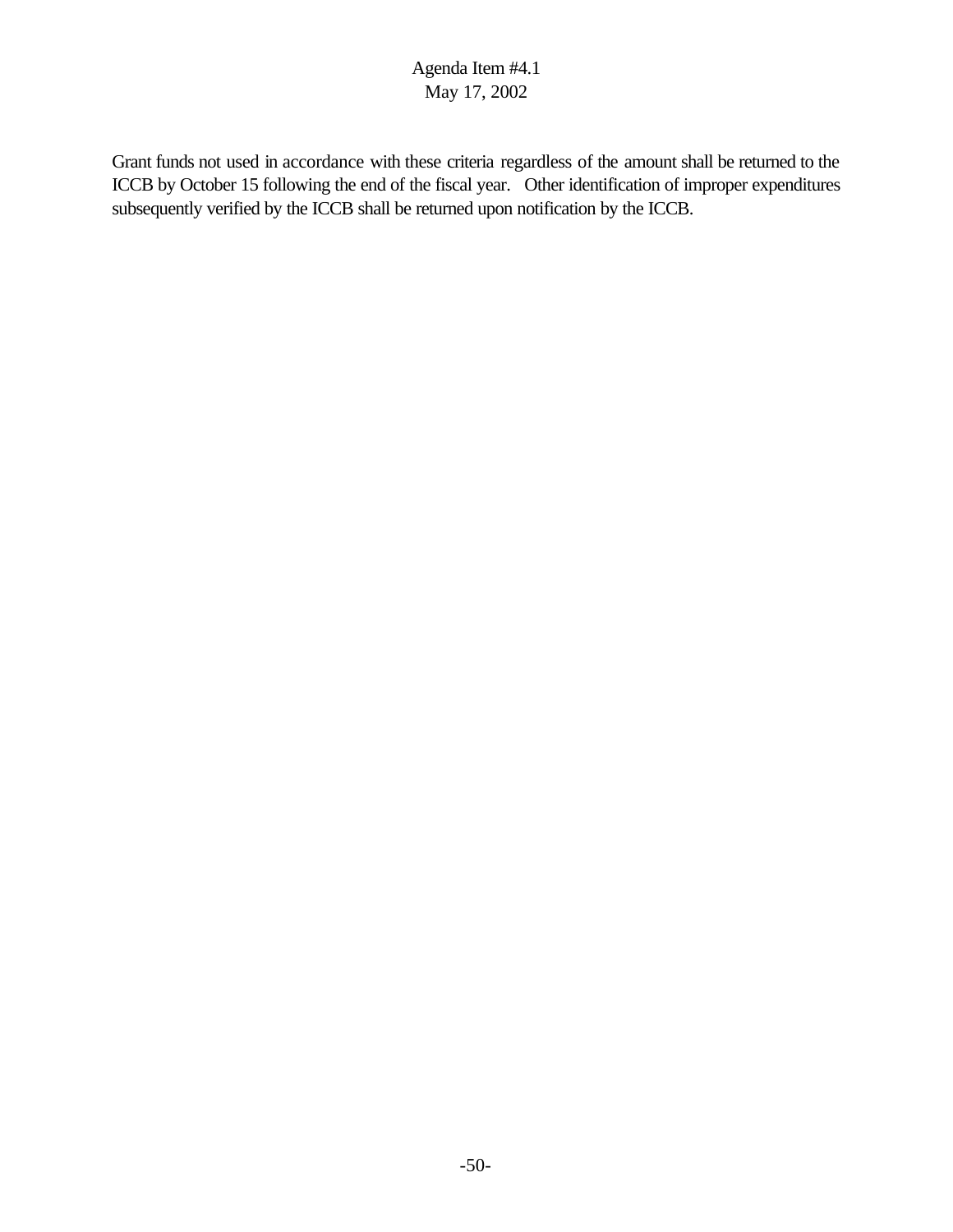Grant funds not used in accordance with these criteria regardless of the amount shall be returned to the ICCB by October 15 following the end of the fiscal year. Other identification of improper expenditures subsequently verified by the ICCB shall be returned upon notification by the ICCB.